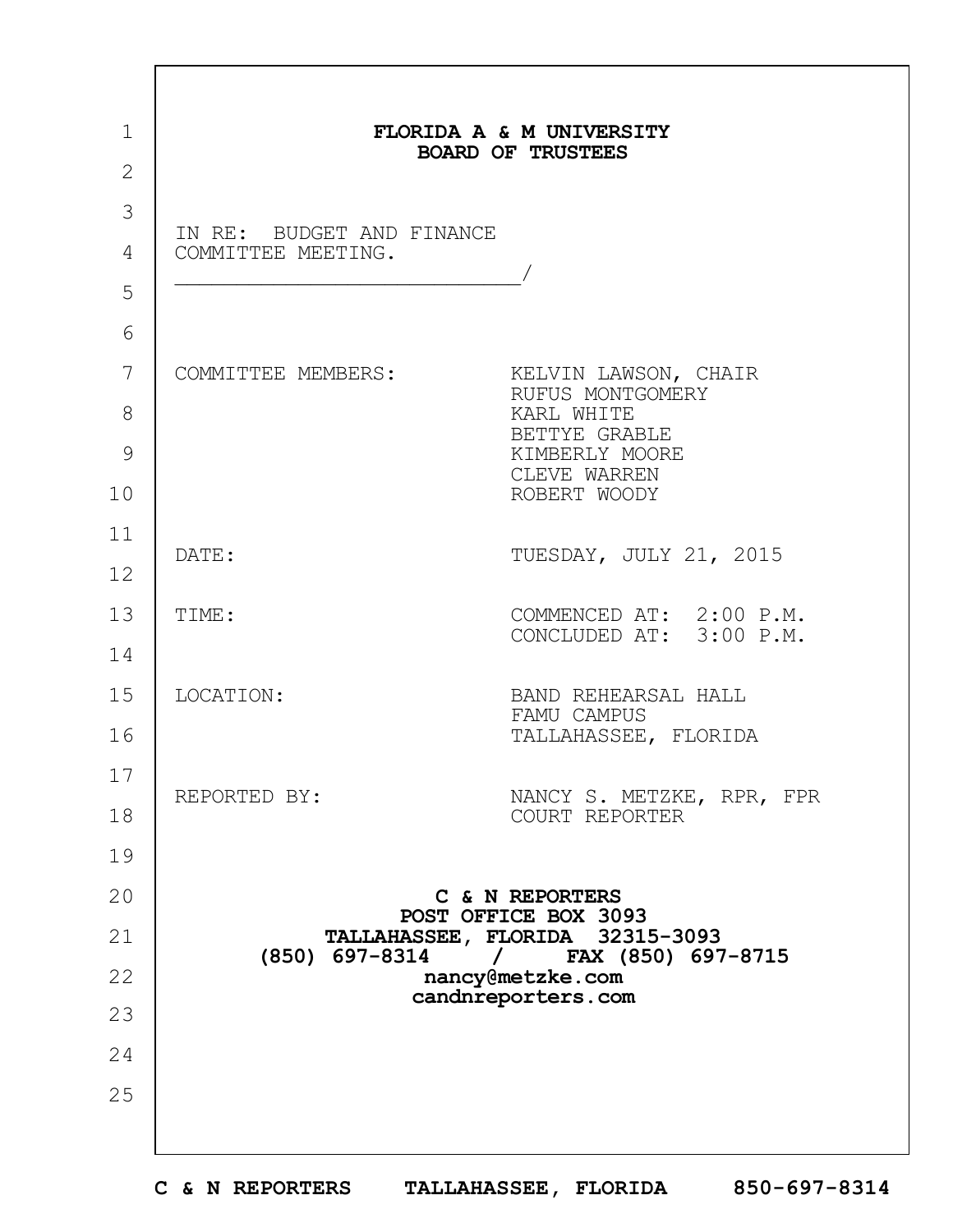**FLORIDA A & M UNIVERSITY**
**BOARD OF TRUSTEES**

IN RE: BUDGET AND FINANCE COMMITTEE MEETING.
_____________________________/

| | |
|---|---|
| COMMITTEE MEMBERS: | KELVIN LAWSON, CHAIR<br>RUFUS MONTGOMERY<br>KARL WHITE<br>BETTYE GRABLE<br>KIMBERLY MOORE<br>CLEVE WARREN<br>ROBERT WOODY |
| DATE: | TUESDAY, JULY 21, 2015 |
| TIME: | COMMENCED AT: 2:00 P.M.<br>CONCLUDED AT: 3:00 P.M. |
| LOCATION: | BAND REHEARSAL HALL<br>FAMU CAMPUS<br>TALLAHASSEE, FLORIDA |
| REPORTED BY: | NANCY S. METZKE, RPR, FPR<br>COURT REPORTER |

**C & N REPORTERS**
**POST OFFICE BOX 3093**
**TALLAHASSEE, FLORIDA 32315-3093**
**(850) 697-8314 / FAX (850) 697-8715**
**nancy@metzke.com**
**candnreporters.com**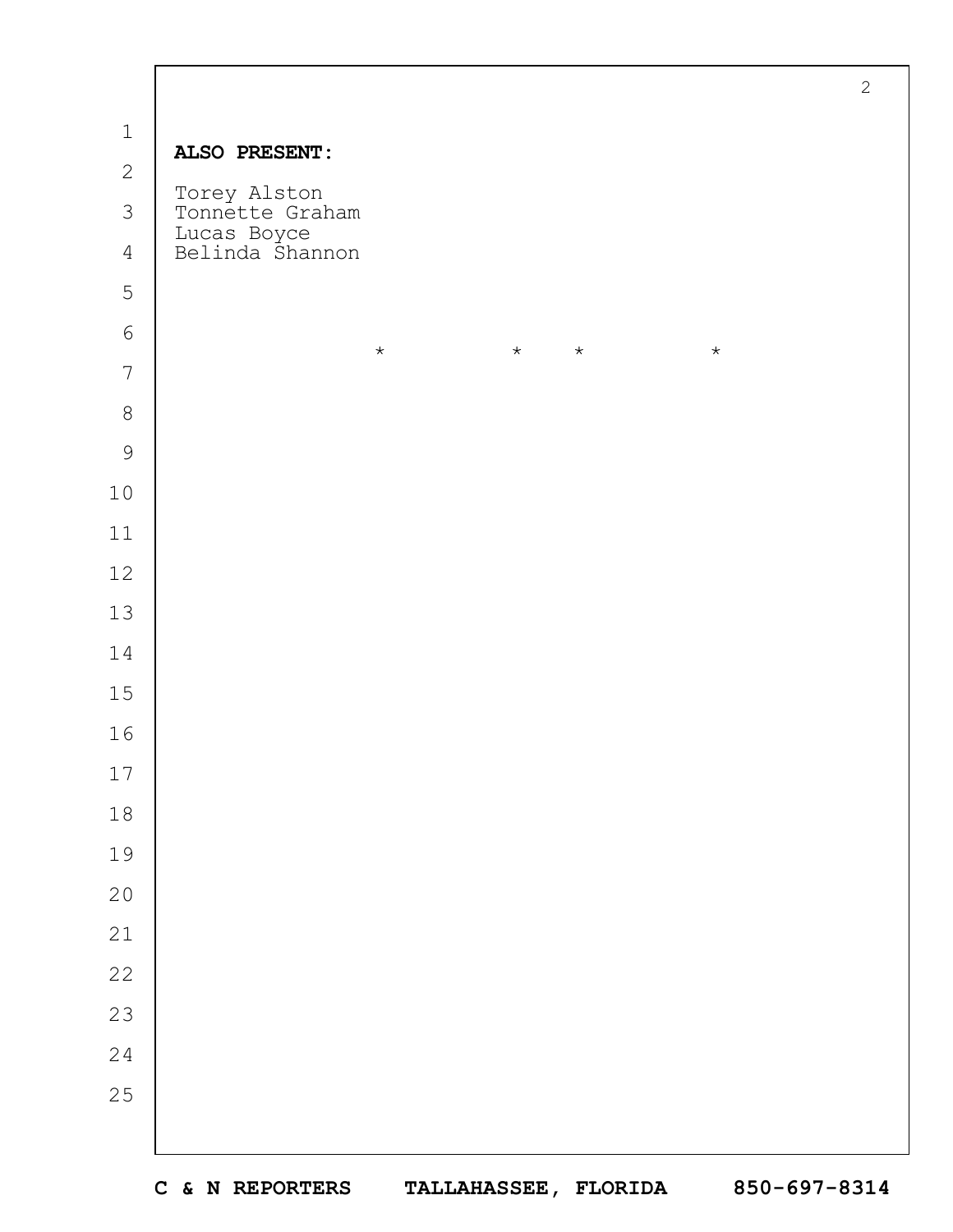**ALSO PRESENT:**

Torey Alston
Tonnette Graham
Lucas Boyce
Belinda Shannon

\*       \*   \*       \*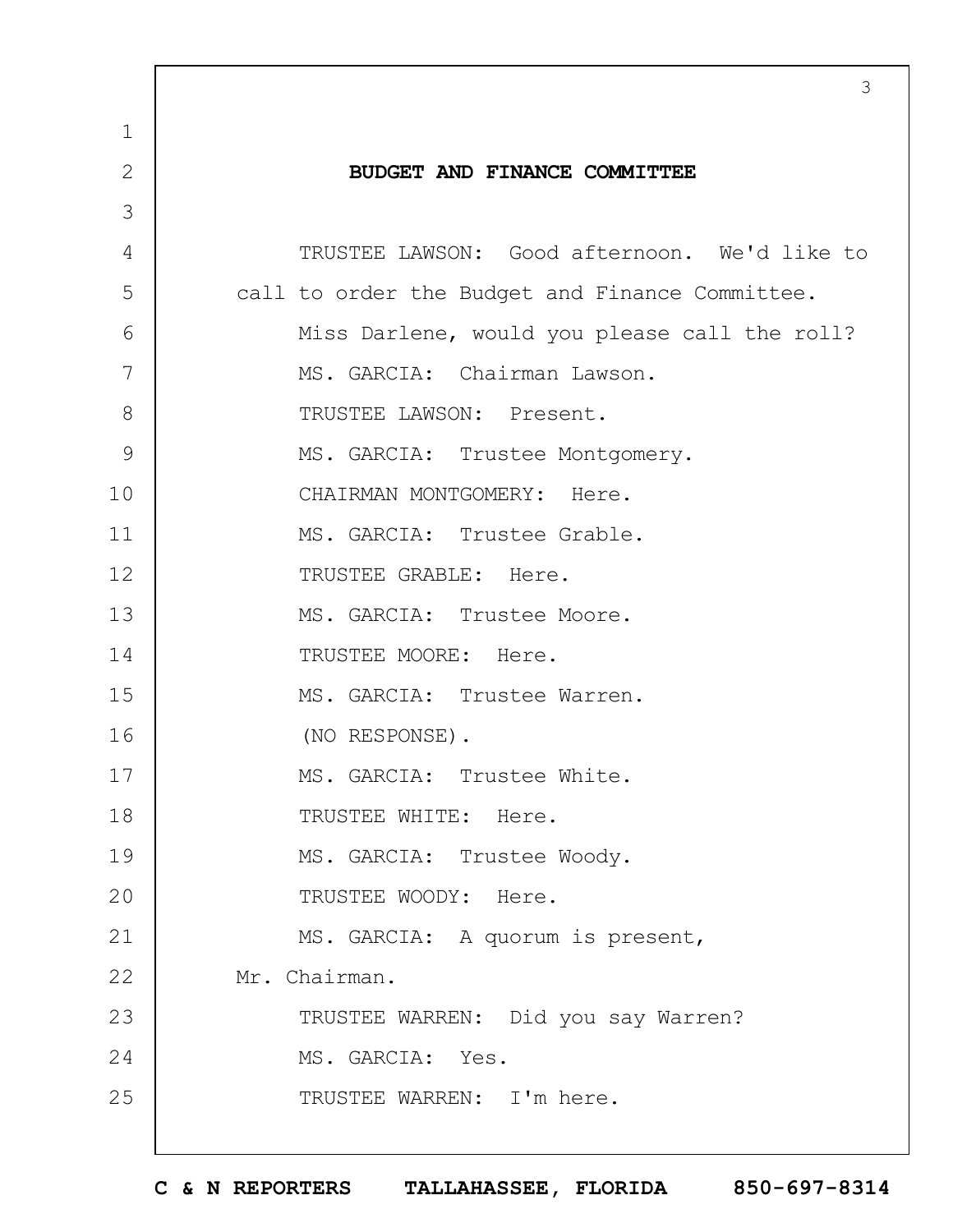## BUDGET AND FINANCE COMMITTEE

TRUSTEE LAWSON: Good afternoon. We'd like to call to order the Budget and Finance Committee.

Miss Darlene, would you please call the roll?

MS. GARCIA: Chairman Lawson.

TRUSTEE LAWSON: Present.

MS. GARCIA: Trustee Montgomery.

CHAIRMAN MONTGOMERY: Here.

MS. GARCIA: Trustee Grable.

TRUSTEE GRABLE: Here.

MS. GARCIA: Trustee Moore.

TRUSTEE MOORE: Here.

MS. GARCIA: Trustee Warren.

(NO RESPONSE).

MS. GARCIA: Trustee White.

TRUSTEE WHITE: Here.

MS. GARCIA: Trustee Woody.

TRUSTEE WOODY: Here.

MS. GARCIA: A quorum is present, Mr. Chairman.

TRUSTEE WARREN: Did you say Warren?

MS. GARCIA: Yes.

TRUSTEE WARREN: I'm here.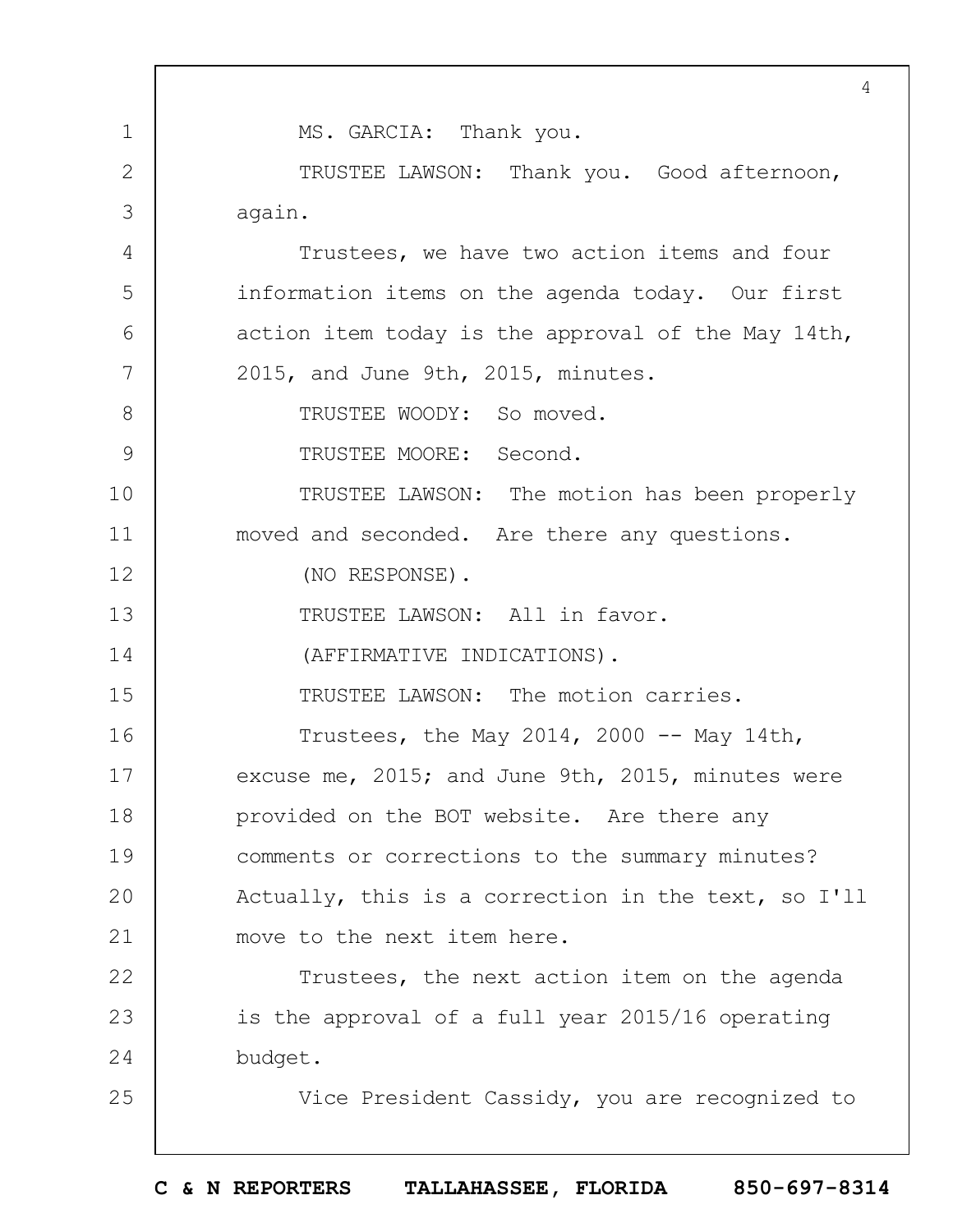MS. GARCIA: Thank you.

TRUSTEE LAWSON: Thank you. Good afternoon, again.

Trustees, we have two action items and four information items on the agenda today. Our first action item today is the approval of the May 14th, 2015, and June 9th, 2015, minutes.

TRUSTEE WOODY: So moved.

TRUSTEE MOORE: Second.

TRUSTEE LAWSON: The motion has been properly moved and seconded. Are there any questions.

(NO RESPONSE).

TRUSTEE LAWSON: All in favor.

(AFFIRMATIVE INDICATIONS).

TRUSTEE LAWSON: The motion carries.

Trustees, the May 2014, 2000 -- May 14th, excuse me, 2015; and June 9th, 2015, minutes were provided on the BOT website. Are there any comments or corrections to the summary minutes? Actually, this is a correction in the text, so I'll move to the next item here.

Trustees, the next action item on the agenda is the approval of a full year 2015/16 operating budget.

Vice President Cassidy, you are recognized to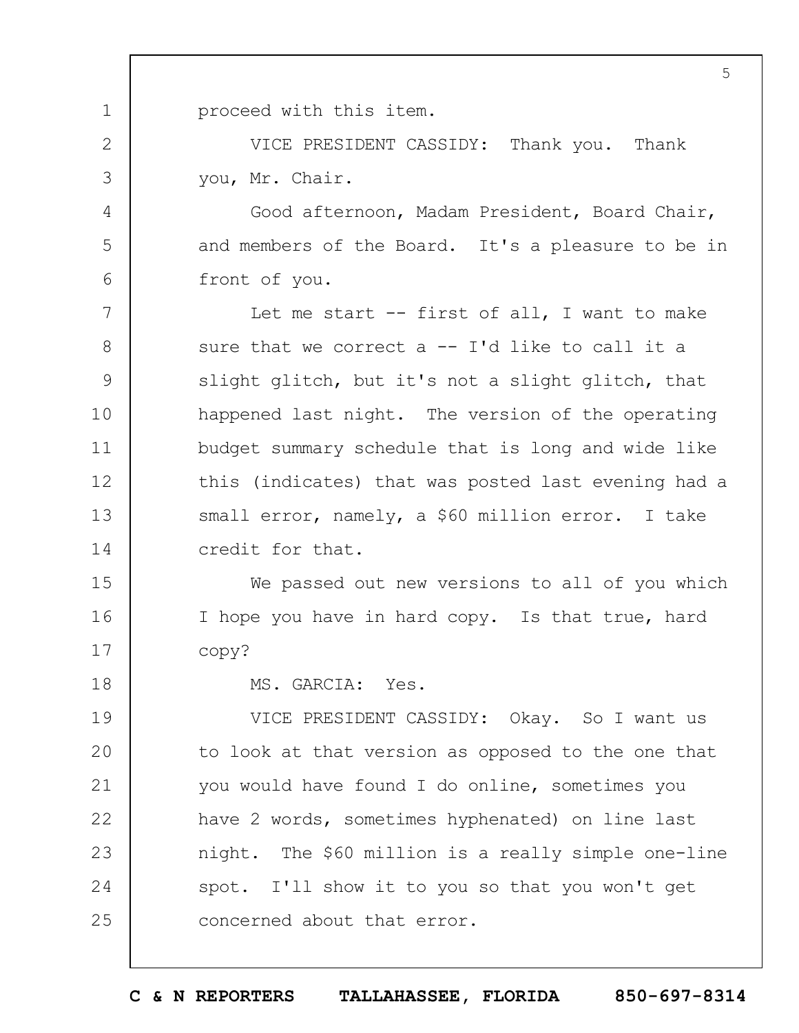proceed with this item.

VICE PRESIDENT CASSIDY: Thank you. Thank you, Mr. Chair.

Good afternoon, Madam President, Board Chair, and members of the Board. It's a pleasure to be in front of you.

Let me start -- first of all, I want to make sure that we correct a -- I'd like to call it a slight glitch, but it's not a slight glitch, that happened last night. The version of the operating budget summary schedule that is long and wide like this (indicates) that was posted last evening had a small error, namely, a $60 million error. I take credit for that.

We passed out new versions to all of you which I hope you have in hard copy. Is that true, hard copy?

MS. GARCIA: Yes.

VICE PRESIDENT CASSIDY: Okay. So I want us to look at that version as opposed to the one that you would have found I do online, sometimes you have 2 words, sometimes hyphenated) on line last night. The $60 million is a really simple one-line spot. I'll show it to you so that you won't get concerned about that error.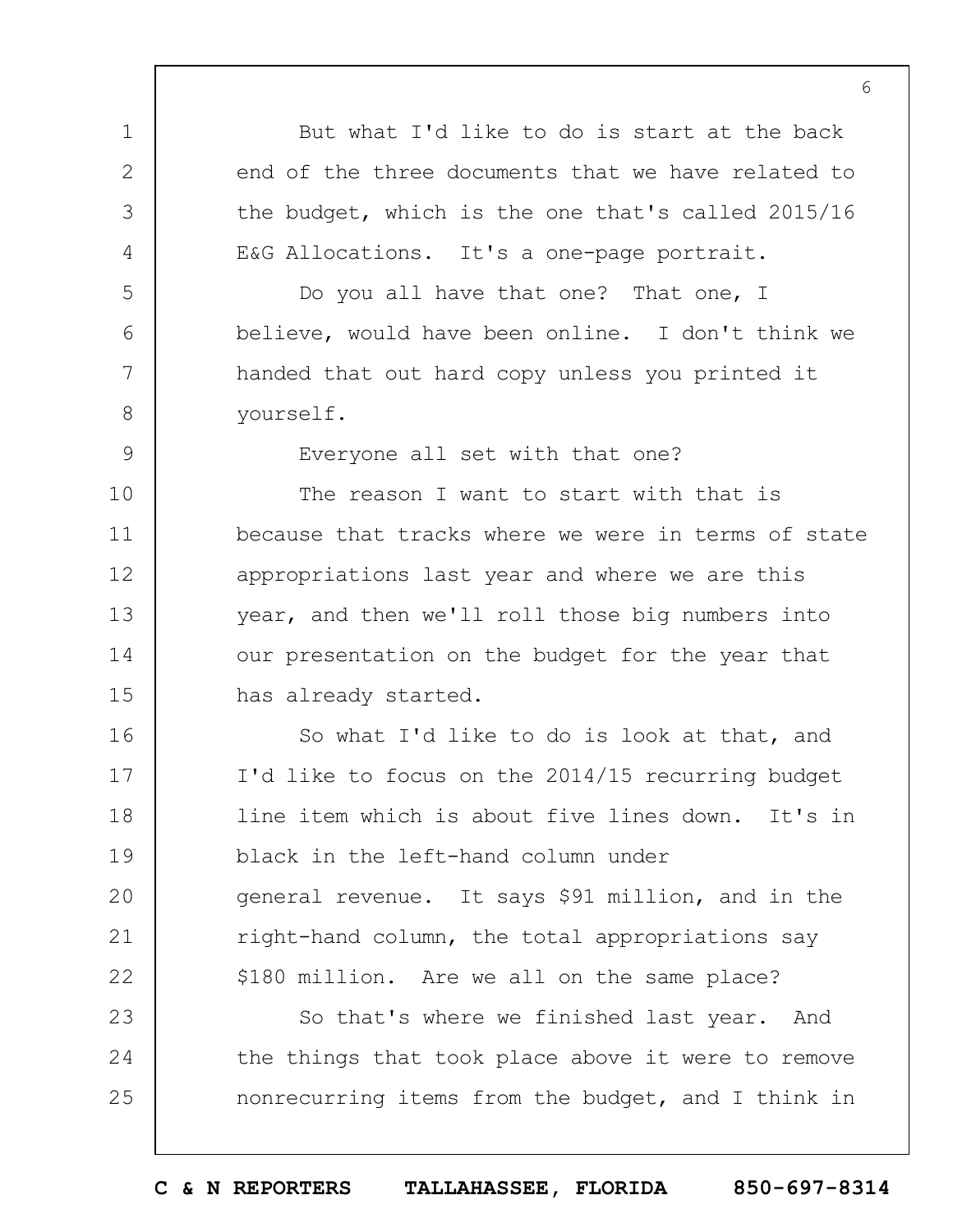But what I'd like to do is start at the back end of the three documents that we have related to the budget, which is the one that's called 2015/16 E&G Allocations. It's a one-page portrait.

Do you all have that one? That one, I believe, would have been online. I don't think we handed that out hard copy unless you printed it yourself.

Everyone all set with that one?

The reason I want to start with that is because that tracks where we were in terms of state appropriations last year and where we are this year, and then we'll roll those big numbers into our presentation on the budget for the year that has already started.

So what I'd like to do is look at that, and I'd like to focus on the 2014/15 recurring budget line item which is about five lines down. It's in black in the left-hand column under general revenue. It says $91 million, and in the right-hand column, the total appropriations say $180 million. Are we all on the same place?

So that's where we finished last year. And the things that took place above it were to remove nonrecurring items from the budget, and I think in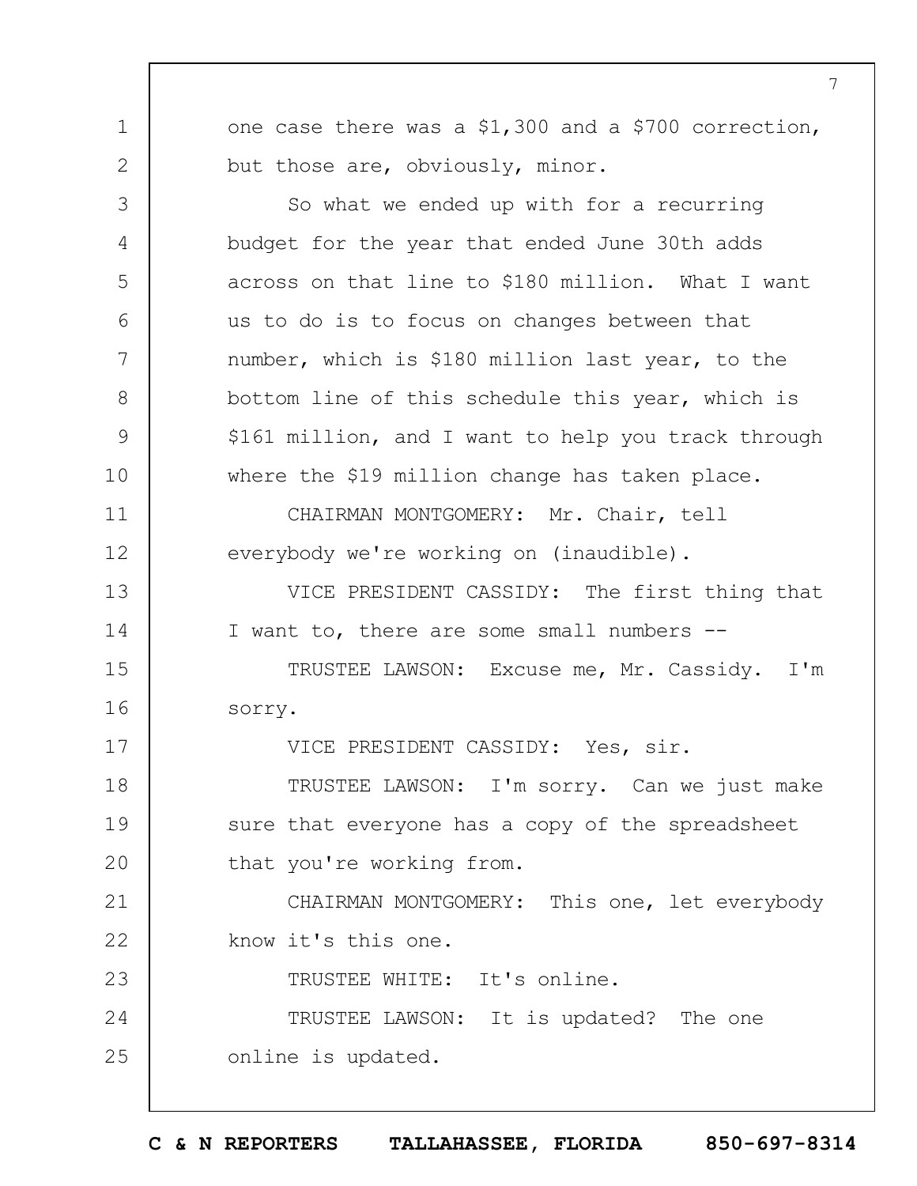one case there was a $1,300 and a $700 correction, but those are, obviously, minor.

So what we ended up with for a recurring budget for the year that ended June 30th adds across on that line to $180 million. What I want us to do is to focus on changes between that number, which is $180 million last year, to the bottom line of this schedule this year, which is $161 million, and I want to help you track through where the $19 million change has taken place.

CHAIRMAN MONTGOMERY: Mr. Chair, tell everybody we're working on (inaudible).

VICE PRESIDENT CASSIDY: The first thing that I want to, there are some small numbers --

TRUSTEE LAWSON: Excuse me, Mr. Cassidy. I'm sorry.

VICE PRESIDENT CASSIDY: Yes, sir.

TRUSTEE LAWSON: I'm sorry. Can we just make sure that everyone has a copy of the spreadsheet that you're working from.

CHAIRMAN MONTGOMERY: This one, let everybody know it's this one.

TRUSTEE WHITE: It's online.

TRUSTEE LAWSON: It is updated? The one online is updated.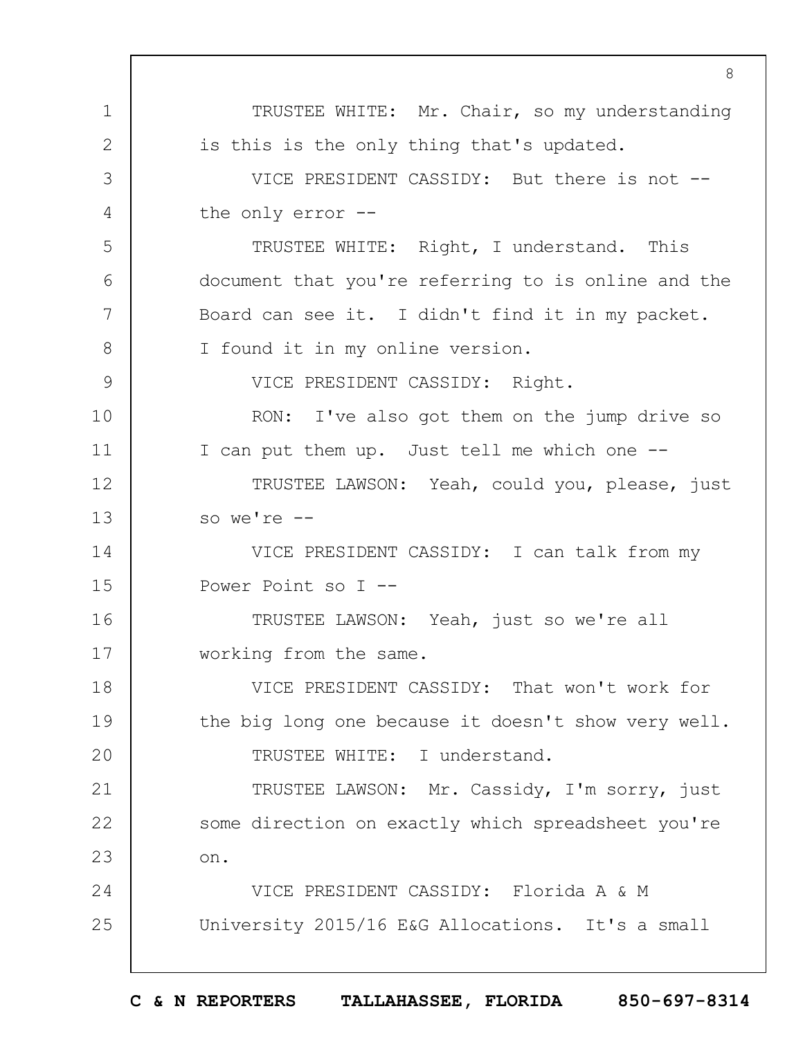TRUSTEE WHITE: Mr. Chair, so my understanding is this is the only thing that's updated.

VICE PRESIDENT CASSIDY: But there is not -- the only error --

TRUSTEE WHITE: Right, I understand. This document that you're referring to is online and the Board can see it. I didn't find it in my packet. I found it in my online version.

VICE PRESIDENT CASSIDY: Right.

RON: I've also got them on the jump drive so I can put them up. Just tell me which one --

TRUSTEE LAWSON: Yeah, could you, please, just so we're --

VICE PRESIDENT CASSIDY: I can talk from my Power Point so I --

TRUSTEE LAWSON: Yeah, just so we're all working from the same.

VICE PRESIDENT CASSIDY: That won't work for the big long one because it doesn't show very well.

TRUSTEE WHITE: I understand.

TRUSTEE LAWSON: Mr. Cassidy, I'm sorry, just some direction on exactly which spreadsheet you're on.

VICE PRESIDENT CASSIDY: Florida A & M University 2015/16 E&G Allocations. It's a small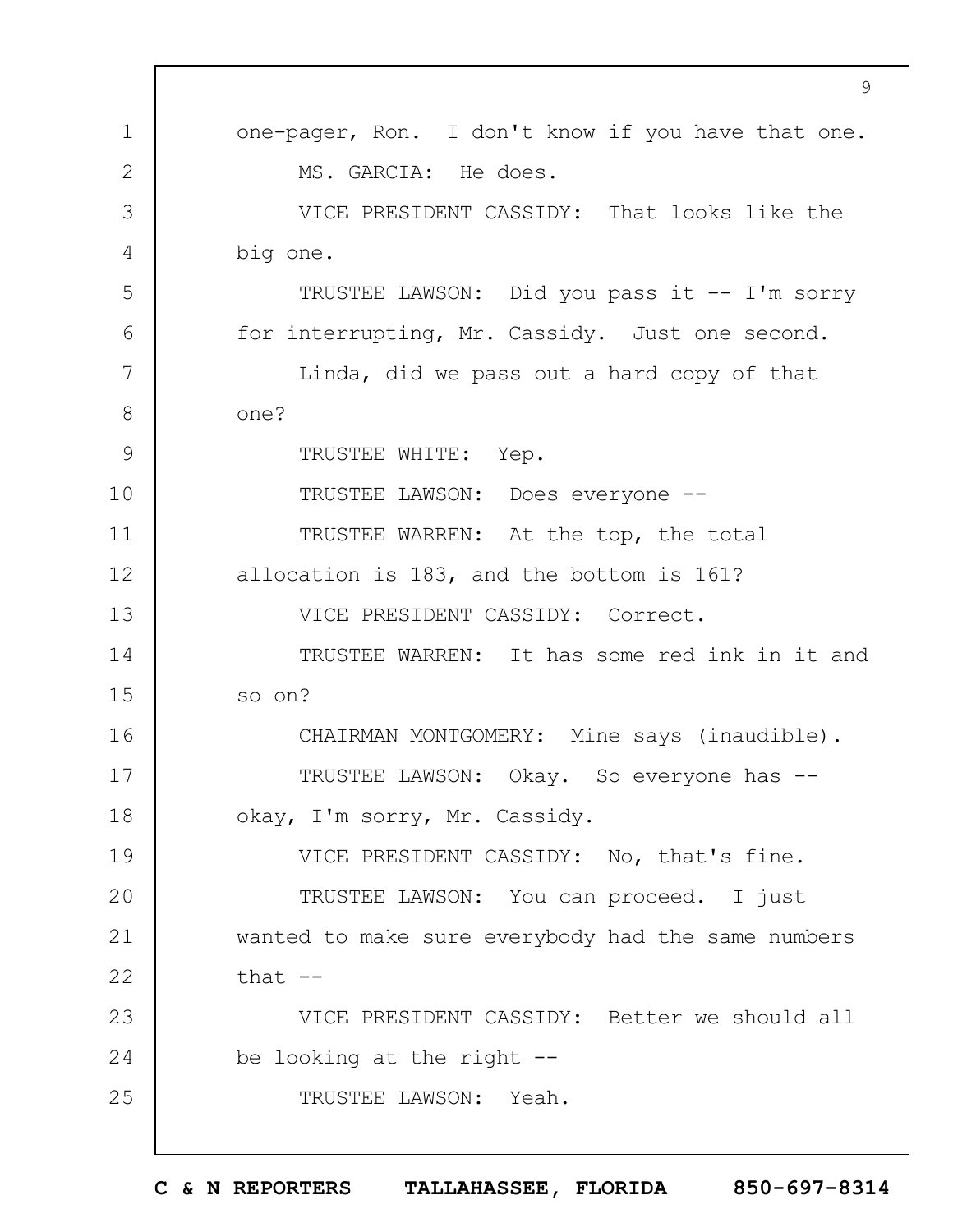one-pager, Ron. I don't know if you have that one.

MS. GARCIA: He does.

VICE PRESIDENT CASSIDY: That looks like the big one.

TRUSTEE LAWSON: Did you pass it -- I'm sorry for interrupting, Mr. Cassidy. Just one second.

Linda, did we pass out a hard copy of that one?

TRUSTEE WHITE: Yep.

TRUSTEE LAWSON: Does everyone --

TRUSTEE WARREN: At the top, the total allocation is 183, and the bottom is 161?

VICE PRESIDENT CASSIDY: Correct.

TRUSTEE WARREN: It has some red ink in it and so on?

CHAIRMAN MONTGOMERY: Mine says (inaudible).

TRUSTEE LAWSON: Okay. So everyone has -- okay, I'm sorry, Mr. Cassidy.

VICE PRESIDENT CASSIDY: No, that's fine.

TRUSTEE LAWSON: You can proceed. I just wanted to make sure everybody had the same numbers that --

VICE PRESIDENT CASSIDY: Better we should all be looking at the right --

TRUSTEE LAWSON: Yeah.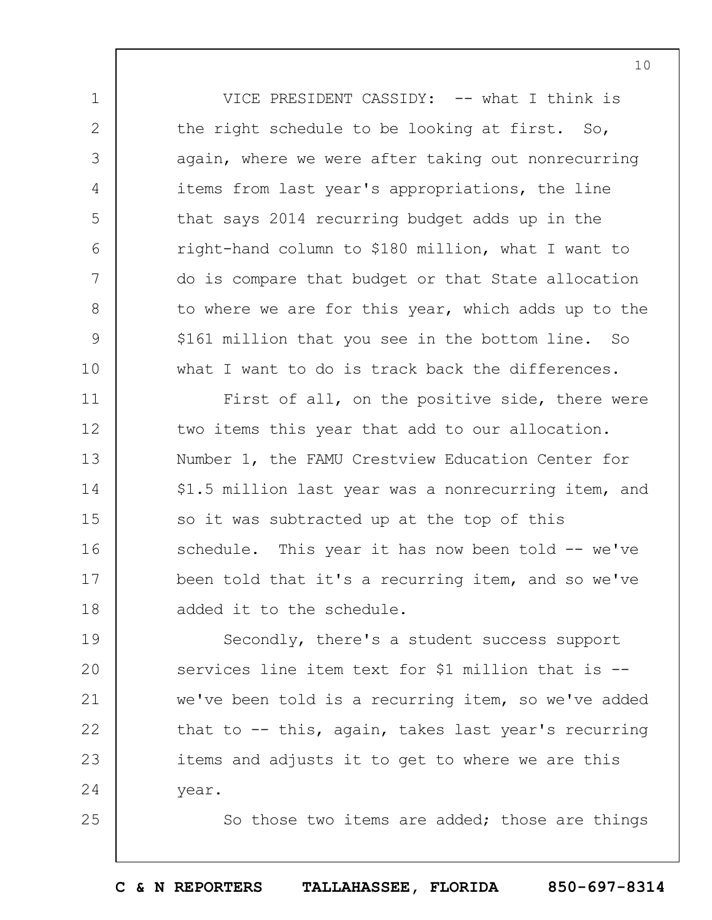VICE PRESIDENT CASSIDY: -- what I think is the right schedule to be looking at first. So, again, where we were after taking out nonrecurring items from last year's appropriations, the line that says 2014 recurring budget adds up in the right-hand column to $180 million, what I want to do is compare that budget or that State allocation to where we are for this year, which adds up to the $161 million that you see in the bottom line. So what I want to do is track back the differences.

First of all, on the positive side, there were two items this year that add to our allocation. Number 1, the FAMU Crestview Education Center for $1.5 million last year was a nonrecurring item, and so it was subtracted up at the top of this schedule. This year it has now been told -- we've been told that it's a recurring item, and so we've added it to the schedule.

Secondly, there's a student success support services line item text for $1 million that is -- we've been told is a recurring item, so we've added that to -- this, again, takes last year's recurring items and adjusts it to get to where we are this year.

So those two items are added; those are things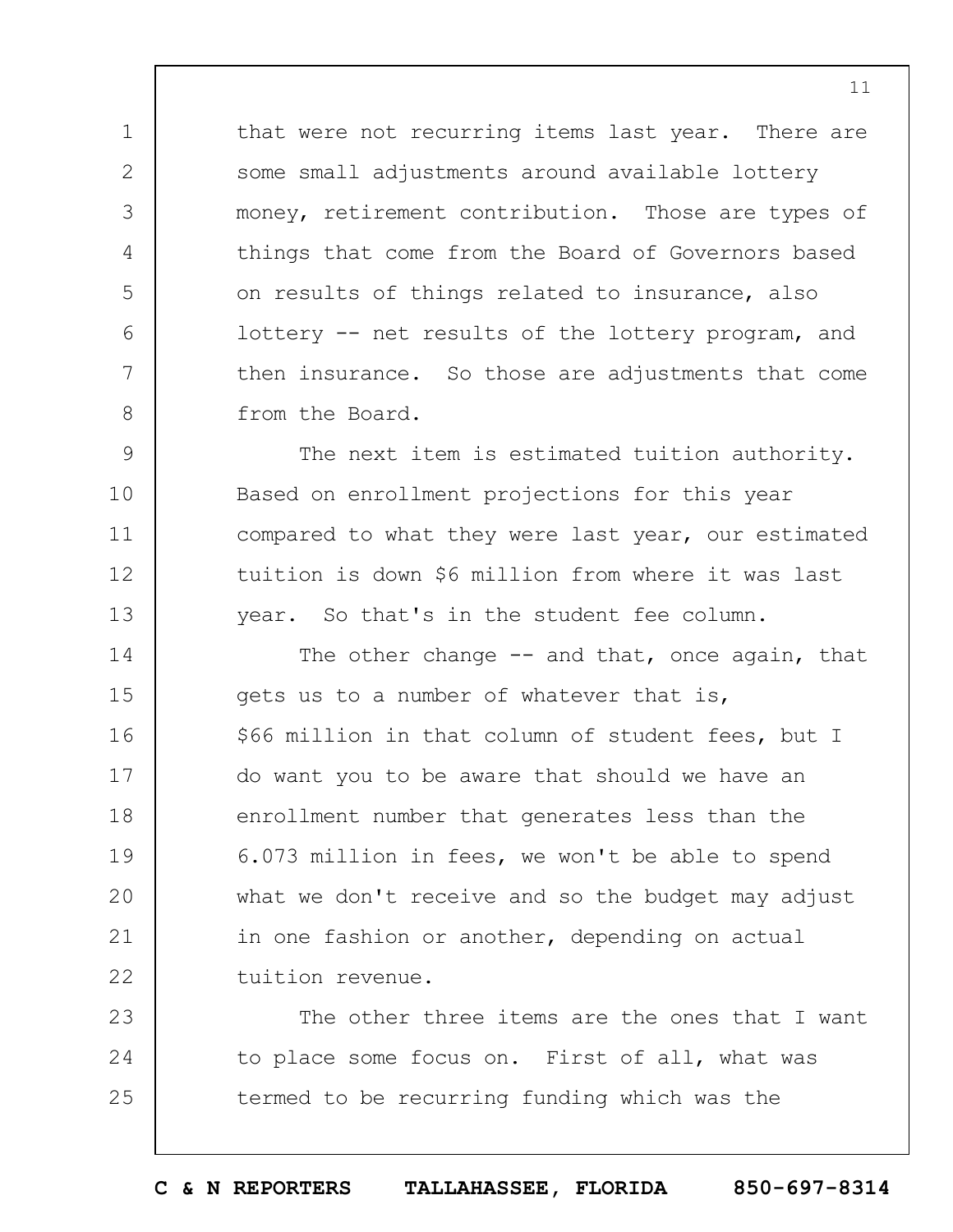that were not recurring items last year. There are some small adjustments around available lottery money, retirement contribution. Those are types of things that come from the Board of Governors based on results of things related to insurance, also lottery -- net results of the lottery program, and then insurance. So those are adjustments that come from the Board.

The next item is estimated tuition authority. Based on enrollment projections for this year compared to what they were last year, our estimated tuition is down $6 million from where it was last year. So that's in the student fee column.

The other change -- and that, once again, that gets us to a number of whatever that is, $66 million in that column of student fees, but I do want you to be aware that should we have an enrollment number that generates less than the 6.073 million in fees, we won't be able to spend what we don't receive and so the budget may adjust in one fashion or another, depending on actual tuition revenue.

The other three items are the ones that I want to place some focus on. First of all, what was termed to be recurring funding which was the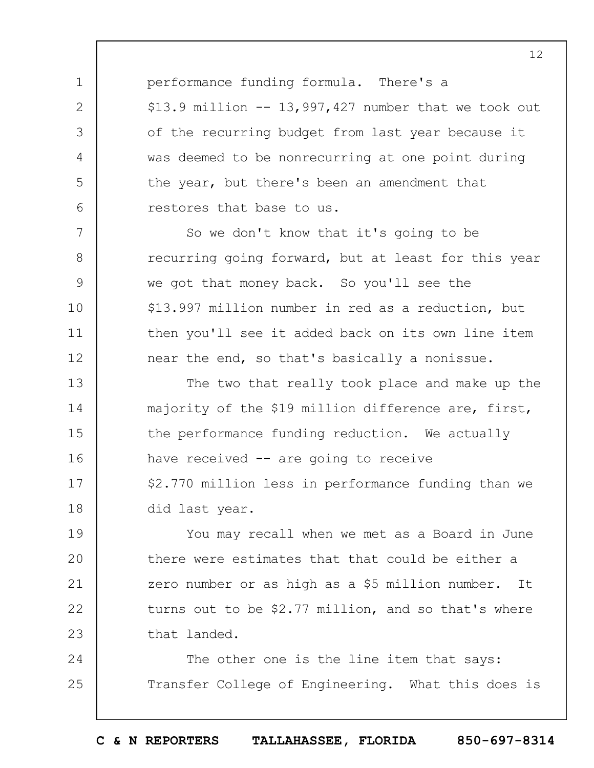performance funding formula. There's a $13.9 million -- 13,997,427 number that we took out of the recurring budget from last year because it was deemed to be nonrecurring at one point during the year, but there's been an amendment that restores that base to us.

So we don't know that it's going to be recurring going forward, but at least for this year we got that money back. So you'll see the $13.997 million number in red as a reduction, but then you'll see it added back on its own line item near the end, so that's basically a nonissue.

The two that really took place and make up the majority of the $19 million difference are, first, the performance funding reduction. We actually have received -- are going to receive $2.770 million less in performance funding than we did last year.

You may recall when we met as a Board in June there were estimates that that could be either a zero number or as high as a $5 million number. It turns out to be $2.77 million, and so that's where that landed.

The other one is the line item that says: Transfer College of Engineering. What this does is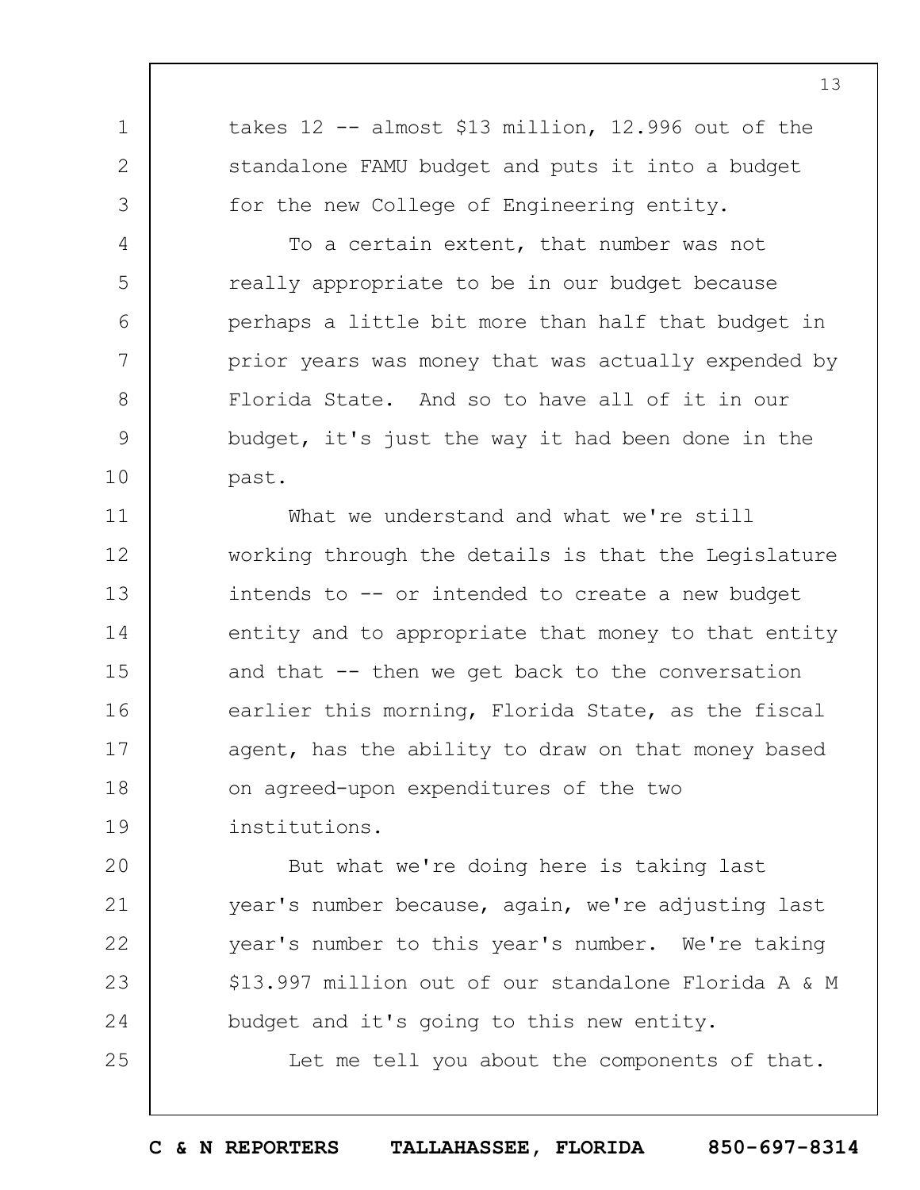takes 12 -- almost $13 million, 12.996 out of the standalone FAMU budget and puts it into a budget for the new College of Engineering entity.

To a certain extent, that number was not really appropriate to be in our budget because perhaps a little bit more than half that budget in prior years was money that was actually expended by Florida State. And so to have all of it in our budget, it's just the way it had been done in the past.

What we understand and what we're still working through the details is that the Legislature intends to -- or intended to create a new budget entity and to appropriate that money to that entity and that -- then we get back to the conversation earlier this morning, Florida State, as the fiscal agent, has the ability to draw on that money based on agreed-upon expenditures of the two institutions.

But what we're doing here is taking last year's number because, again, we're adjusting last year's number to this year's number. We're taking $13.997 million out of our standalone Florida A & M budget and it's going to this new entity.

Let me tell you about the components of that.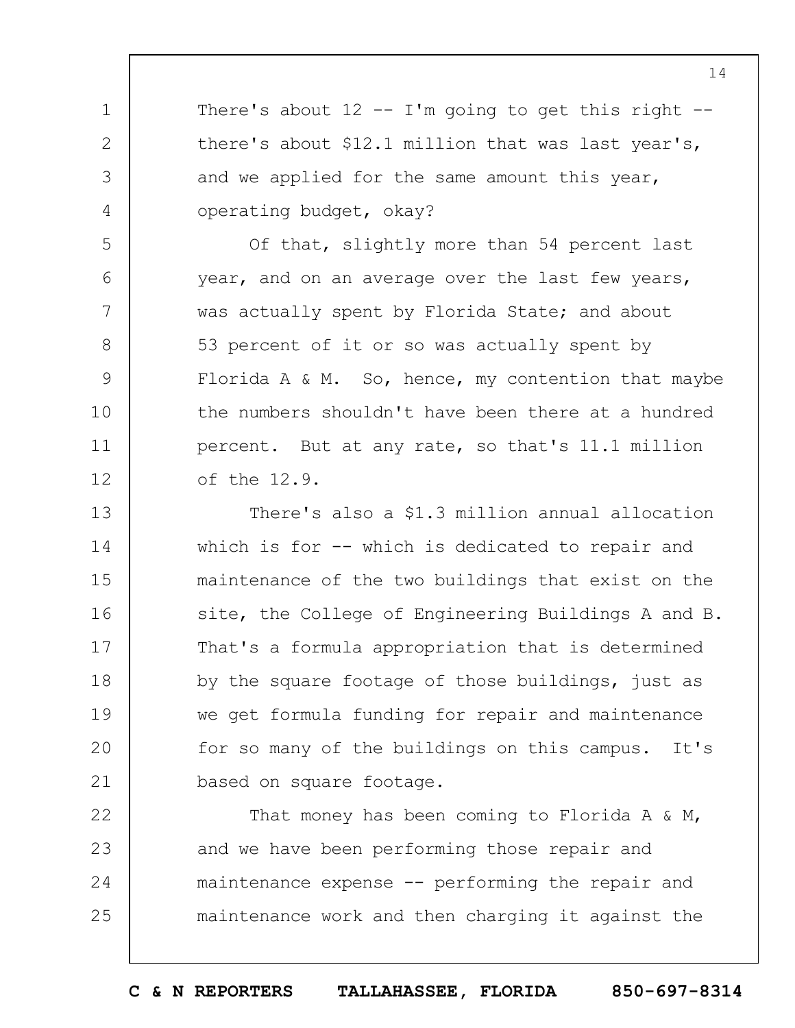There's about 12 -- I'm going to get this right -- there's about $12.1 million that was last year's, and we applied for the same amount this year, operating budget, okay?

Of that, slightly more than 54 percent last year, and on an average over the last few years, was actually spent by Florida State; and about 53 percent of it or so was actually spent by Florida A & M. So, hence, my contention that maybe the numbers shouldn't have been there at a hundred percent. But at any rate, so that's 11.1 million of the 12.9.

There's also a $1.3 million annual allocation which is for -- which is dedicated to repair and maintenance of the two buildings that exist on the site, the College of Engineering Buildings A and B. That's a formula appropriation that is determined by the square footage of those buildings, just as we get formula funding for repair and maintenance for so many of the buildings on this campus. It's based on square footage.

That money has been coming to Florida A & M, and we have been performing those repair and maintenance expense -- performing the repair and maintenance work and then charging it against the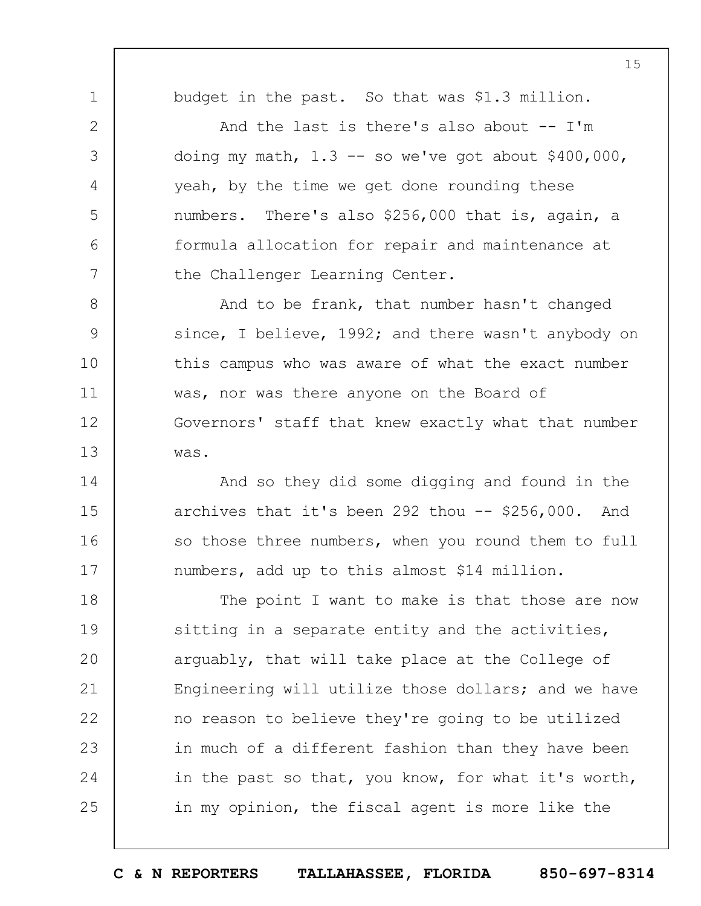budget in the past. So that was $1.3 million.

And the last is there's also about -- I'm doing my math, 1.3 -- so we've got about $400,000, yeah, by the time we get done rounding these numbers. There's also $256,000 that is, again, a formula allocation for repair and maintenance at the Challenger Learning Center.

And to be frank, that number hasn't changed since, I believe, 1992; and there wasn't anybody on this campus who was aware of what the exact number was, nor was there anyone on the Board of Governors' staff that knew exactly what that number was.

And so they did some digging and found in the archives that it's been 292 thou -- $256,000. And so those three numbers, when you round them to full numbers, add up to this almost $14 million.

The point I want to make is that those are now sitting in a separate entity and the activities, arguably, that will take place at the College of Engineering will utilize those dollars; and we have no reason to believe they're going to be utilized in much of a different fashion than they have been in the past so that, you know, for what it's worth, in my opinion, the fiscal agent is more like the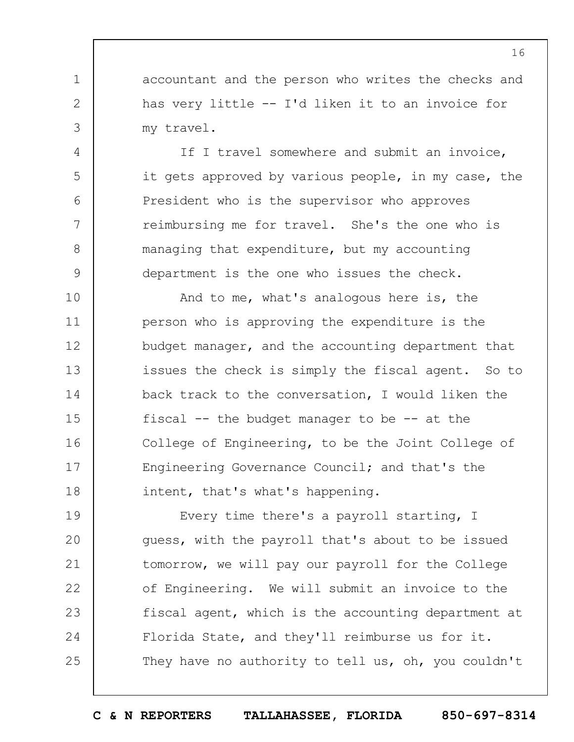accountant and the person who writes the checks and has very little -- I'd liken it to an invoice for my travel.

If I travel somewhere and submit an invoice, it gets approved by various people, in my case, the President who is the supervisor who approves reimbursing me for travel. She's the one who is managing that expenditure, but my accounting department is the one who issues the check.

And to me, what's analogous here is, the person who is approving the expenditure is the budget manager, and the accounting department that issues the check is simply the fiscal agent. So to back track to the conversation, I would liken the fiscal -- the budget manager to be -- at the College of Engineering, to be the Joint College of Engineering Governance Council; and that's the intent, that's what's happening.

Every time there's a payroll starting, I guess, with the payroll that's about to be issued tomorrow, we will pay our payroll for the College of Engineering. We will submit an invoice to the fiscal agent, which is the accounting department at Florida State, and they'll reimburse us for it. They have no authority to tell us, oh, you couldn't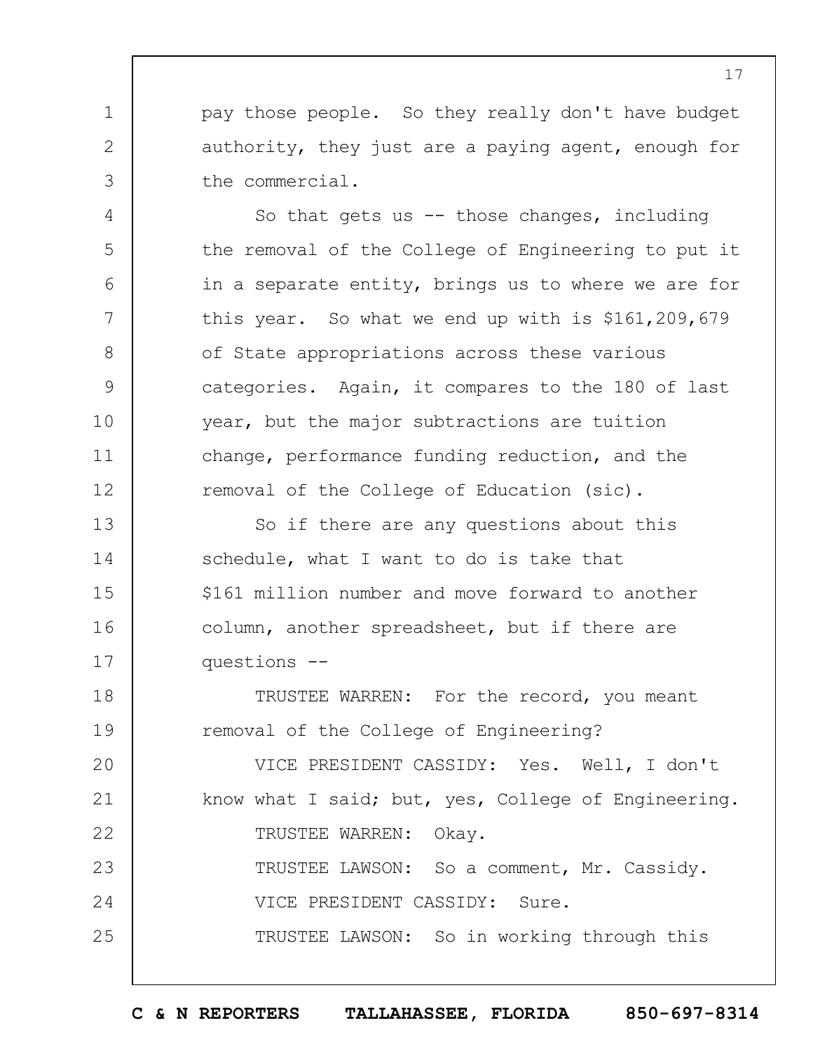pay those people. So they really don't have budget authority, they just are a paying agent, enough for the commercial.

So that gets us -- those changes, including the removal of the College of Engineering to put it in a separate entity, brings us to where we are for this year. So what we end up with is $161,209,679 of State appropriations across these various categories. Again, it compares to the 180 of last year, but the major subtractions are tuition change, performance funding reduction, and the removal of the College of Education (sic).

So if there are any questions about this schedule, what I want to do is take that $161 million number and move forward to another column, another spreadsheet, but if there are questions --

TRUSTEE WARREN: For the record, you meant removal of the College of Engineering?

VICE PRESIDENT CASSIDY: Yes. Well, I don't know what I said; but, yes, College of Engineering.

TRUSTEE WARREN: Okay.

TRUSTEE LAWSON: So a comment, Mr. Cassidy.

VICE PRESIDENT CASSIDY: Sure.

TRUSTEE LAWSON: So in working through this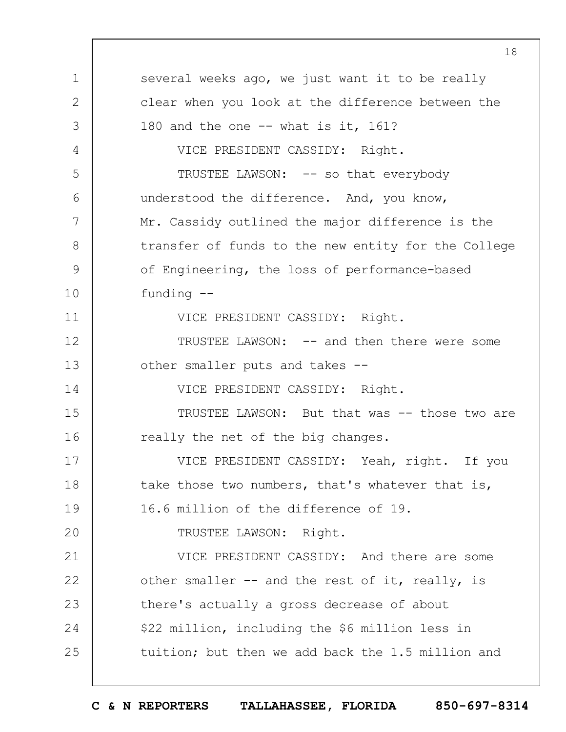several weeks ago, we just want it to be really clear when you look at the difference between the 180 and the one -- what is it, 161?

VICE PRESIDENT CASSIDY: Right.

TRUSTEE LAWSON: -- so that everybody understood the difference. And, you know, Mr. Cassidy outlined the major difference is the transfer of funds to the new entity for the College of Engineering, the loss of performance-based funding --

VICE PRESIDENT CASSIDY: Right.

TRUSTEE LAWSON: -- and then there were some other smaller puts and takes --

VICE PRESIDENT CASSIDY: Right.

TRUSTEE LAWSON: But that was -- those two are really the net of the big changes.

VICE PRESIDENT CASSIDY: Yeah, right. If you take those two numbers, that's whatever that is, 16.6 million of the difference of 19.

TRUSTEE LAWSON: Right.

VICE PRESIDENT CASSIDY: And there are some other smaller -- and the rest of it, really, is there's actually a gross decrease of about $22 million, including the $6 million less in tuition; but then we add back the 1.5 million and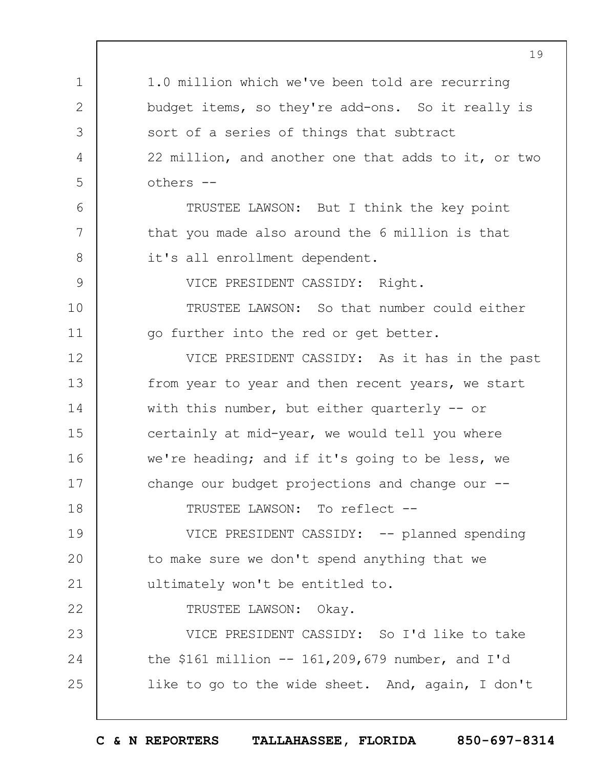1.0 million which we've been told are recurring budget items, so they're add-ons. So it really is sort of a series of things that subtract 22 million, and another one that adds to it, or two others --

TRUSTEE LAWSON: But I think the key point that you made also around the 6 million is that it's all enrollment dependent.

VICE PRESIDENT CASSIDY: Right.

TRUSTEE LAWSON: So that number could either go further into the red or get better.

VICE PRESIDENT CASSIDY: As it has in the past from year to year and then recent years, we start with this number, but either quarterly -- or certainly at mid-year, we would tell you where we're heading; and if it's going to be less, we change our budget projections and change our --

TRUSTEE LAWSON: To reflect --

VICE PRESIDENT CASSIDY: -- planned spending to make sure we don't spend anything that we ultimately won't be entitled to.

TRUSTEE LAWSON: Okay.

VICE PRESIDENT CASSIDY: So I'd like to take the $161 million -- 161,209,679 number, and I'd like to go to the wide sheet. And, again, I don't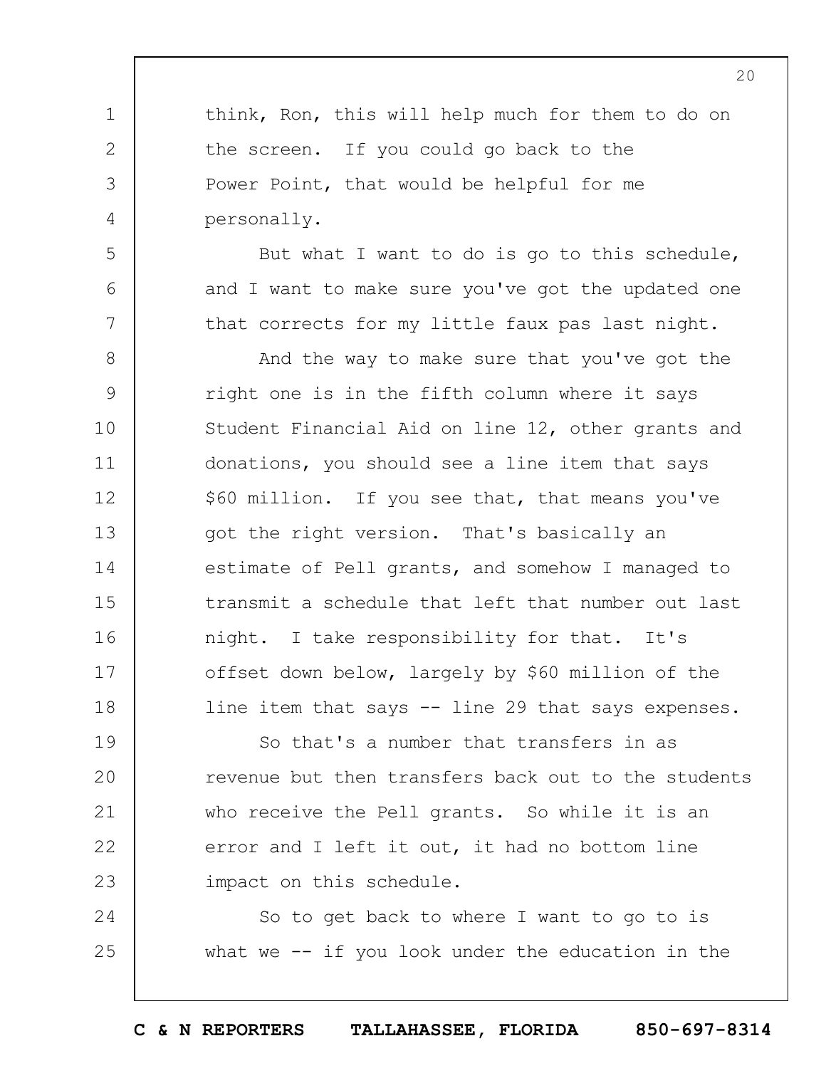think, Ron, this will help much for them to do on the screen. If you could go back to the Power Point, that would be helpful for me personally.

But what I want to do is go to this schedule, and I want to make sure you've got the updated one that corrects for my little faux pas last night.

And the way to make sure that you've got the right one is in the fifth column where it says Student Financial Aid on line 12, other grants and donations, you should see a line item that says $60 million. If you see that, that means you've got the right version. That's basically an estimate of Pell grants, and somehow I managed to transmit a schedule that left that number out last night. I take responsibility for that. It's offset down below, largely by $60 million of the line item that says -- line 29 that says expenses.

So that's a number that transfers in as revenue but then transfers back out to the students who receive the Pell grants. So while it is an error and I left it out, it had no bottom line impact on this schedule.

So to get back to where I want to go to is what we -- if you look under the education in the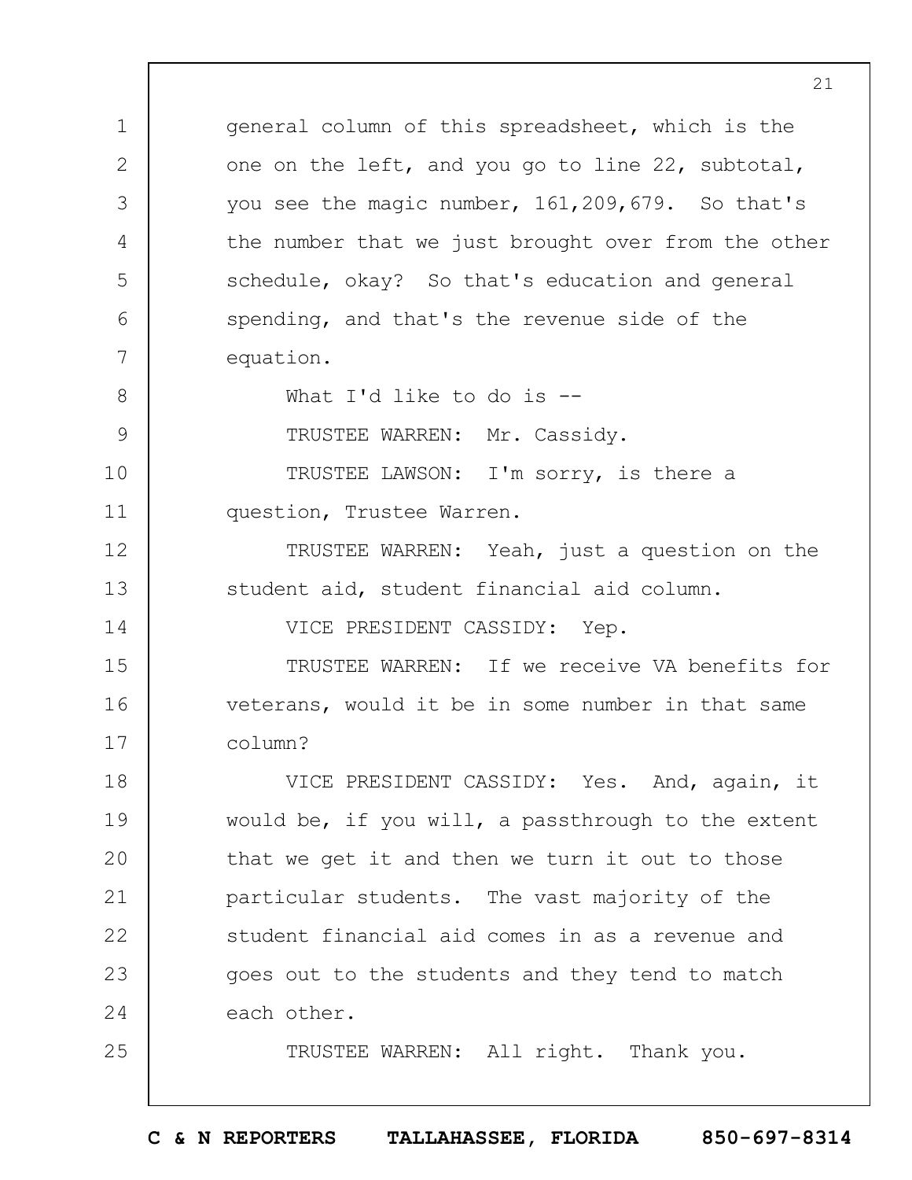general column of this spreadsheet, which is the one on the left, and you go to line 22, subtotal, you see the magic number, 161,209,679. So that's the number that we just brought over from the other schedule, okay? So that's education and general spending, and that's the revenue side of the equation.

What I'd like to do is --

TRUSTEE WARREN: Mr. Cassidy.

TRUSTEE LAWSON: I'm sorry, is there a question, Trustee Warren.

TRUSTEE WARREN: Yeah, just a question on the student aid, student financial aid column.

VICE PRESIDENT CASSIDY: Yep.

TRUSTEE WARREN: If we receive VA benefits for veterans, would it be in some number in that same column?

VICE PRESIDENT CASSIDY: Yes. And, again, it would be, if you will, a passthrough to the extent that we get it and then we turn it out to those particular students. The vast majority of the student financial aid comes in as a revenue and goes out to the students and they tend to match each other.

TRUSTEE WARREN: All right. Thank you.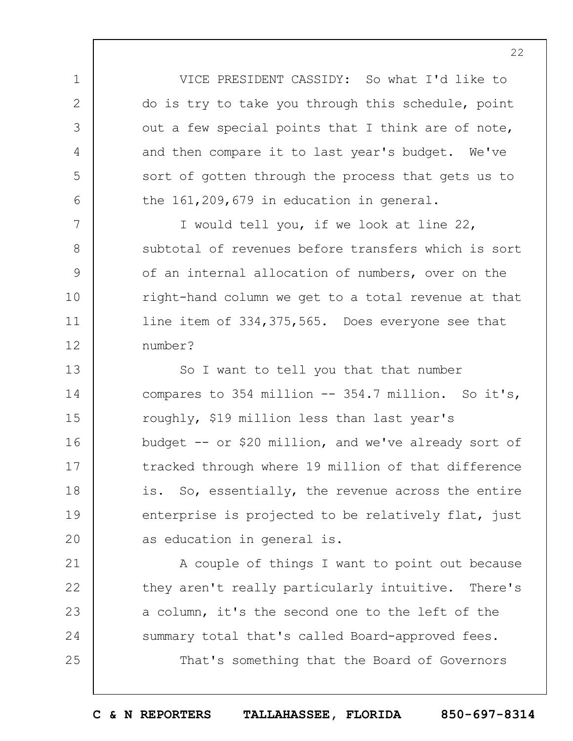VICE PRESIDENT CASSIDY: So what I'd like to do is try to take you through this schedule, point out a few special points that I think are of note, and then compare it to last year's budget. We've sort of gotten through the process that gets us to the 161,209,679 in education in general.

I would tell you, if we look at line 22, subtotal of revenues before transfers which is sort of an internal allocation of numbers, over on the right-hand column we get to a total revenue at that line item of 334,375,565. Does everyone see that number?

So I want to tell you that that number compares to 354 million -- 354.7 million. So it's, roughly, $19 million less than last year's budget -- or $20 million, and we've already sort of tracked through where 19 million of that difference is. So, essentially, the revenue across the entire enterprise is projected to be relatively flat, just as education in general is.

A couple of things I want to point out because they aren't really particularly intuitive. There's a column, it's the second one to the left of the summary total that's called Board-approved fees.

That's something that the Board of Governors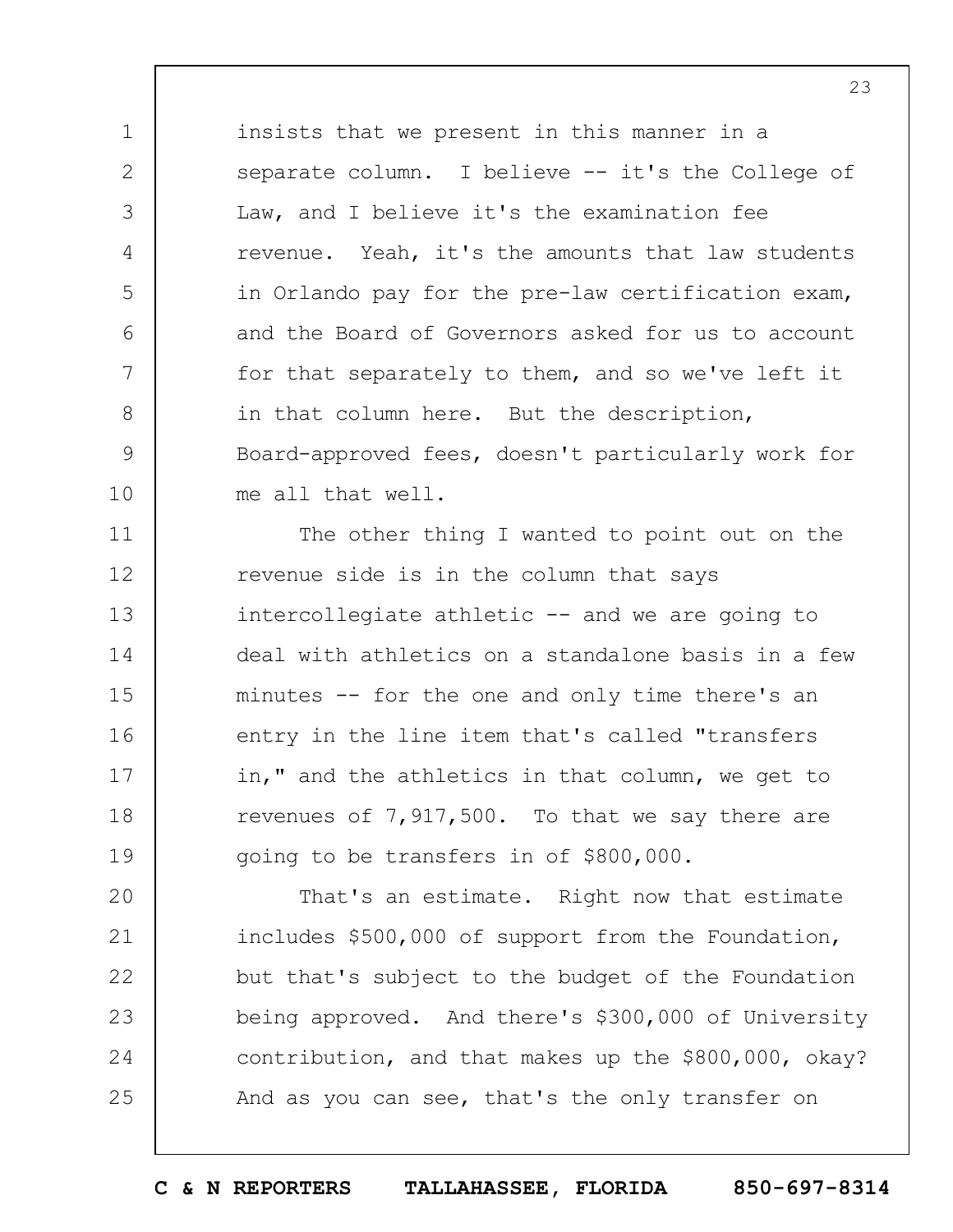insists that we present in this manner in a separate column. I believe -- it's the College of Law, and I believe it's the examination fee revenue. Yeah, it's the amounts that law students in Orlando pay for the pre-law certification exam, and the Board of Governors asked for us to account for that separately to them, and so we've left it in that column here. But the description, Board-approved fees, doesn't particularly work for me all that well.

The other thing I wanted to point out on the revenue side is in the column that says intercollegiate athletic -- and we are going to deal with athletics on a standalone basis in a few minutes -- for the one and only time there's an entry in the line item that's called "transfers in," and the athletics in that column, we get to revenues of 7,917,500. To that we say there are going to be transfers in of $800,000.

That's an estimate. Right now that estimate includes $500,000 of support from the Foundation, but that's subject to the budget of the Foundation being approved. And there's $300,000 of University contribution, and that makes up the $800,000, okay? And as you can see, that's the only transfer on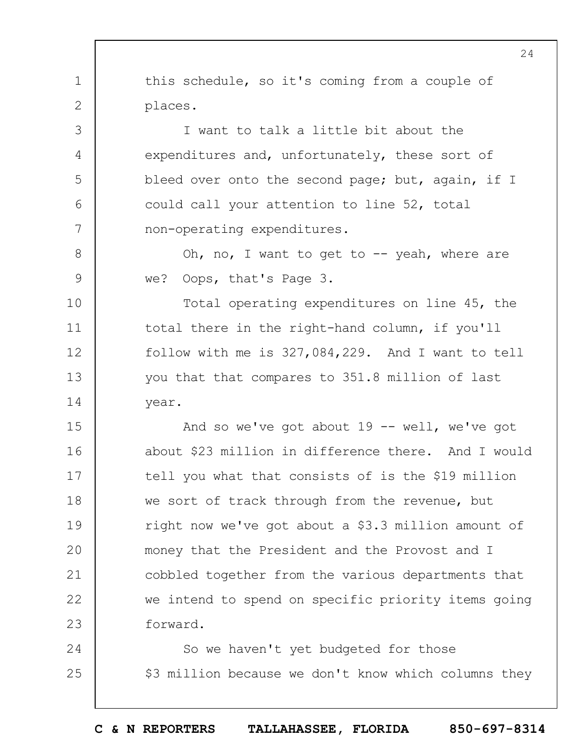this schedule, so it's coming from a couple of places.

I want to talk a little bit about the expenditures and, unfortunately, these sort of bleed over onto the second page; but, again, if I could call your attention to line 52, total non-operating expenditures.

Oh, no, I want to get to -- yeah, where are we? Oops, that's Page 3.

Total operating expenditures on line 45, the total there in the right-hand column, if you'll follow with me is 327,084,229. And I want to tell you that that compares to 351.8 million of last year.

And so we've got about 19 -- well, we've got about $23 million in difference there. And I would tell you what that consists of is the $19 million we sort of track through from the revenue, but right now we've got about a $3.3 million amount of money that the President and the Provost and I cobbled together from the various departments that we intend to spend on specific priority items going forward.

So we haven't yet budgeted for those $3 million because we don't know which columns they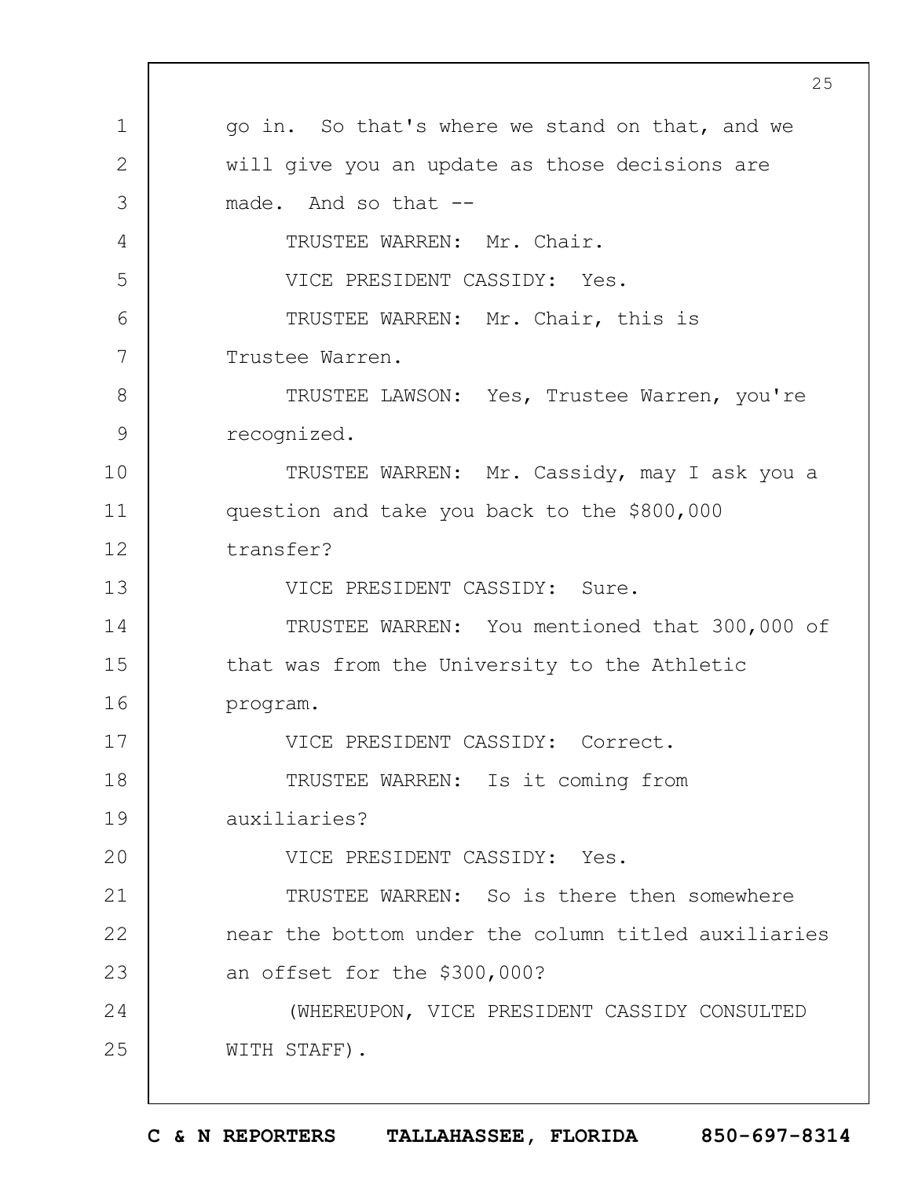go in. So that's where we stand on that, and we will give you an update as those decisions are made. And so that --

TRUSTEE WARREN: Mr. Chair.

VICE PRESIDENT CASSIDY: Yes.

TRUSTEE WARREN: Mr. Chair, this is Trustee Warren.

TRUSTEE LAWSON: Yes, Trustee Warren, you're recognized.

TRUSTEE WARREN: Mr. Cassidy, may I ask you a question and take you back to the $800,000 transfer?

VICE PRESIDENT CASSIDY: Sure.

TRUSTEE WARREN: You mentioned that 300,000 of that was from the University to the Athletic program.

VICE PRESIDENT CASSIDY: Correct.

TRUSTEE WARREN: Is it coming from auxiliaries?

VICE PRESIDENT CASSIDY: Yes.

TRUSTEE WARREN: So is there then somewhere near the bottom under the column titled auxiliaries an offset for the $300,000?

(WHEREUPON, VICE PRESIDENT CASSIDY CONSULTED WITH STAFF).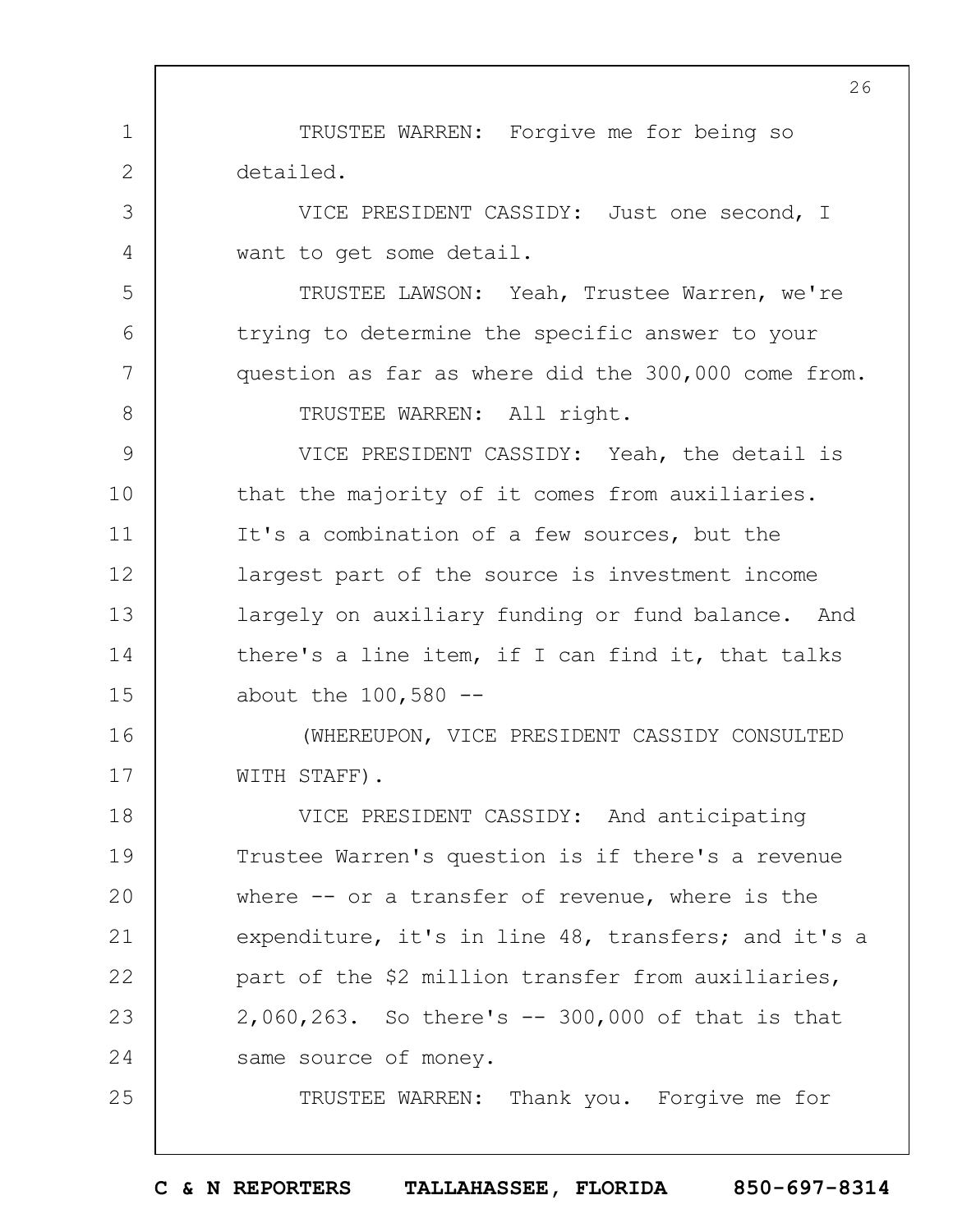TRUSTEE WARREN: Forgive me for being so detailed.

VICE PRESIDENT CASSIDY: Just one second, I want to get some detail.

TRUSTEE LAWSON: Yeah, Trustee Warren, we're trying to determine the specific answer to your question as far as where did the 300,000 come from.

TRUSTEE WARREN: All right.

VICE PRESIDENT CASSIDY: Yeah, the detail is that the majority of it comes from auxiliaries. It's a combination of a few sources, but the largest part of the source is investment income largely on auxiliary funding or fund balance. And there's a line item, if I can find it, that talks about the 100,580 --

(WHEREUPON, VICE PRESIDENT CASSIDY CONSULTED WITH STAFF).

VICE PRESIDENT CASSIDY: And anticipating Trustee Warren's question is if there's a revenue where -- or a transfer of revenue, where is the expenditure, it's in line 48, transfers; and it's a part of the $2 million transfer from auxiliaries, 2,060,263. So there's -- 300,000 of that is that same source of money.

TRUSTEE WARREN: Thank you. Forgive me for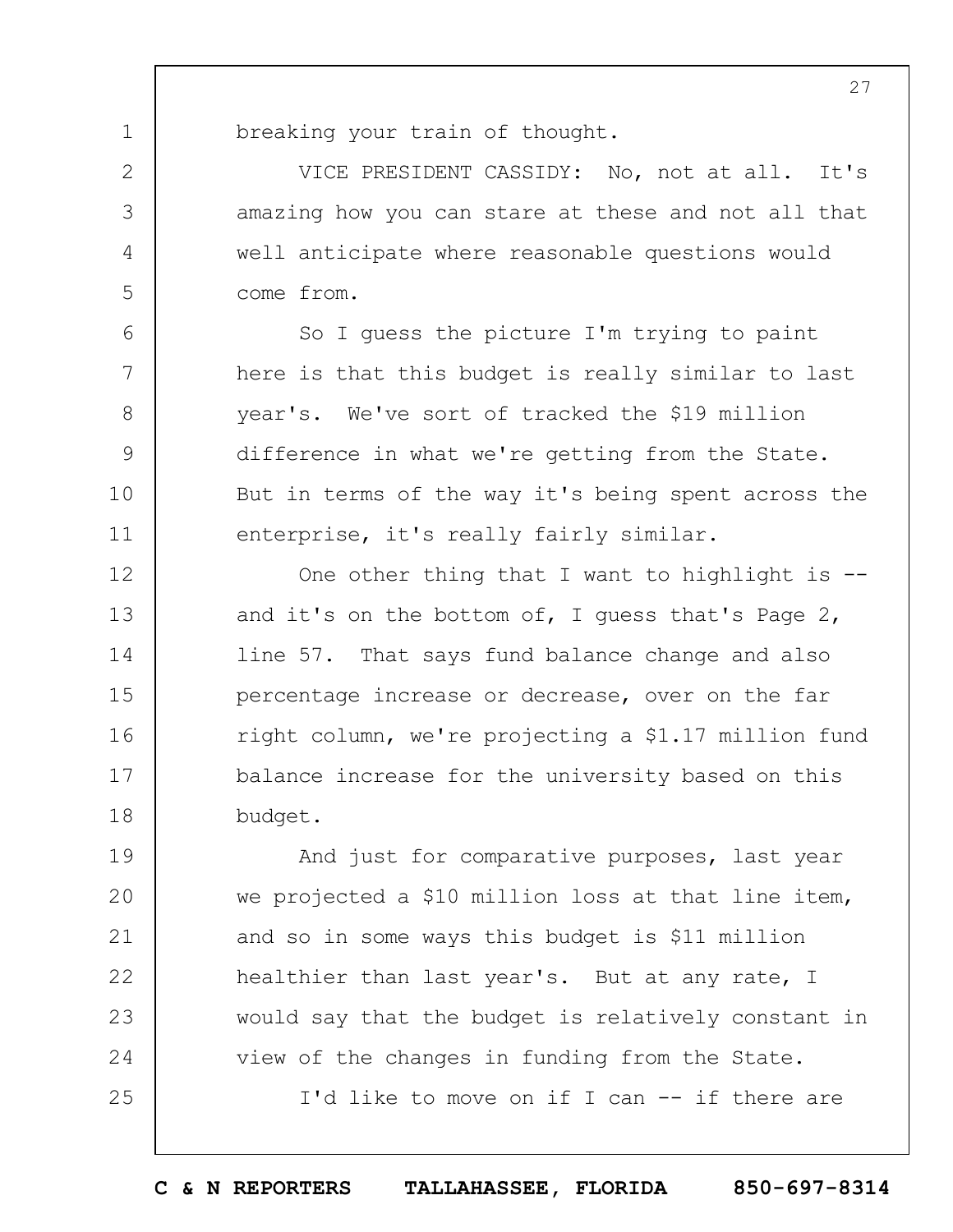breaking your train of thought.

VICE PRESIDENT CASSIDY: No, not at all. It's amazing how you can stare at these and not all that well anticipate where reasonable questions would come from.

So I guess the picture I'm trying to paint here is that this budget is really similar to last year's. We've sort of tracked the $19 million difference in what we're getting from the State. But in terms of the way it's being spent across the enterprise, it's really fairly similar.

One other thing that I want to highlight is -- and it's on the bottom of, I guess that's Page 2, line 57. That says fund balance change and also percentage increase or decrease, over on the far right column, we're projecting a $1.17 million fund balance increase for the university based on this budget.

And just for comparative purposes, last year we projected a $10 million loss at that line item, and so in some ways this budget is $11 million healthier than last year's. But at any rate, I would say that the budget is relatively constant in view of the changes in funding from the State.

I'd like to move on if I can -- if there are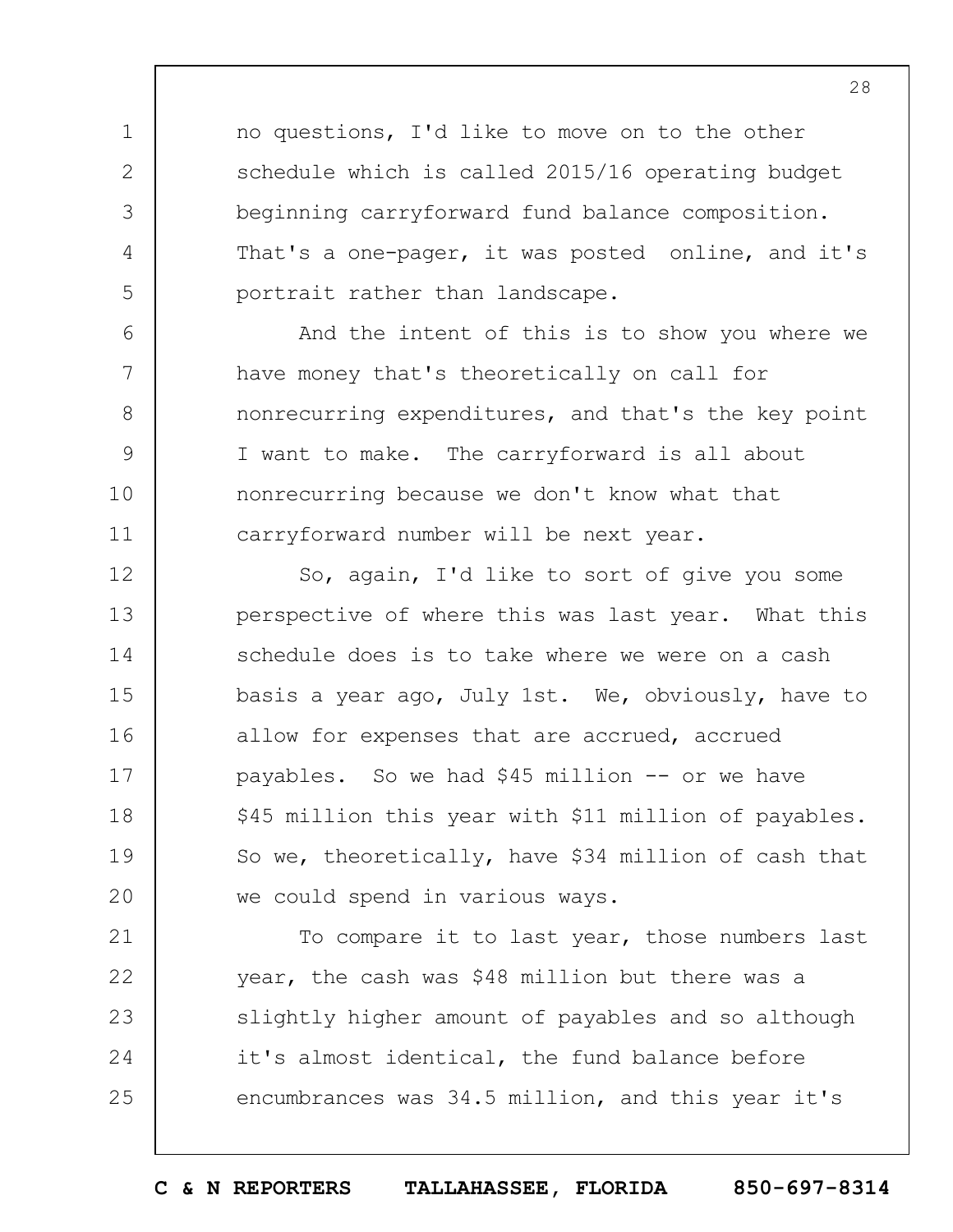no questions, I'd like to move on to the other schedule which is called 2015/16 operating budget beginning carryforward fund balance composition. That's a one-pager, it was posted online, and it's portrait rather than landscape.

And the intent of this is to show you where we have money that's theoretically on call for nonrecurring expenditures, and that's the key point I want to make. The carryforward is all about nonrecurring because we don't know what that carryforward number will be next year.

So, again, I'd like to sort of give you some perspective of where this was last year. What this schedule does is to take where we were on a cash basis a year ago, July 1st. We, obviously, have to allow for expenses that are accrued, accrued payables. So we had $45 million -- or we have $45 million this year with $11 million of payables. So we, theoretically, have $34 million of cash that we could spend in various ways.

To compare it to last year, those numbers last year, the cash was $48 million but there was a slightly higher amount of payables and so although it's almost identical, the fund balance before encumbrances was 34.5 million, and this year it's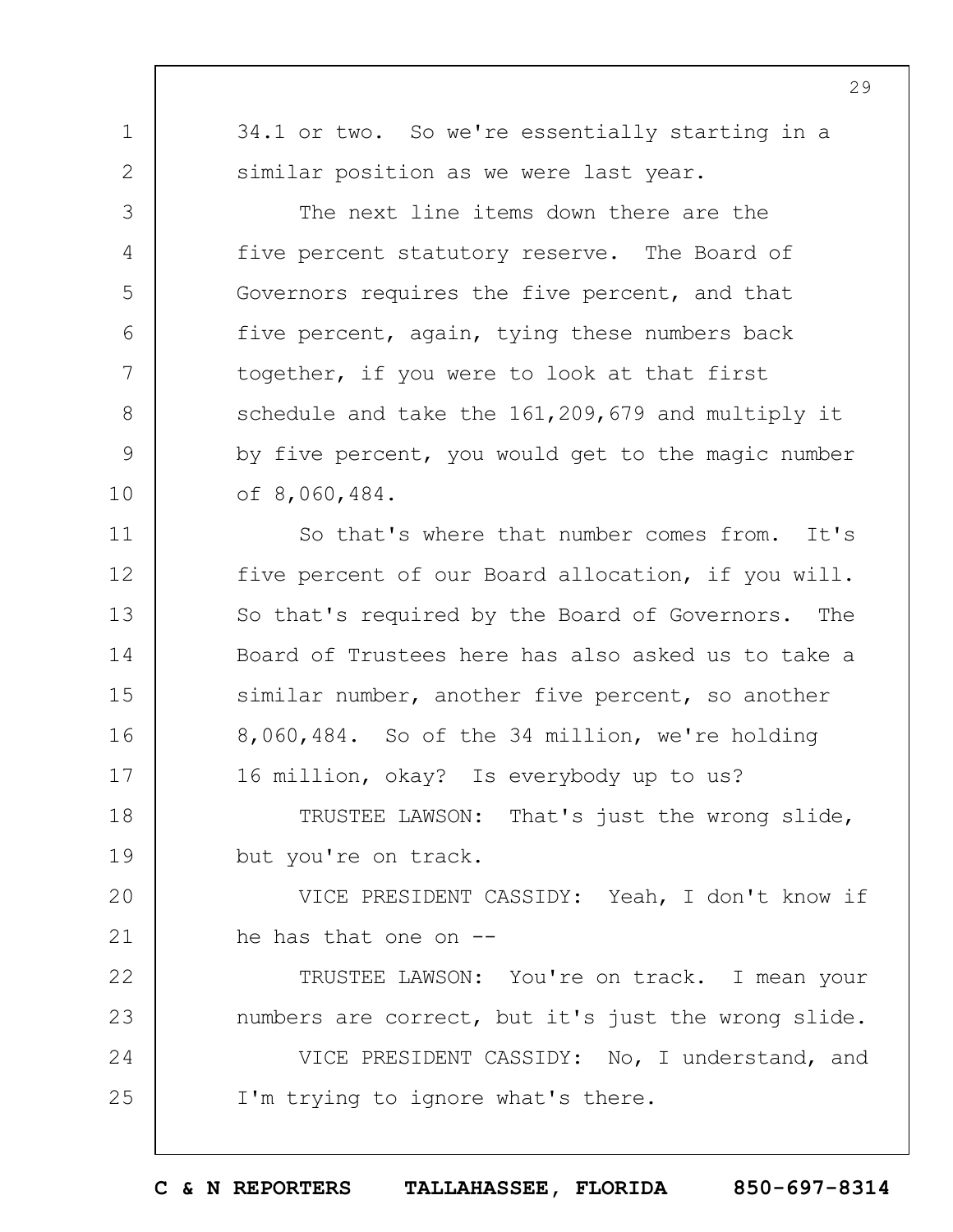34.1 or two. So we're essentially starting in a similar position as we were last year.

The next line items down there are the five percent statutory reserve. The Board of Governors requires the five percent, and that five percent, again, tying these numbers back together, if you were to look at that first schedule and take the 161,209,679 and multiply it by five percent, you would get to the magic number of 8,060,484.

So that's where that number comes from. It's five percent of our Board allocation, if you will. So that's required by the Board of Governors. The Board of Trustees here has also asked us to take a similar number, another five percent, so another 8,060,484. So of the 34 million, we're holding 16 million, okay? Is everybody up to us?

TRUSTEE LAWSON: That's just the wrong slide, but you're on track.

VICE PRESIDENT CASSIDY: Yeah, I don't know if he has that one on --

TRUSTEE LAWSON: You're on track. I mean your numbers are correct, but it's just the wrong slide.

VICE PRESIDENT CASSIDY: No, I understand, and I'm trying to ignore what's there.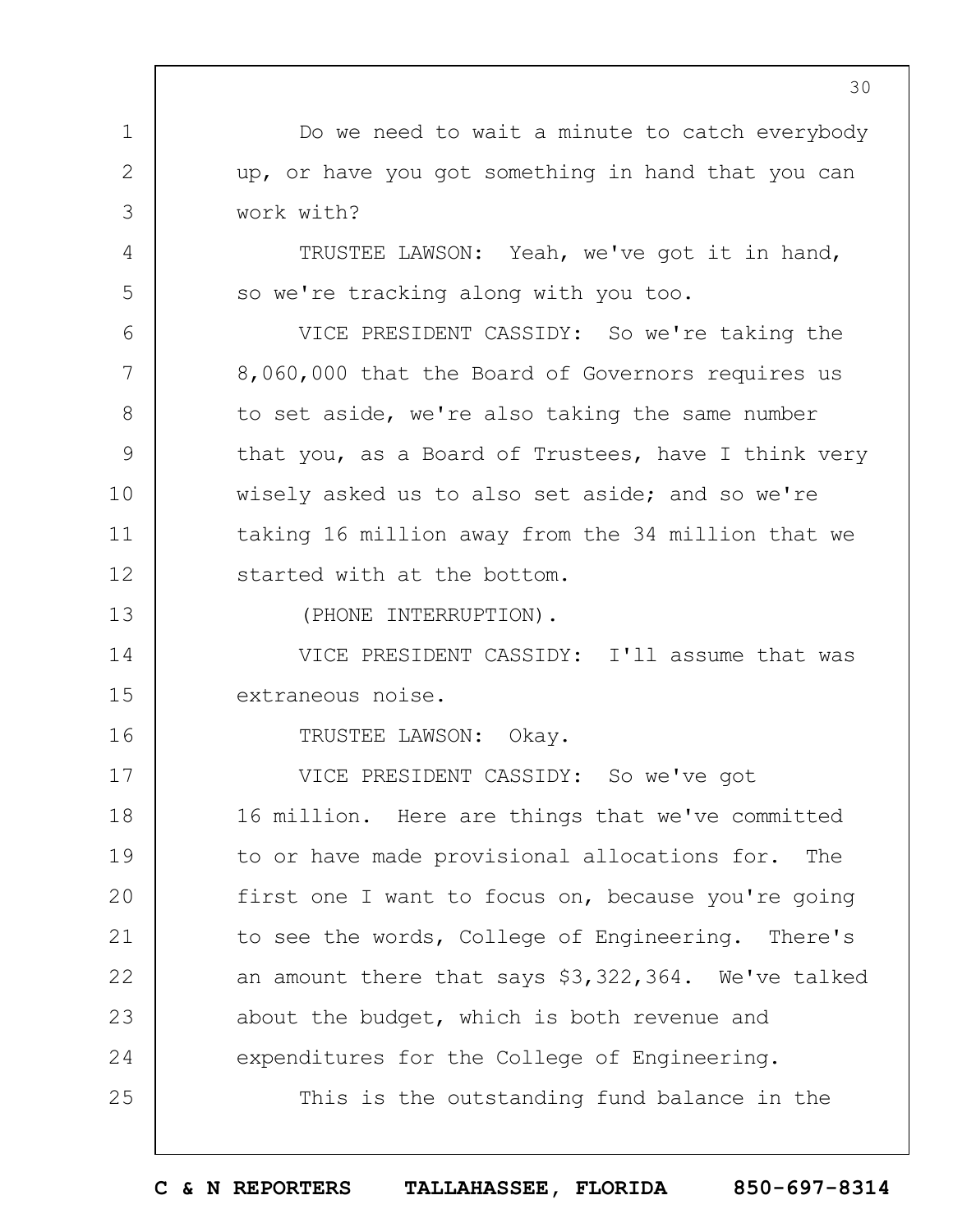Do we need to wait a minute to catch everybody up, or have you got something in hand that you can work with?

TRUSTEE LAWSON: Yeah, we've got it in hand, so we're tracking along with you too.

VICE PRESIDENT CASSIDY: So we're taking the 8,060,000 that the Board of Governors requires us to set aside, we're also taking the same number that you, as a Board of Trustees, have I think very wisely asked us to also set aside; and so we're taking 16 million away from the 34 million that we started with at the bottom.

(PHONE INTERRUPTION).

VICE PRESIDENT CASSIDY: I'll assume that was extraneous noise.

TRUSTEE LAWSON: Okay.

VICE PRESIDENT CASSIDY: So we've got 16 million. Here are things that we've committed to or have made provisional allocations for. The first one I want to focus on, because you're going to see the words, College of Engineering. There's an amount there that says $3,322,364. We've talked about the budget, which is both revenue and expenditures for the College of Engineering.

This is the outstanding fund balance in the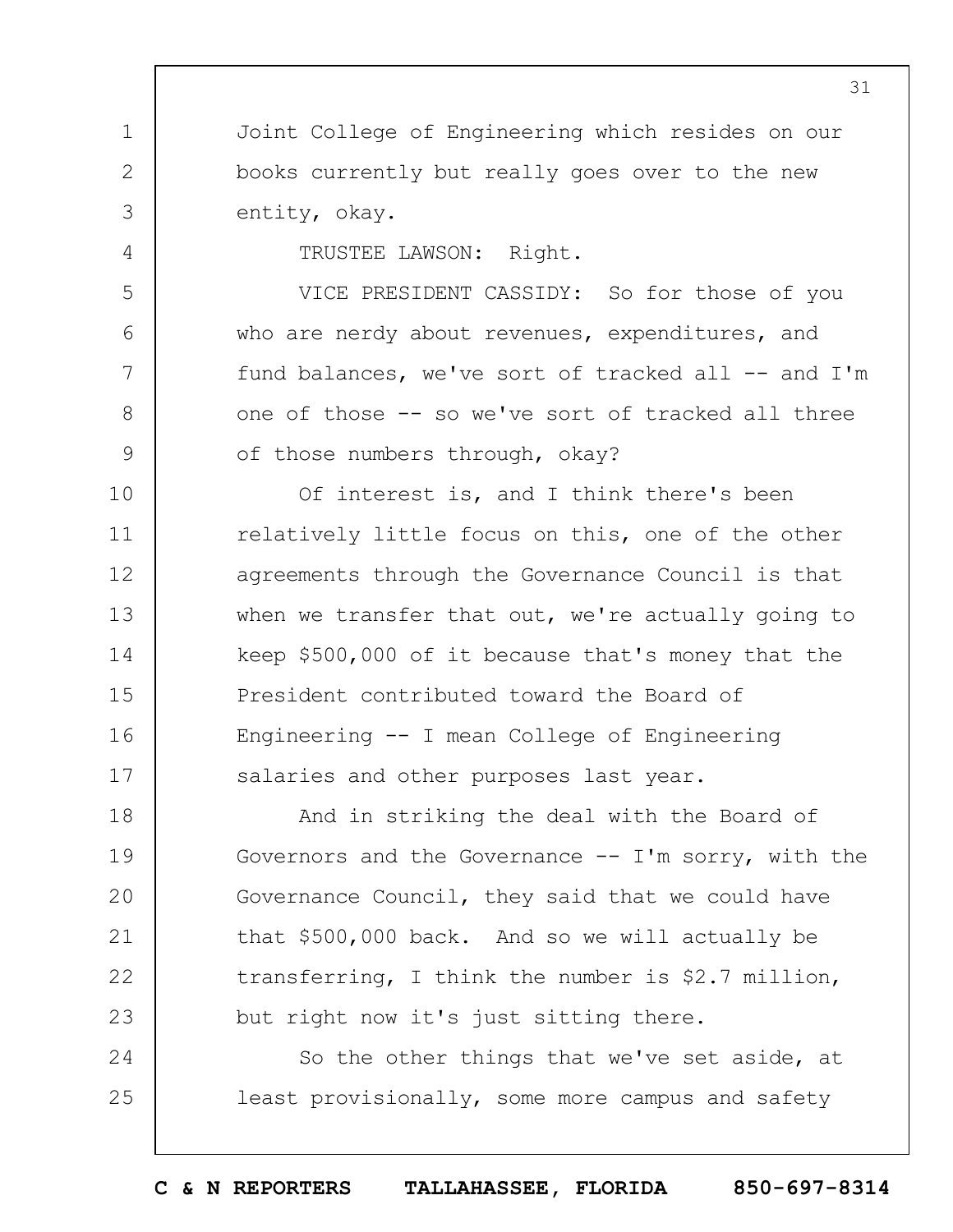Joint College of Engineering which resides on our books currently but really goes over to the new entity, okay.

TRUSTEE LAWSON: Right.

VICE PRESIDENT CASSIDY: So for those of you who are nerdy about revenues, expenditures, and fund balances, we've sort of tracked all -- and I'm one of those -- so we've sort of tracked all three of those numbers through, okay?

Of interest is, and I think there's been relatively little focus on this, one of the other agreements through the Governance Council is that when we transfer that out, we're actually going to keep $500,000 of it because that's money that the President contributed toward the Board of Engineering -- I mean College of Engineering salaries and other purposes last year.

And in striking the deal with the Board of Governors and the Governance -- I'm sorry, with the Governance Council, they said that we could have that $500,000 back. And so we will actually be transferring, I think the number is $2.7 million, but right now it's just sitting there.

So the other things that we've set aside, at least provisionally, some more campus and safety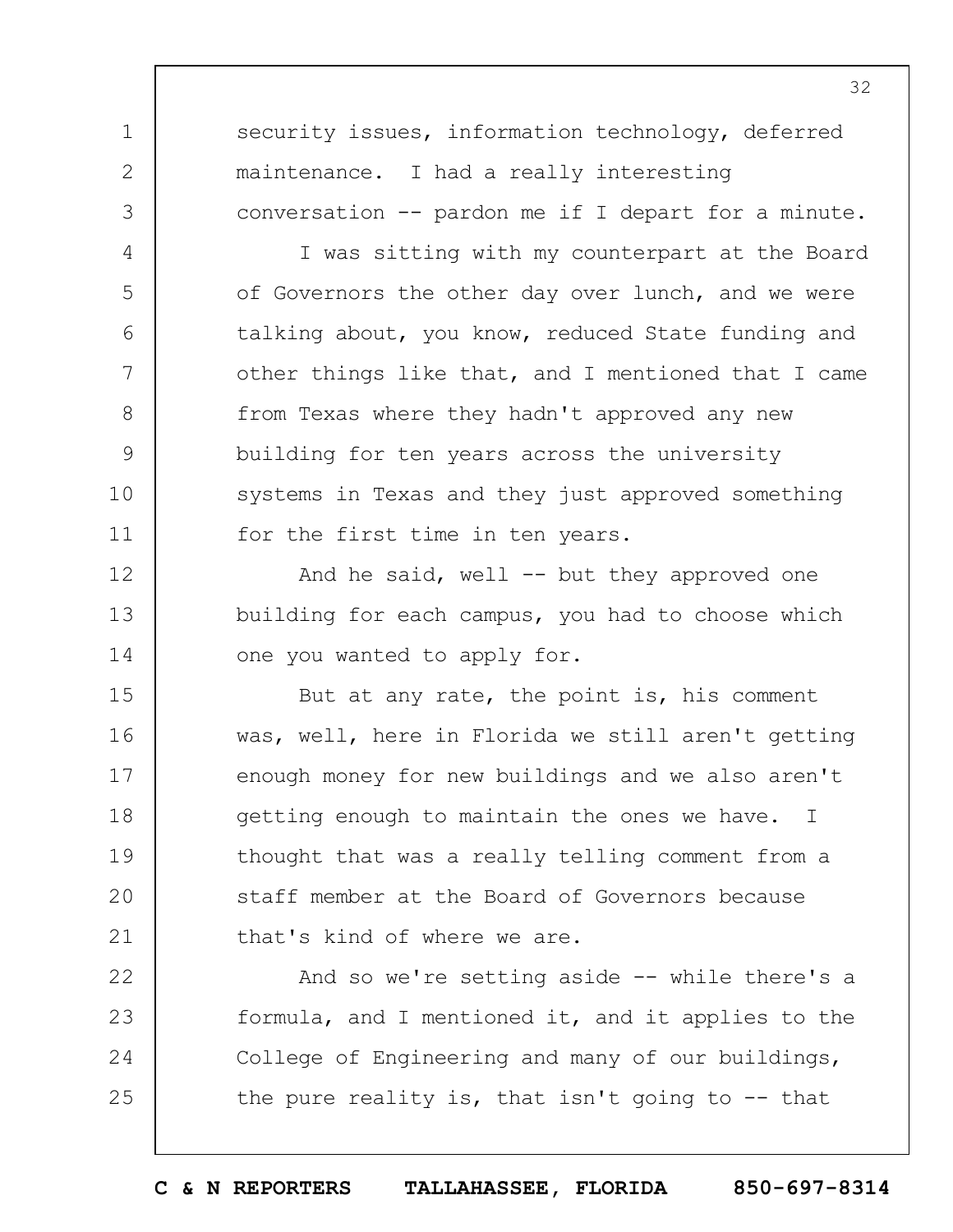security issues, information technology, deferred maintenance. I had a really interesting conversation -- pardon me if I depart for a minute.

I was sitting with my counterpart at the Board of Governors the other day over lunch, and we were talking about, you know, reduced State funding and other things like that, and I mentioned that I came from Texas where they hadn't approved any new building for ten years across the university systems in Texas and they just approved something for the first time in ten years.

And he said, well -- but they approved one building for each campus, you had to choose which one you wanted to apply for.

But at any rate, the point is, his comment was, well, here in Florida we still aren't getting enough money for new buildings and we also aren't getting enough to maintain the ones we have. I thought that was a really telling comment from a staff member at the Board of Governors because that's kind of where we are.

And so we're setting aside -- while there's a formula, and I mentioned it, and it applies to the College of Engineering and many of our buildings, the pure reality is, that isn't going to -- that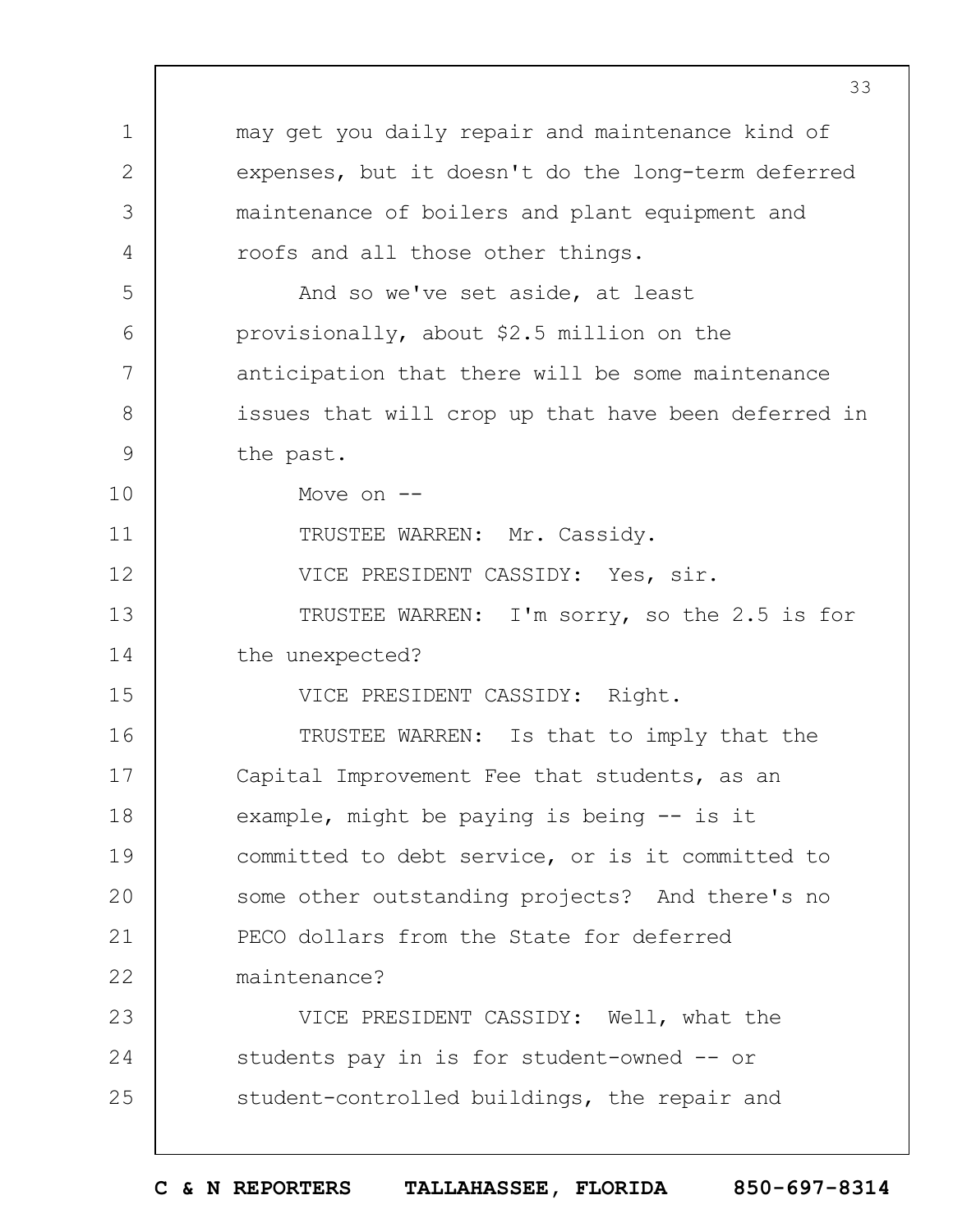may get you daily repair and maintenance kind of expenses, but it doesn't do the long-term deferred maintenance of boilers and plant equipment and roofs and all those other things.

And so we've set aside, at least provisionally, about $2.5 million on the anticipation that there will be some maintenance issues that will crop up that have been deferred in the past.

Move on --

TRUSTEE WARREN: Mr. Cassidy.

VICE PRESIDENT CASSIDY: Yes, sir.

TRUSTEE WARREN: I'm sorry, so the 2.5 is for the unexpected?

VICE PRESIDENT CASSIDY: Right.

TRUSTEE WARREN: Is that to imply that the Capital Improvement Fee that students, as an example, might be paying is being -- is it committed to debt service, or is it committed to some other outstanding projects? And there's no PECO dollars from the State for deferred maintenance?

VICE PRESIDENT CASSIDY: Well, what the students pay in is for student-owned -- or student-controlled buildings, the repair and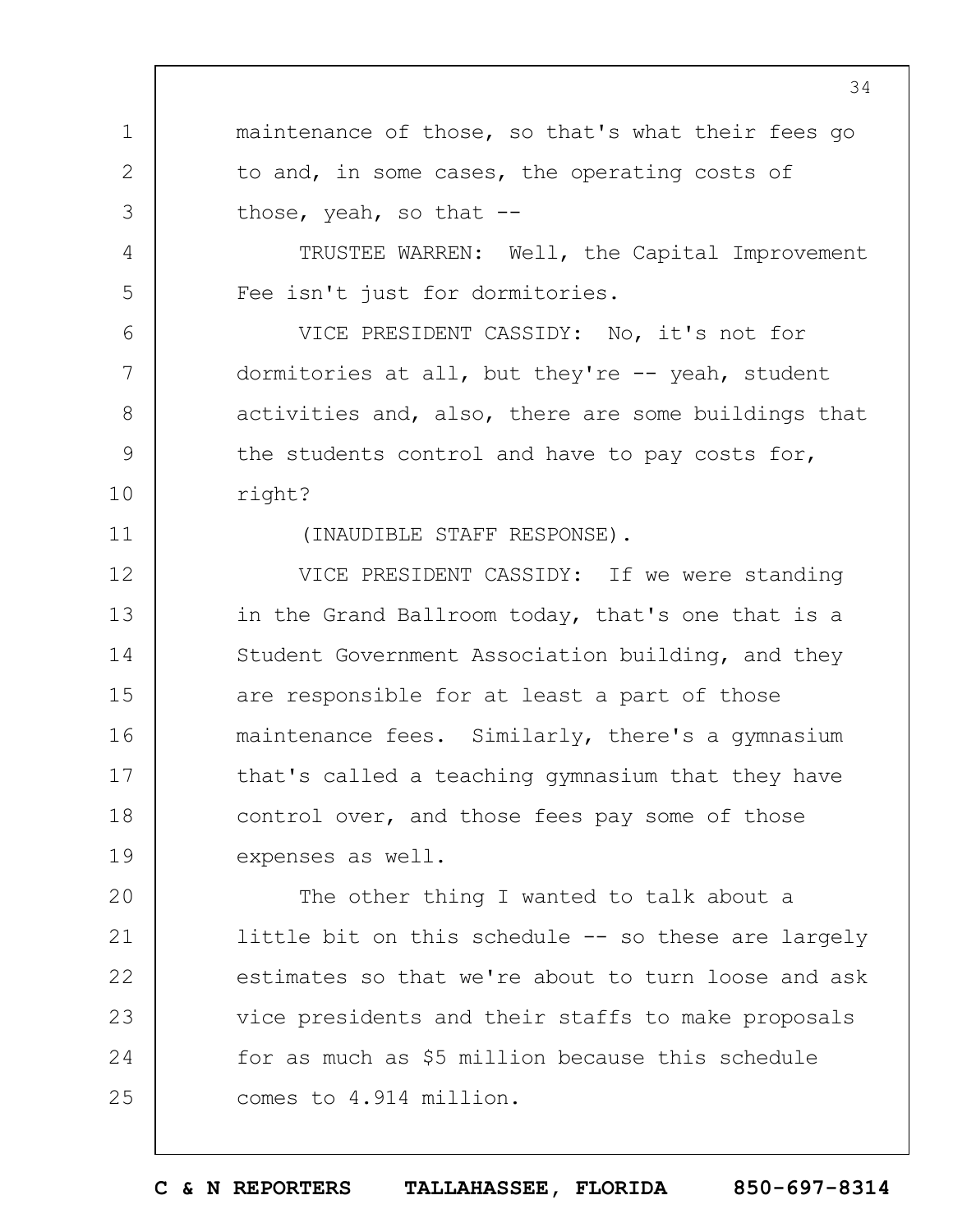maintenance of those, so that's what their fees go to and, in some cases, the operating costs of those, yeah, so that --

TRUSTEE WARREN: Well, the Capital Improvement Fee isn't just for dormitories.

VICE PRESIDENT CASSIDY: No, it's not for dormitories at all, but they're -- yeah, student activities and, also, there are some buildings that the students control and have to pay costs for, right?

(INAUDIBLE STAFF RESPONSE).

VICE PRESIDENT CASSIDY: If we were standing in the Grand Ballroom today, that's one that is a Student Government Association building, and they are responsible for at least a part of those maintenance fees. Similarly, there's a gymnasium that's called a teaching gymnasium that they have control over, and those fees pay some of those expenses as well.

The other thing I wanted to talk about a little bit on this schedule -- so these are largely estimates so that we're about to turn loose and ask vice presidents and their staffs to make proposals for as much as $5 million because this schedule comes to 4.914 million.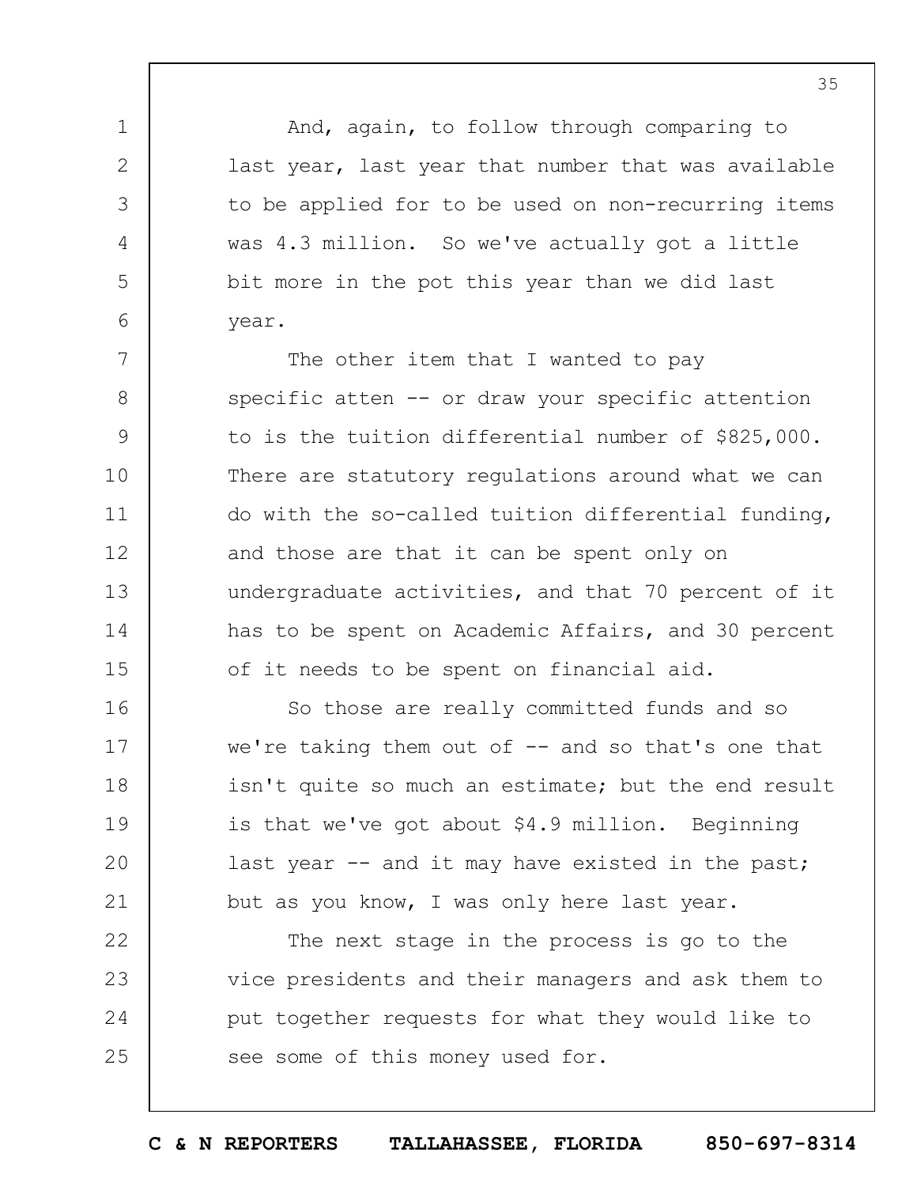And, again, to follow through comparing to last year, last year that number that was available to be applied for to be used on non-recurring items was 4.3 million. So we've actually got a little bit more in the pot this year than we did last year.

The other item that I wanted to pay specific atten -- or draw your specific attention to is the tuition differential number of $825,000. There are statutory regulations around what we can do with the so-called tuition differential funding, and those are that it can be spent only on undergraduate activities, and that 70 percent of it has to be spent on Academic Affairs, and 30 percent of it needs to be spent on financial aid.

So those are really committed funds and so we're taking them out of -- and so that's one that isn't quite so much an estimate; but the end result is that we've got about $4.9 million. Beginning last year -- and it may have existed in the past; but as you know, I was only here last year.

The next stage in the process is go to the vice presidents and their managers and ask them to put together requests for what they would like to see some of this money used for.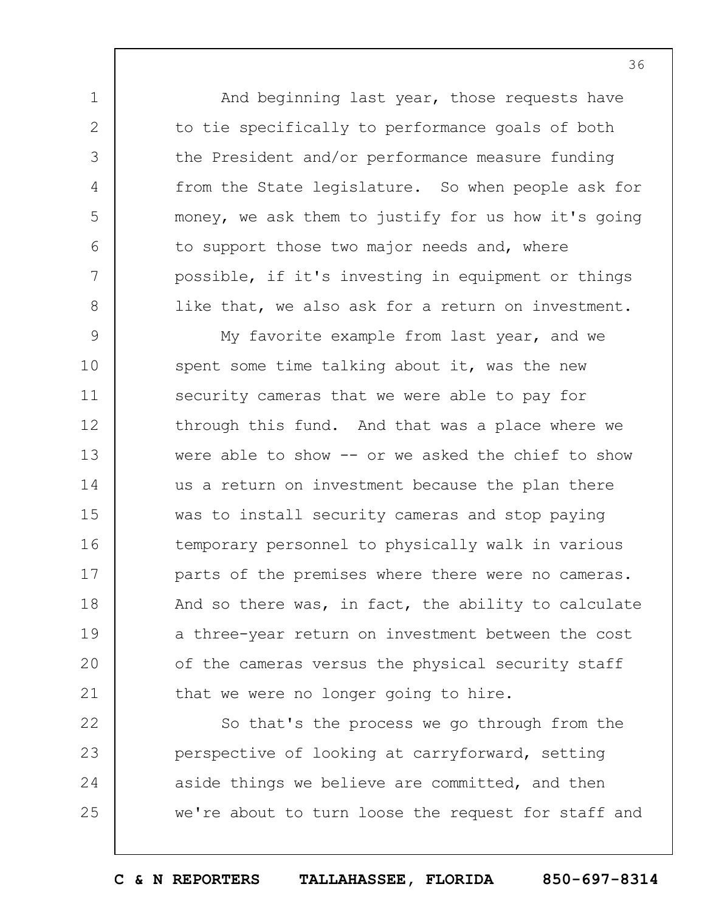And beginning last year, those requests have to tie specifically to performance goals of both the President and/or performance measure funding from the State legislature. So when people ask for money, we ask them to justify for us how it's going to support those two major needs and, where possible, if it's investing in equipment or things like that, we also ask for a return on investment.

My favorite example from last year, and we spent some time talking about it, was the new security cameras that we were able to pay for through this fund. And that was a place where we were able to show -- or we asked the chief to show us a return on investment because the plan there was to install security cameras and stop paying temporary personnel to physically walk in various parts of the premises where there were no cameras. And so there was, in fact, the ability to calculate a three-year return on investment between the cost of the cameras versus the physical security staff that we were no longer going to hire.

So that's the process we go through from the perspective of looking at carryforward, setting aside things we believe are committed, and then we're about to turn loose the request for staff and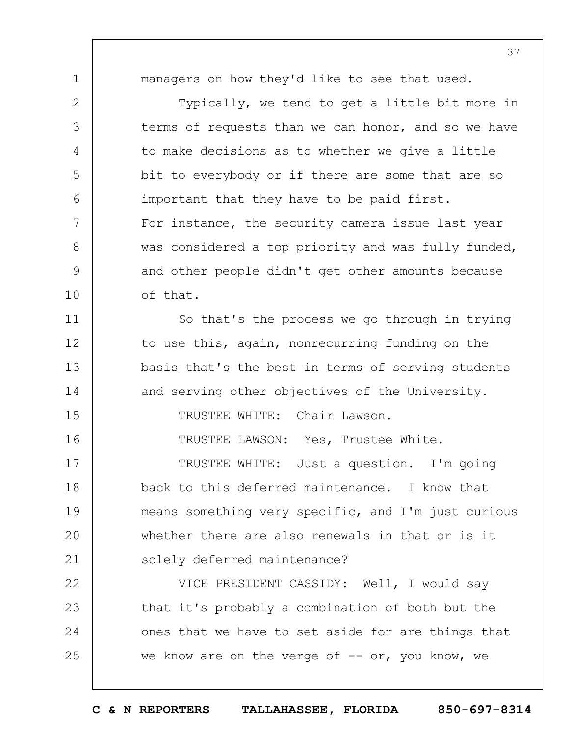managers on how they'd like to see that used.

Typically, we tend to get a little bit more in terms of requests than we can honor, and so we have to make decisions as to whether we give a little bit to everybody or if there are some that are so important that they have to be paid first. For instance, the security camera issue last year was considered a top priority and was fully funded, and other people didn't get other amounts because of that.

So that's the process we go through in trying to use this, again, nonrecurring funding on the basis that's the best in terms of serving students and serving other objectives of the University.

TRUSTEE WHITE: Chair Lawson.

TRUSTEE LAWSON: Yes, Trustee White.

TRUSTEE WHITE: Just a question. I'm going back to this deferred maintenance. I know that means something very specific, and I'm just curious whether there are also renewals in that or is it solely deferred maintenance?

VICE PRESIDENT CASSIDY: Well, I would say that it's probably a combination of both but the ones that we have to set aside for are things that we know are on the verge of -- or, you know, we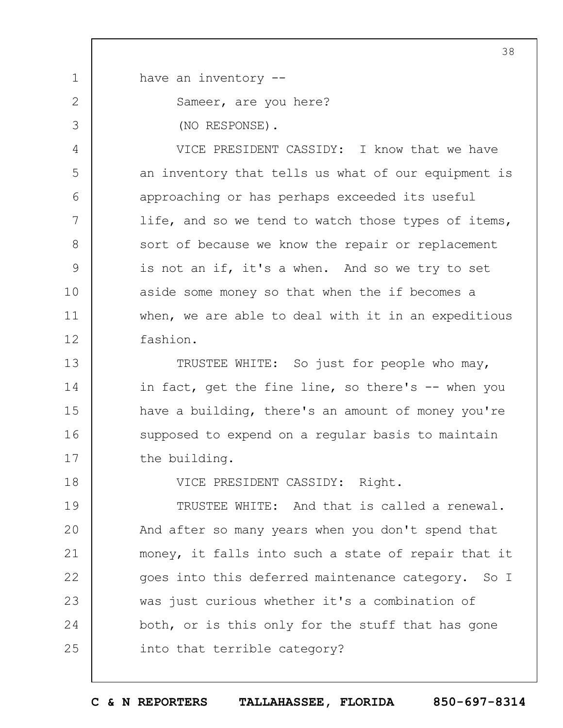have an inventory --

Sameer, are you here?

(NO RESPONSE).

VICE PRESIDENT CASSIDY: I know that we have an inventory that tells us what of our equipment is approaching or has perhaps exceeded its useful life, and so we tend to watch those types of items, sort of because we know the repair or replacement is not an if, it's a when. And so we try to set aside some money so that when the if becomes a when, we are able to deal with it in an expeditious fashion.

TRUSTEE WHITE: So just for people who may, in fact, get the fine line, so there's -- when you have a building, there's an amount of money you're supposed to expend on a regular basis to maintain the building.

VICE PRESIDENT CASSIDY: Right.

TRUSTEE WHITE: And that is called a renewal. And after so many years when you don't spend that money, it falls into such a state of repair that it goes into this deferred maintenance category. So I was just curious whether it's a combination of both, or is this only for the stuff that has gone into that terrible category?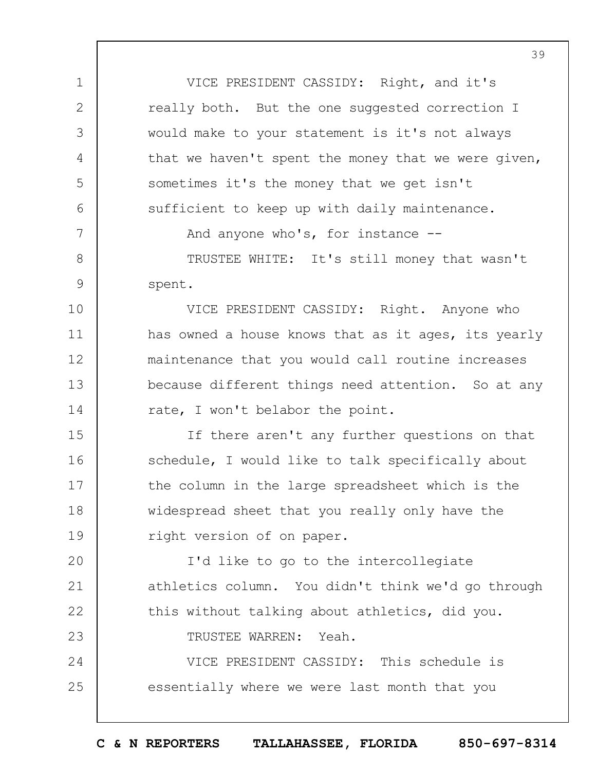VICE PRESIDENT CASSIDY: Right, and it's really both. But the one suggested correction I would make to your statement is it's not always that we haven't spent the money that we were given, sometimes it's the money that we get isn't sufficient to keep up with daily maintenance.

And anyone who's, for instance --

TRUSTEE WHITE: It's still money that wasn't spent.

VICE PRESIDENT CASSIDY: Right. Anyone who has owned a house knows that as it ages, its yearly maintenance that you would call routine increases because different things need attention. So at any rate, I won't belabor the point.

If there aren't any further questions on that schedule, I would like to talk specifically about the column in the large spreadsheet which is the widespread sheet that you really only have the right version of on paper.

I'd like to go to the intercollegiate athletics column. You didn't think we'd go through this without talking about athletics, did you.

TRUSTEE WARREN: Yeah.

VICE PRESIDENT CASSIDY: This schedule is essentially where we were last month that you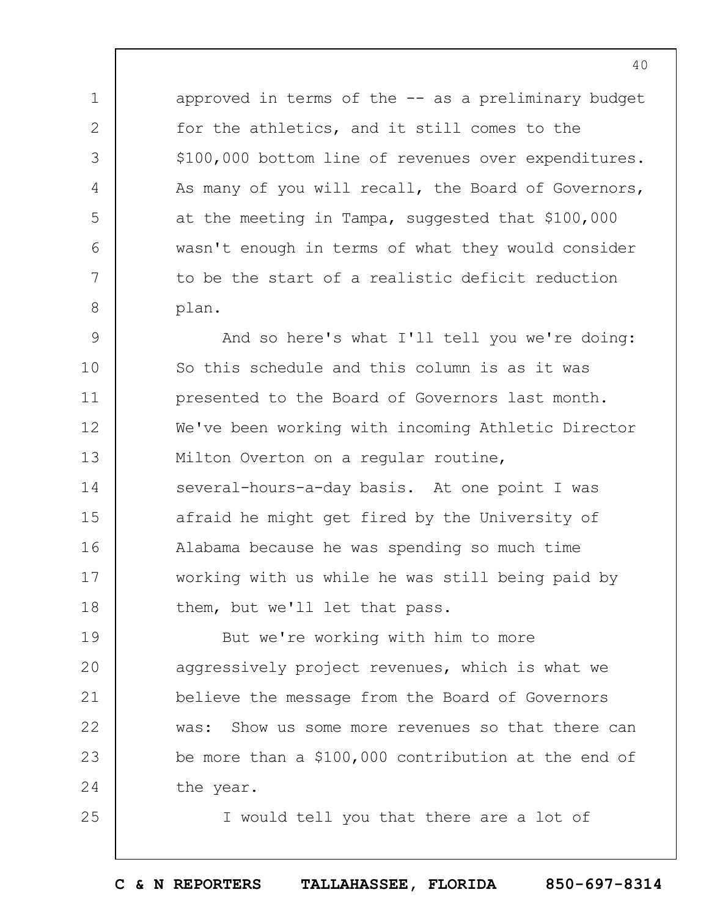approved in terms of the -- as a preliminary budget for the athletics, and it still comes to the $100,000 bottom line of revenues over expenditures. As many of you will recall, the Board of Governors, at the meeting in Tampa, suggested that $100,000 wasn't enough in terms of what they would consider to be the start of a realistic deficit reduction plan.

And so here's what I'll tell you we're doing: So this schedule and this column is as it was presented to the Board of Governors last month. We've been working with incoming Athletic Director Milton Overton on a regular routine, several-hours-a-day basis. At one point I was afraid he might get fired by the University of Alabama because he was spending so much time working with us while he was still being paid by them, but we'll let that pass.

But we're working with him to more aggressively project revenues, which is what we believe the message from the Board of Governors was: Show us some more revenues so that there can be more than a $100,000 contribution at the end of the year.

I would tell you that there are a lot of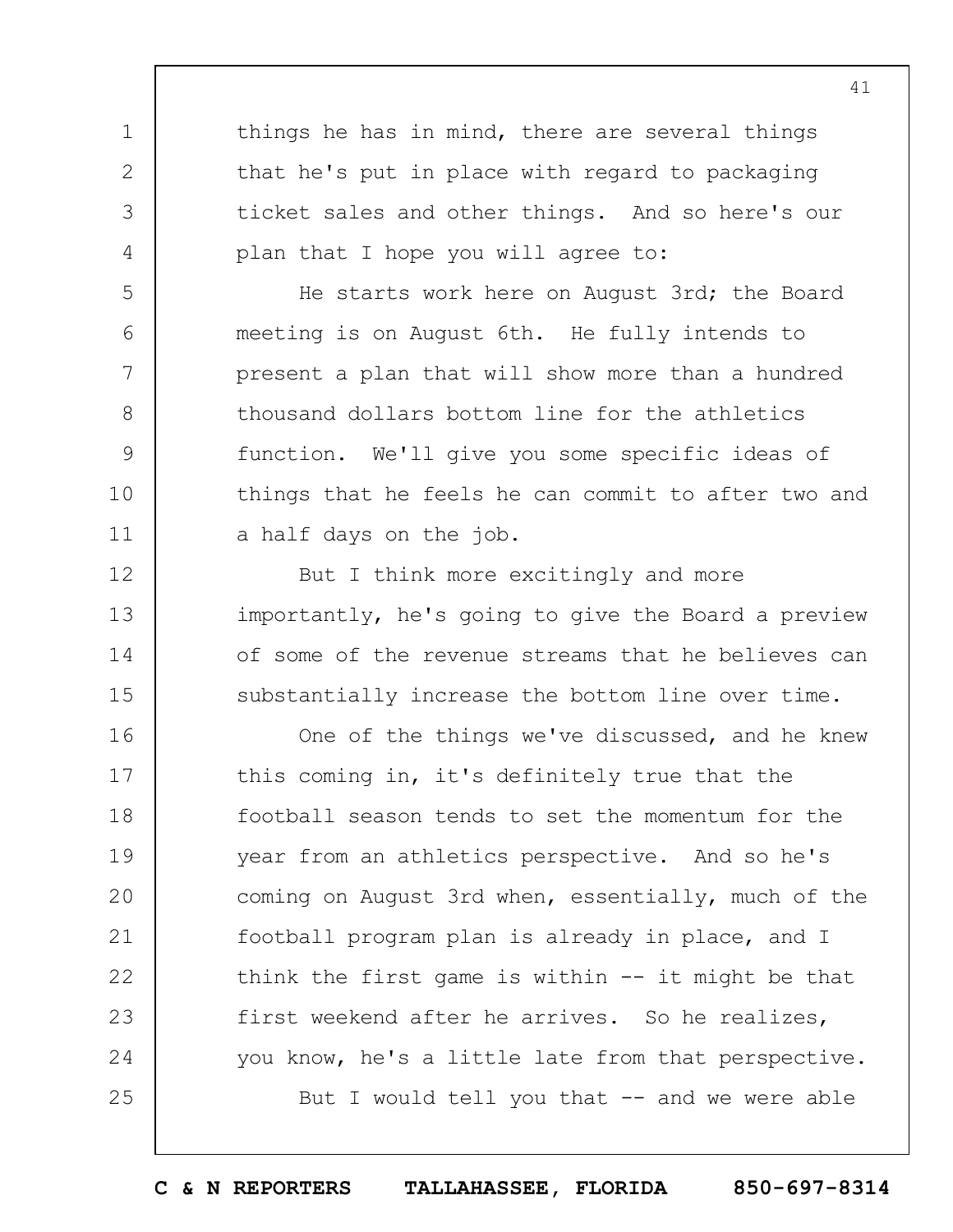things he has in mind, there are several things that he's put in place with regard to packaging ticket sales and other things. And so here's our plan that I hope you will agree to:

He starts work here on August 3rd; the Board meeting is on August 6th. He fully intends to present a plan that will show more than a hundred thousand dollars bottom line for the athletics function. We'll give you some specific ideas of things that he feels he can commit to after two and a half days on the job.

But I think more excitingly and more importantly, he's going to give the Board a preview of some of the revenue streams that he believes can substantially increase the bottom line over time.

One of the things we've discussed, and he knew this coming in, it's definitely true that the football season tends to set the momentum for the year from an athletics perspective. And so he's coming on August 3rd when, essentially, much of the football program plan is already in place, and I think the first game is within -- it might be that first weekend after he arrives. So he realizes, you know, he's a little late from that perspective.

But I would tell you that -- and we were able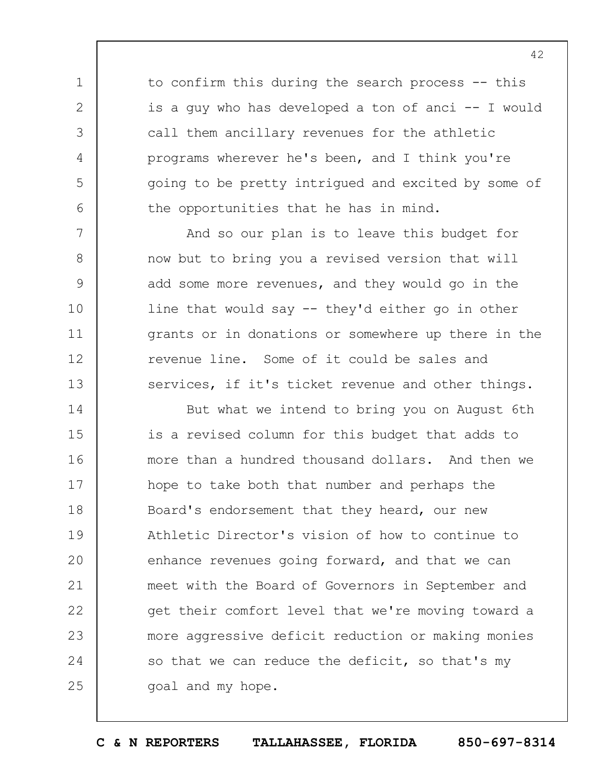to confirm this during the search process -- this is a guy who has developed a ton of anci -- I would call them ancillary revenues for the athletic programs wherever he's been, and I think you're going to be pretty intrigued and excited by some of the opportunities that he has in mind.

And so our plan is to leave this budget for now but to bring you a revised version that will add some more revenues, and they would go in the line that would say -- they'd either go in other grants or in donations or somewhere up there in the revenue line. Some of it could be sales and services, if it's ticket revenue and other things.

But what we intend to bring you on August 6th is a revised column for this budget that adds to more than a hundred thousand dollars. And then we hope to take both that number and perhaps the Board's endorsement that they heard, our new Athletic Director's vision of how to continue to enhance revenues going forward, and that we can meet with the Board of Governors in September and get their comfort level that we're moving toward a more aggressive deficit reduction or making monies so that we can reduce the deficit, so that's my goal and my hope.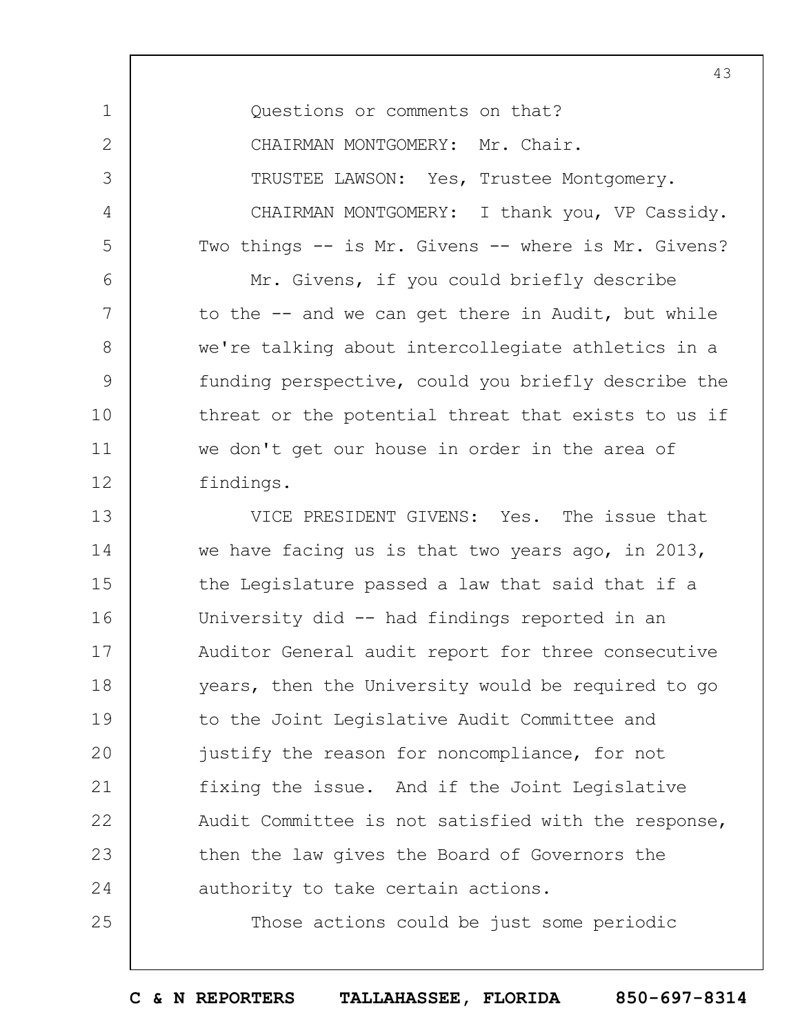Questions or comments on that?

CHAIRMAN MONTGOMERY: Mr. Chair.

TRUSTEE LAWSON: Yes, Trustee Montgomery.

CHAIRMAN MONTGOMERY: I thank you, VP Cassidy. Two things -- is Mr. Givens -- where is Mr. Givens?

Mr. Givens, if you could briefly describe to the -- and we can get there in Audit, but while we're talking about intercollegiate athletics in a funding perspective, could you briefly describe the threat or the potential threat that exists to us if we don't get our house in order in the area of findings.

VICE PRESIDENT GIVENS: Yes. The issue that we have facing us is that two years ago, in 2013, the Legislature passed a law that said that if a University did -- had findings reported in an Auditor General audit report for three consecutive years, then the University would be required to go to the Joint Legislative Audit Committee and justify the reason for noncompliance, for not fixing the issue. And if the Joint Legislative Audit Committee is not satisfied with the response, then the law gives the Board of Governors the authority to take certain actions.

Those actions could be just some periodic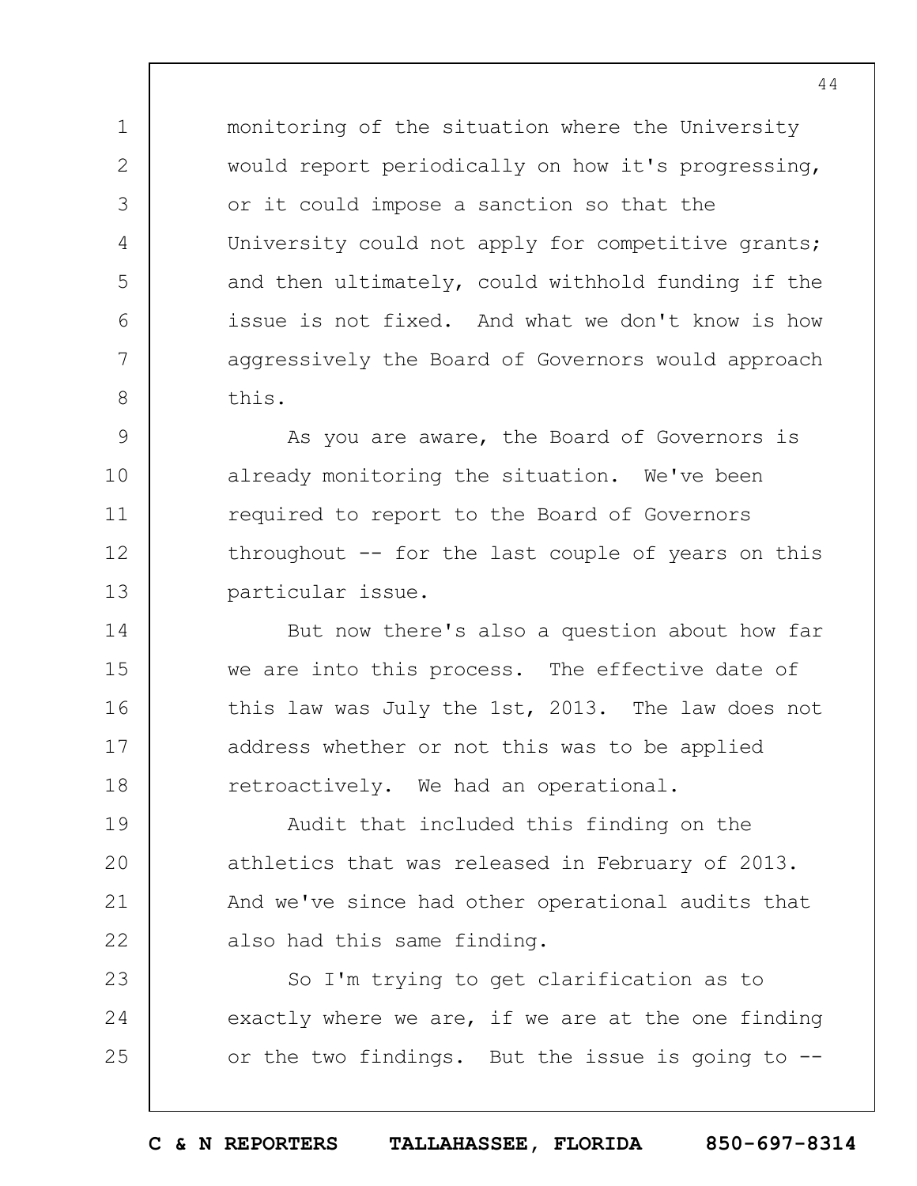monitoring of the situation where the University would report periodically on how it's progressing, or it could impose a sanction so that the University could not apply for competitive grants; and then ultimately, could withhold funding if the issue is not fixed. And what we don't know is how aggressively the Board of Governors would approach this.

As you are aware, the Board of Governors is already monitoring the situation. We've been required to report to the Board of Governors throughout -- for the last couple of years on this particular issue.

But now there's also a question about how far we are into this process. The effective date of this law was July the 1st, 2013. The law does not address whether or not this was to be applied retroactively. We had an operational.

Audit that included this finding on the athletics that was released in February of 2013. And we've since had other operational audits that also had this same finding.

So I'm trying to get clarification as to exactly where we are, if we are at the one finding or the two findings. But the issue is going to --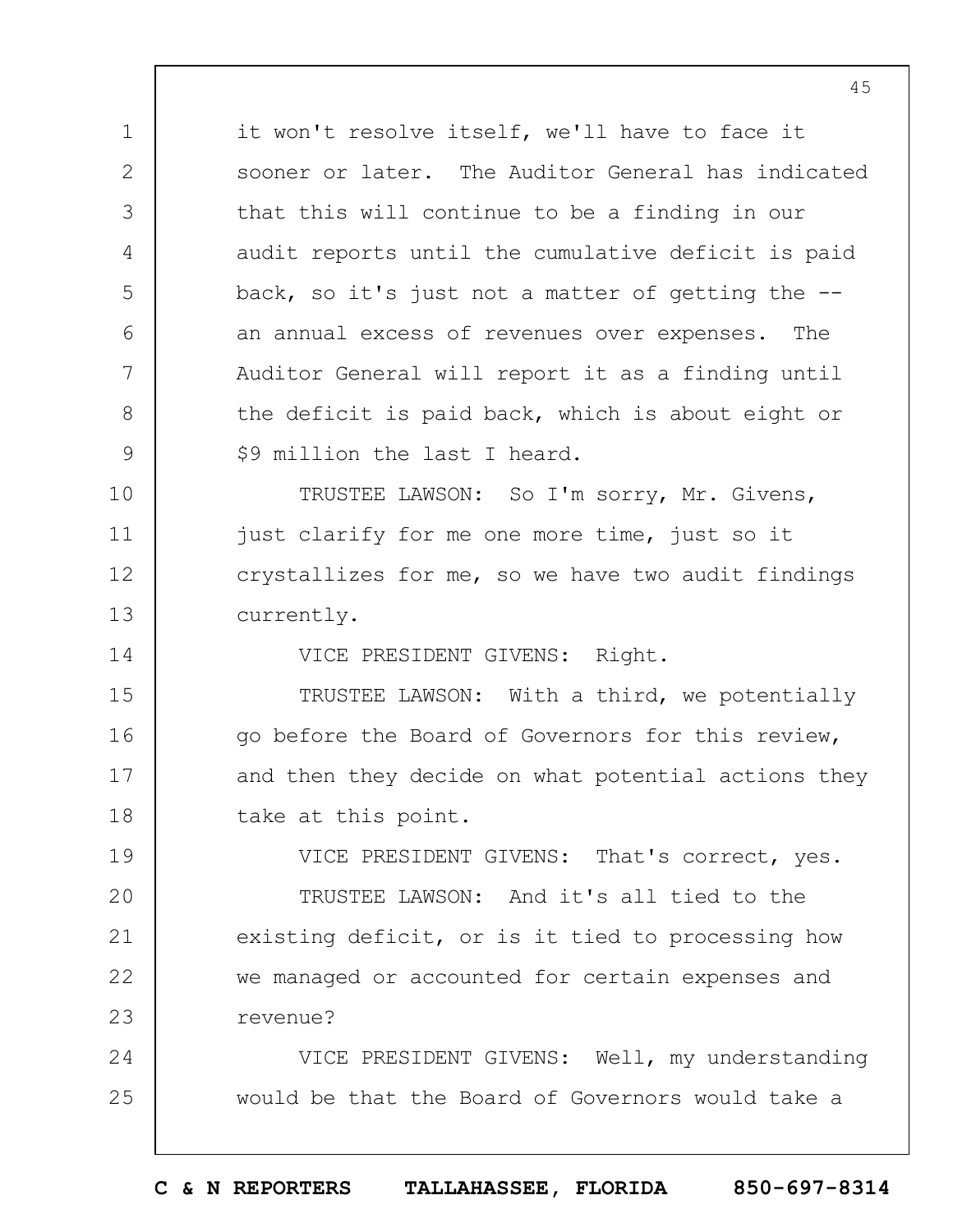it won't resolve itself, we'll have to face it sooner or later. The Auditor General has indicated that this will continue to be a finding in our audit reports until the cumulative deficit is paid back, so it's just not a matter of getting the -- an annual excess of revenues over expenses. The Auditor General will report it as a finding until the deficit is paid back, which is about eight or $9 million the last I heard.

TRUSTEE LAWSON: So I'm sorry, Mr. Givens, just clarify for me one more time, just so it crystallizes for me, so we have two audit findings currently.

VICE PRESIDENT GIVENS: Right.

TRUSTEE LAWSON: With a third, we potentially go before the Board of Governors for this review, and then they decide on what potential actions they take at this point.

VICE PRESIDENT GIVENS: That's correct, yes.

TRUSTEE LAWSON: And it's all tied to the existing deficit, or is it tied to processing how we managed or accounted for certain expenses and revenue?

VICE PRESIDENT GIVENS: Well, my understanding would be that the Board of Governors would take a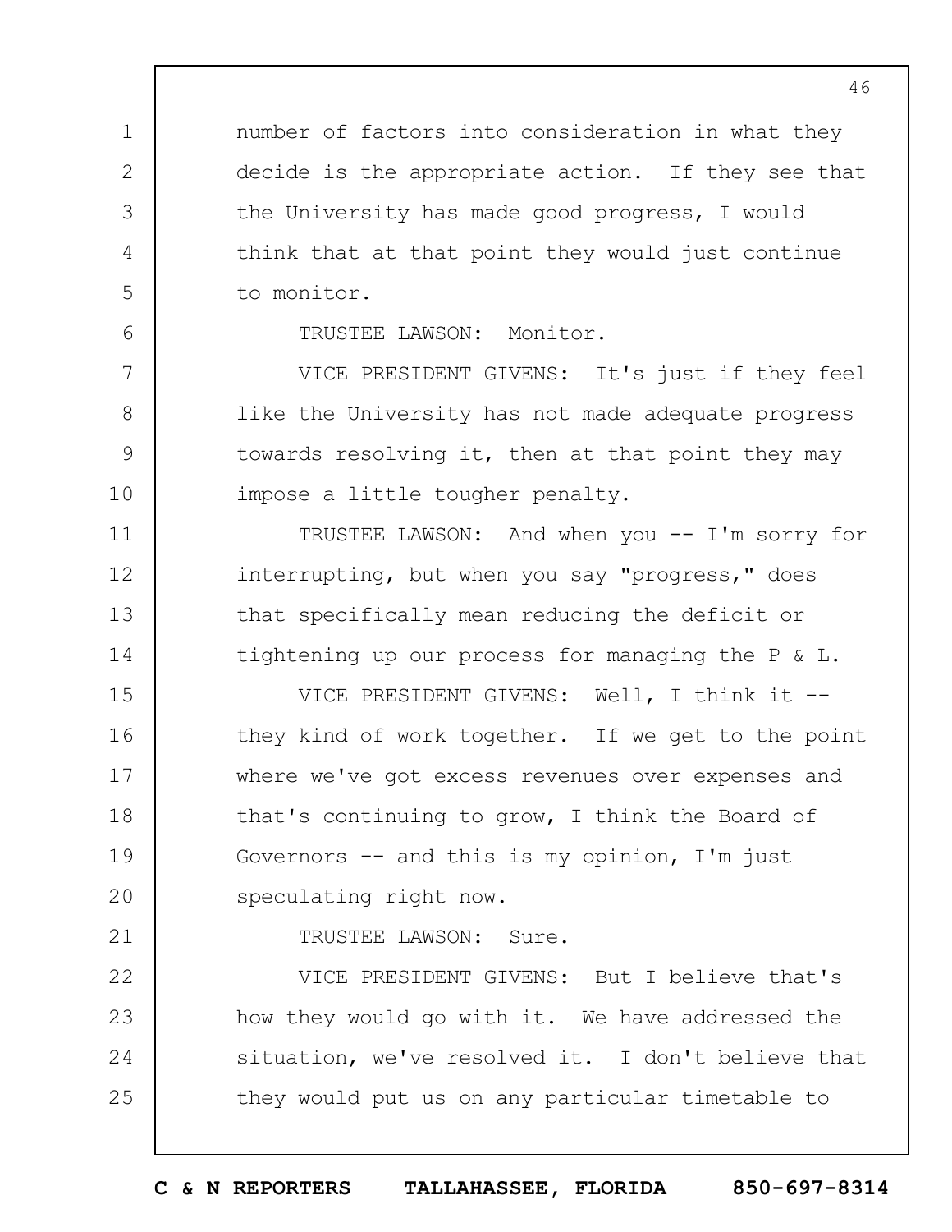number of factors into consideration in what they decide is the appropriate action. If they see that the University has made good progress, I would think that at that point they would just continue to monitor.

TRUSTEE LAWSON: Monitor.

VICE PRESIDENT GIVENS: It's just if they feel like the University has not made adequate progress towards resolving it, then at that point they may impose a little tougher penalty.

TRUSTEE LAWSON: And when you -- I'm sorry for interrupting, but when you say "progress," does that specifically mean reducing the deficit or tightening up our process for managing the P & L.

VICE PRESIDENT GIVENS: Well, I think it -- they kind of work together. If we get to the point where we've got excess revenues over expenses and that's continuing to grow, I think the Board of Governors -- and this is my opinion, I'm just speculating right now.

TRUSTEE LAWSON: Sure.

VICE PRESIDENT GIVENS: But I believe that's how they would go with it. We have addressed the situation, we've resolved it. I don't believe that they would put us on any particular timetable to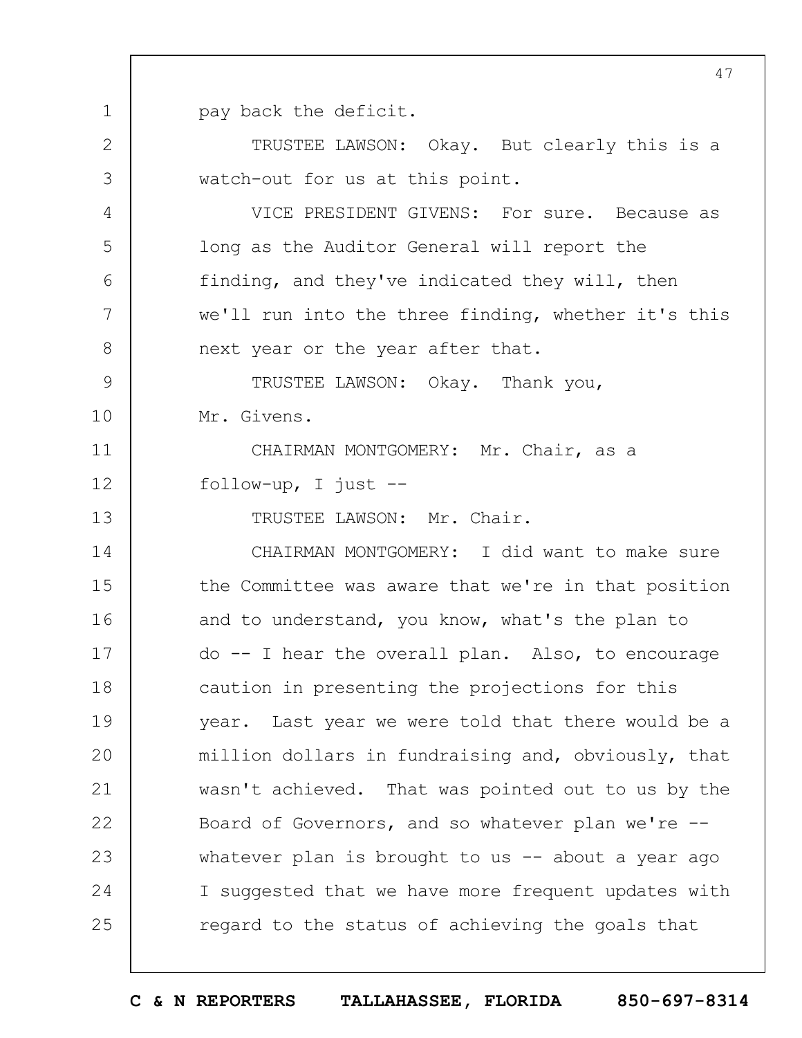pay back the deficit.

TRUSTEE LAWSON: Okay. But clearly this is a watch-out for us at this point.

VICE PRESIDENT GIVENS: For sure. Because as long as the Auditor General will report the finding, and they've indicated they will, then we'll run into the three finding, whether it's this next year or the year after that.

TRUSTEE LAWSON: Okay. Thank you, Mr. Givens.

CHAIRMAN MONTGOMERY: Mr. Chair, as a follow-up, I just --

TRUSTEE LAWSON: Mr. Chair.

CHAIRMAN MONTGOMERY: I did want to make sure the Committee was aware that we're in that position and to understand, you know, what's the plan to do -- I hear the overall plan. Also, to encourage caution in presenting the projections for this year. Last year we were told that there would be a million dollars in fundraising and, obviously, that wasn't achieved. That was pointed out to us by the Board of Governors, and so whatever plan we're -- whatever plan is brought to us -- about a year ago I suggested that we have more frequent updates with regard to the status of achieving the goals that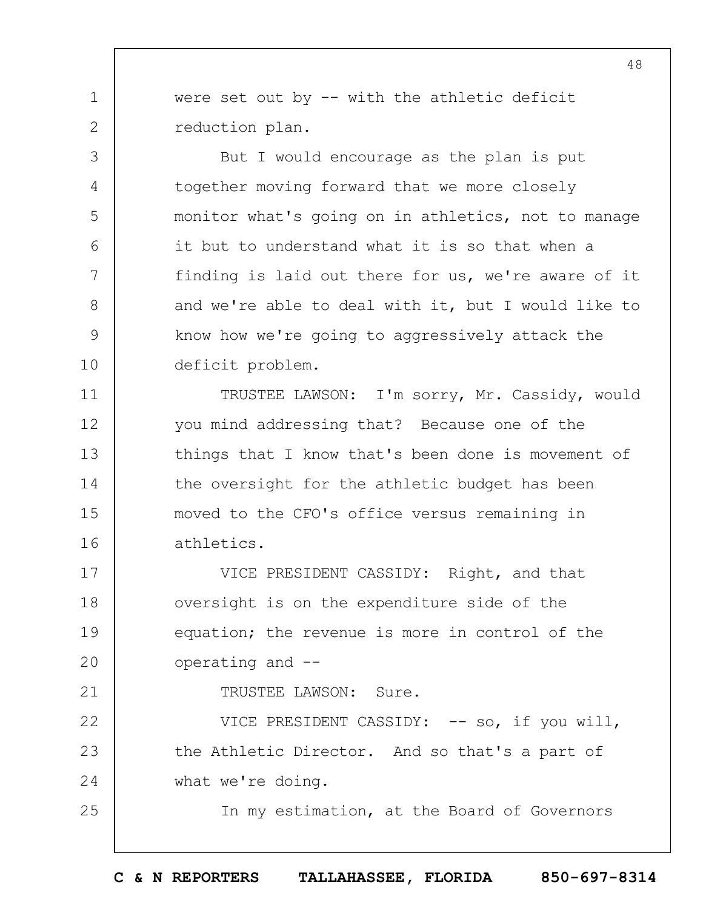were set out by -- with the athletic deficit reduction plan.

But I would encourage as the plan is put together moving forward that we more closely monitor what's going on in athletics, not to manage it but to understand what it is so that when a finding is laid out there for us, we're aware of it and we're able to deal with it, but I would like to know how we're going to aggressively attack the deficit problem.

TRUSTEE LAWSON: I'm sorry, Mr. Cassidy, would you mind addressing that? Because one of the things that I know that's been done is movement of the oversight for the athletic budget has been moved to the CFO's office versus remaining in athletics.

VICE PRESIDENT CASSIDY: Right, and that oversight is on the expenditure side of the equation; the revenue is more in control of the operating and --

TRUSTEE LAWSON: Sure.

VICE PRESIDENT CASSIDY: -- so, if you will, the Athletic Director. And so that's a part of what we're doing.

In my estimation, at the Board of Governors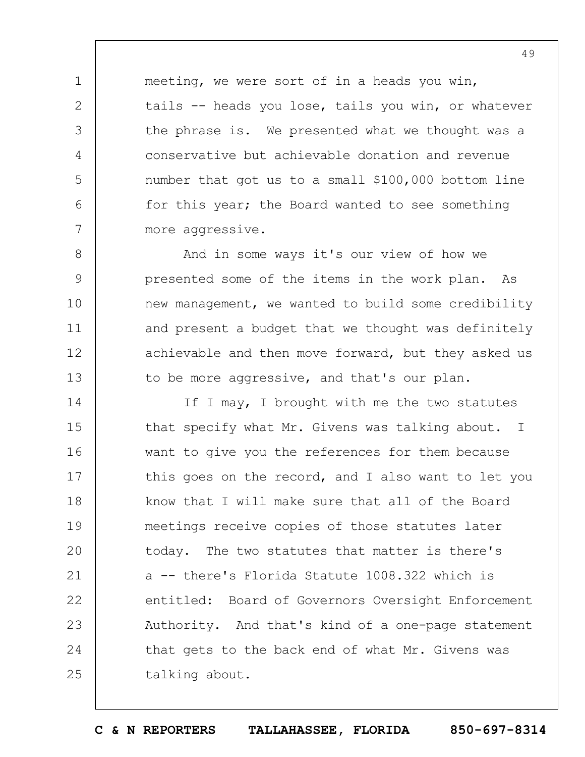meeting, we were sort of in a heads you win, tails -- heads you lose, tails you win, or whatever the phrase is. We presented what we thought was a conservative but achievable donation and revenue number that got us to a small $100,000 bottom line for this year; the Board wanted to see something more aggressive.

And in some ways it's our view of how we presented some of the items in the work plan. As new management, we wanted to build some credibility and present a budget that we thought was definitely achievable and then move forward, but they asked us to be more aggressive, and that's our plan.

If I may, I brought with me the two statutes that specify what Mr. Givens was talking about. I want to give you the references for them because this goes on the record, and I also want to let you know that I will make sure that all of the Board meetings receive copies of those statutes later today. The two statutes that matter is there's a -- there's Florida Statute 1008.322 which is entitled: Board of Governors Oversight Enforcement Authority. And that's kind of a one-page statement that gets to the back end of what Mr. Givens was talking about.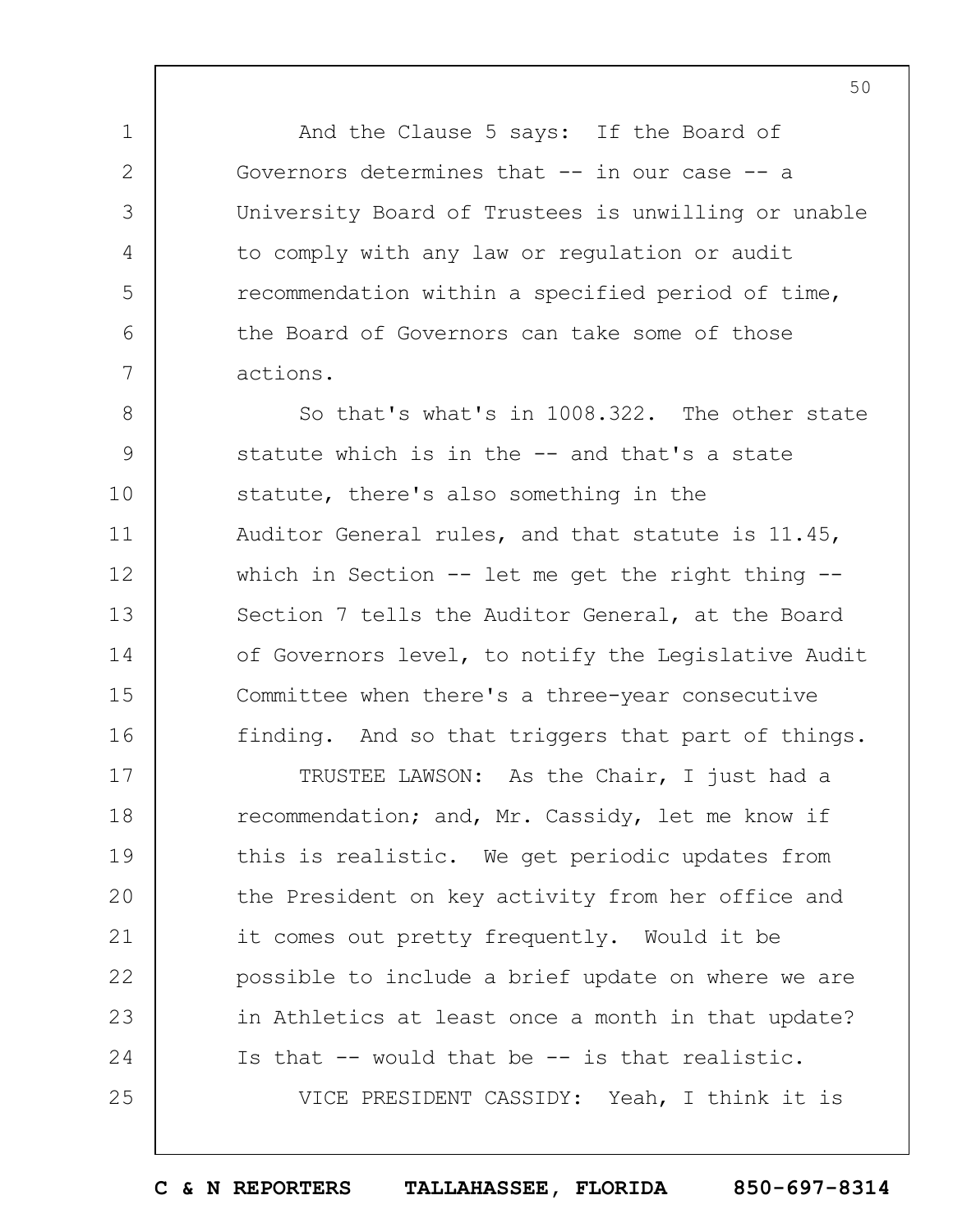And the Clause 5 says: If the Board of Governors determines that -- in our case -- a University Board of Trustees is unwilling or unable to comply with any law or regulation or audit recommendation within a specified period of time, the Board of Governors can take some of those actions.

So that's what's in 1008.322. The other state statute which is in the -- and that's a state statute, there's also something in the Auditor General rules, and that statute is 11.45, which in Section -- let me get the right thing -- Section 7 tells the Auditor General, at the Board of Governors level, to notify the Legislative Audit Committee when there's a three-year consecutive finding. And so that triggers that part of things.

TRUSTEE LAWSON: As the Chair, I just had a recommendation; and, Mr. Cassidy, let me know if this is realistic. We get periodic updates from the President on key activity from her office and it comes out pretty frequently. Would it be possible to include a brief update on where we are in Athletics at least once a month in that update? Is that -- would that be -- is that realistic.

VICE PRESIDENT CASSIDY: Yeah, I think it is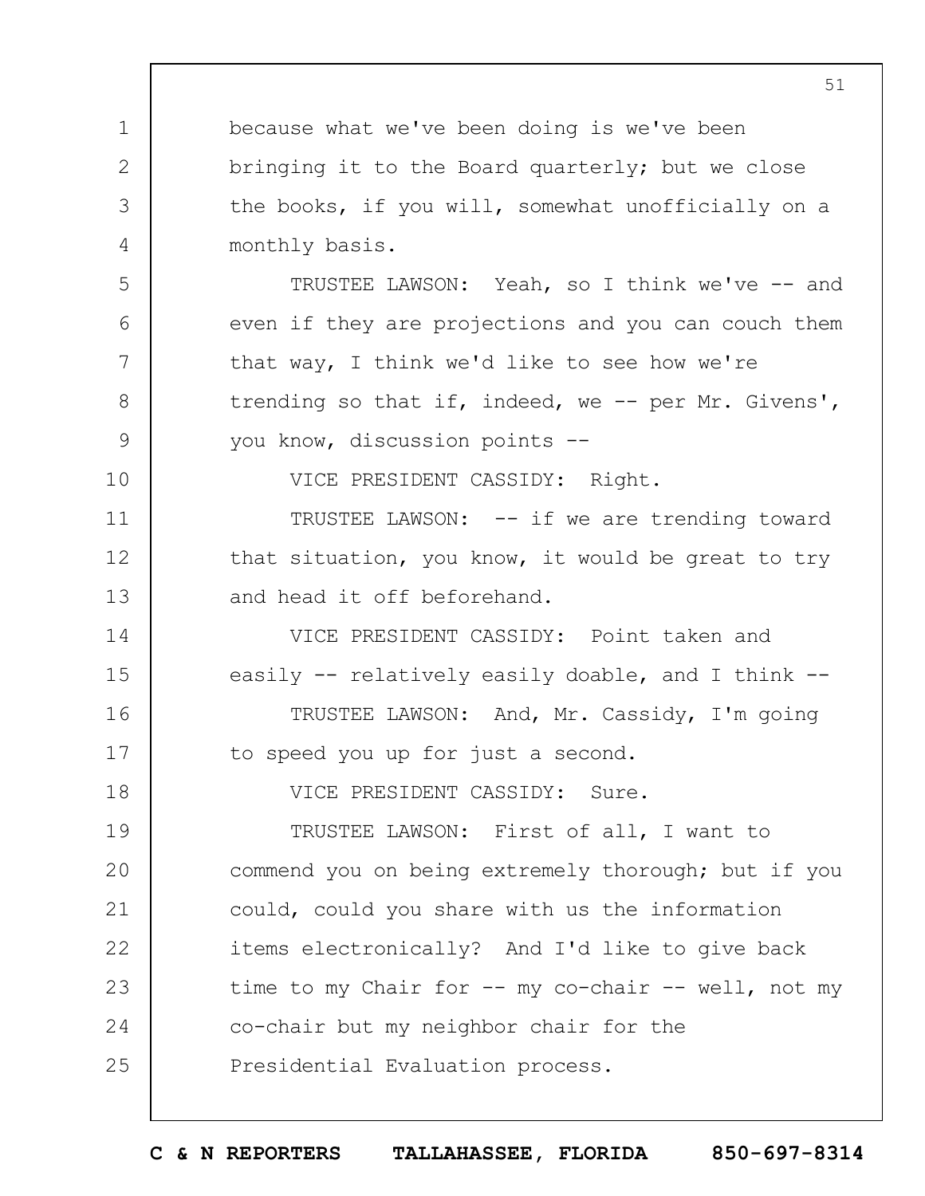because what we've been doing is we've been bringing it to the Board quarterly; but we close the books, if you will, somewhat unofficially on a monthly basis.

TRUSTEE LAWSON: Yeah, so I think we've -- and even if they are projections and you can couch them that way, I think we'd like to see how we're trending so that if, indeed, we -- per Mr. Givens', you know, discussion points --

VICE PRESIDENT CASSIDY: Right.

TRUSTEE LAWSON: -- if we are trending toward that situation, you know, it would be great to try and head it off beforehand.

VICE PRESIDENT CASSIDY: Point taken and easily -- relatively easily doable, and I think --

TRUSTEE LAWSON: And, Mr. Cassidy, I'm going to speed you up for just a second.

VICE PRESIDENT CASSIDY: Sure.

TRUSTEE LAWSON: First of all, I want to commend you on being extremely thorough; but if you could, could you share with us the information items electronically? And I'd like to give back time to my Chair for -- my co-chair -- well, not my co-chair but my neighbor chair for the Presidential Evaluation process.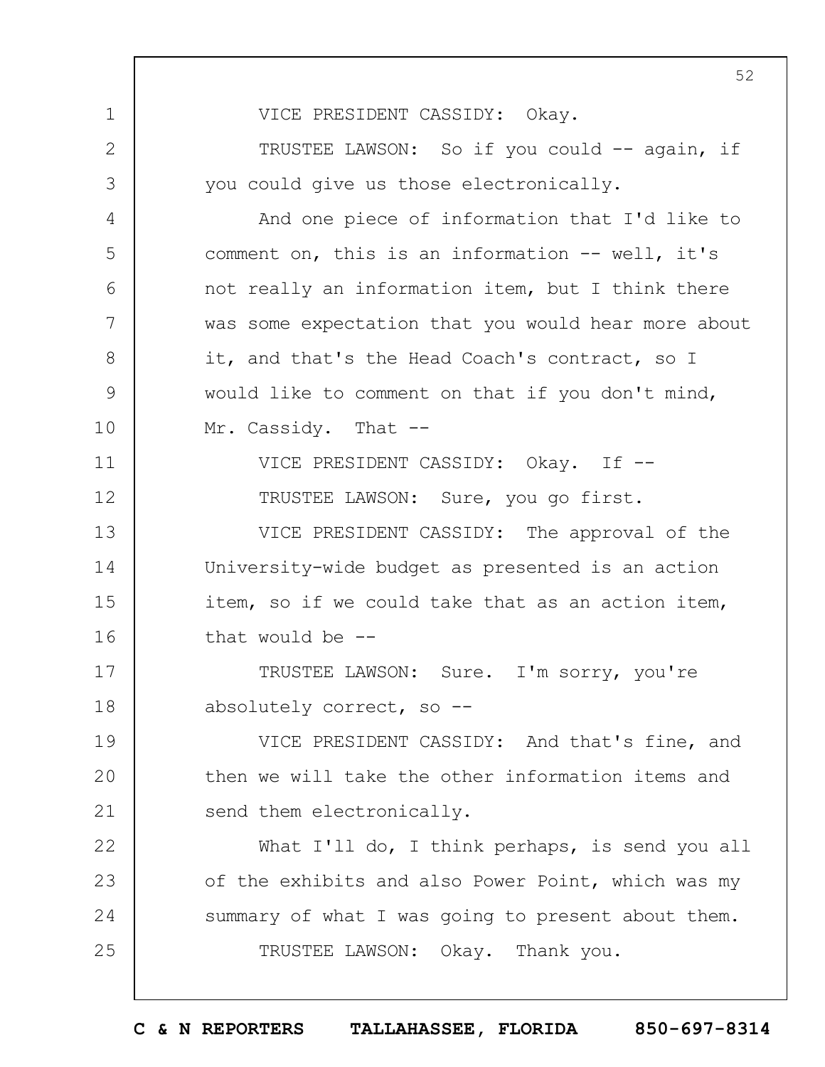VICE PRESIDENT CASSIDY: Okay.

TRUSTEE LAWSON: So if you could -- again, if you could give us those electronically.

And one piece of information that I'd like to comment on, this is an information -- well, it's not really an information item, but I think there was some expectation that you would hear more about it, and that's the Head Coach's contract, so I would like to comment on that if you don't mind, Mr. Cassidy. That --

VICE PRESIDENT CASSIDY: Okay. If --

TRUSTEE LAWSON: Sure, you go first.

VICE PRESIDENT CASSIDY: The approval of the University-wide budget as presented is an action item, so if we could take that as an action item, that would be --

TRUSTEE LAWSON: Sure. I'm sorry, you're absolutely correct, so --

VICE PRESIDENT CASSIDY: And that's fine, and then we will take the other information items and send them electronically.

What I'll do, I think perhaps, is send you all of the exhibits and also Power Point, which was my summary of what I was going to present about them.

TRUSTEE LAWSON: Okay. Thank you.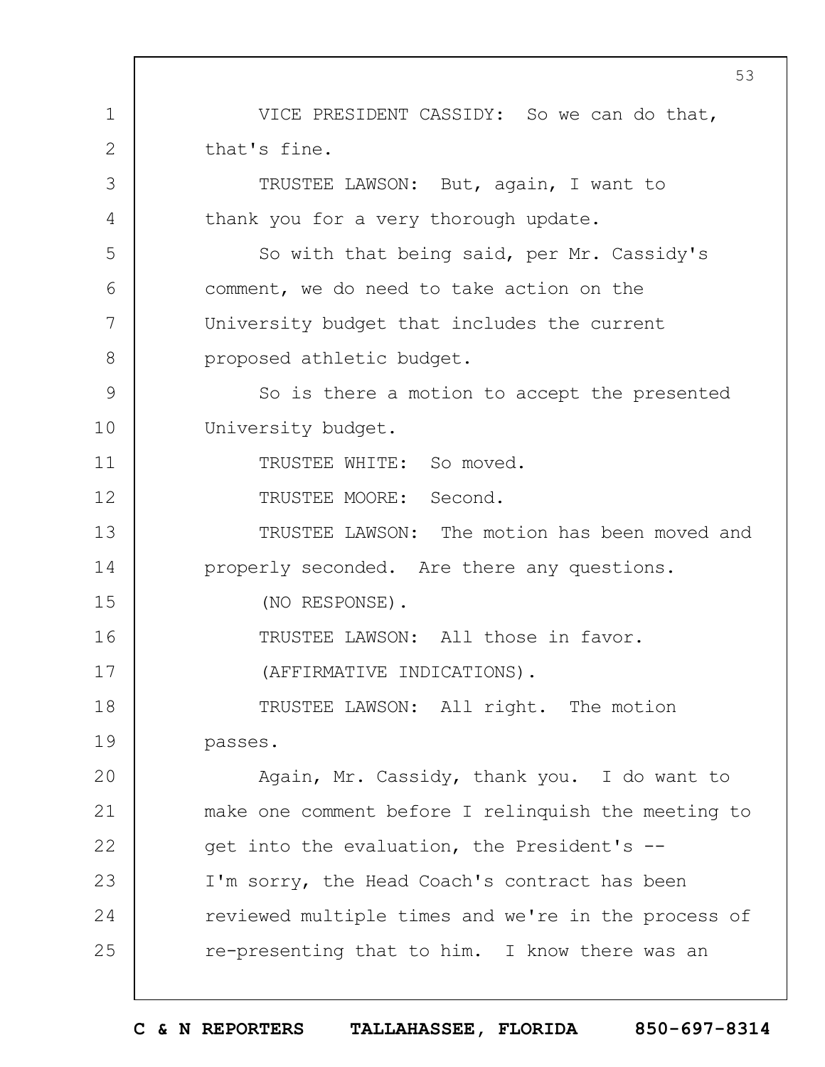VICE PRESIDENT CASSIDY: So we can do that, that's fine.

TRUSTEE LAWSON: But, again, I want to thank you for a very thorough update.

So with that being said, per Mr. Cassidy's comment, we do need to take action on the University budget that includes the current proposed athletic budget.

So is there a motion to accept the presented University budget.

TRUSTEE WHITE: So moved.

TRUSTEE MOORE: Second.

TRUSTEE LAWSON: The motion has been moved and properly seconded. Are there any questions.

(NO RESPONSE).

TRUSTEE LAWSON: All those in favor.

(AFFIRMATIVE INDICATIONS).

TRUSTEE LAWSON: All right. The motion passes.

Again, Mr. Cassidy, thank you. I do want to make one comment before I relinquish the meeting to get into the evaluation, the President's -- I'm sorry, the Head Coach's contract has been reviewed multiple times and we're in the process of re-presenting that to him. I know there was an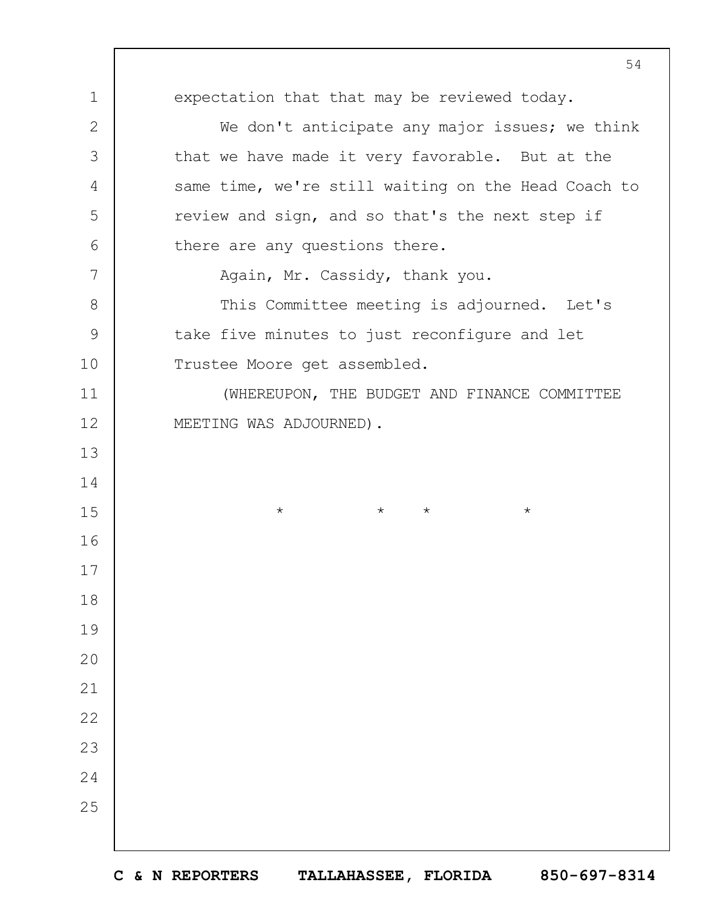expectation that that may be reviewed today.

We don't anticipate any major issues; we think that we have made it very favorable. But at the same time, we're still waiting on the Head Coach to review and sign, and so that's the next step if there are any questions there.

Again, Mr. Cassidy, thank you.

This Committee meeting is adjourned. Let's take five minutes to just reconfigure and let Trustee Moore get assembled.

(WHEREUPON, THE BUDGET AND FINANCE COMMITTEE MEETING WAS ADJOURNED).

\* \* \* \*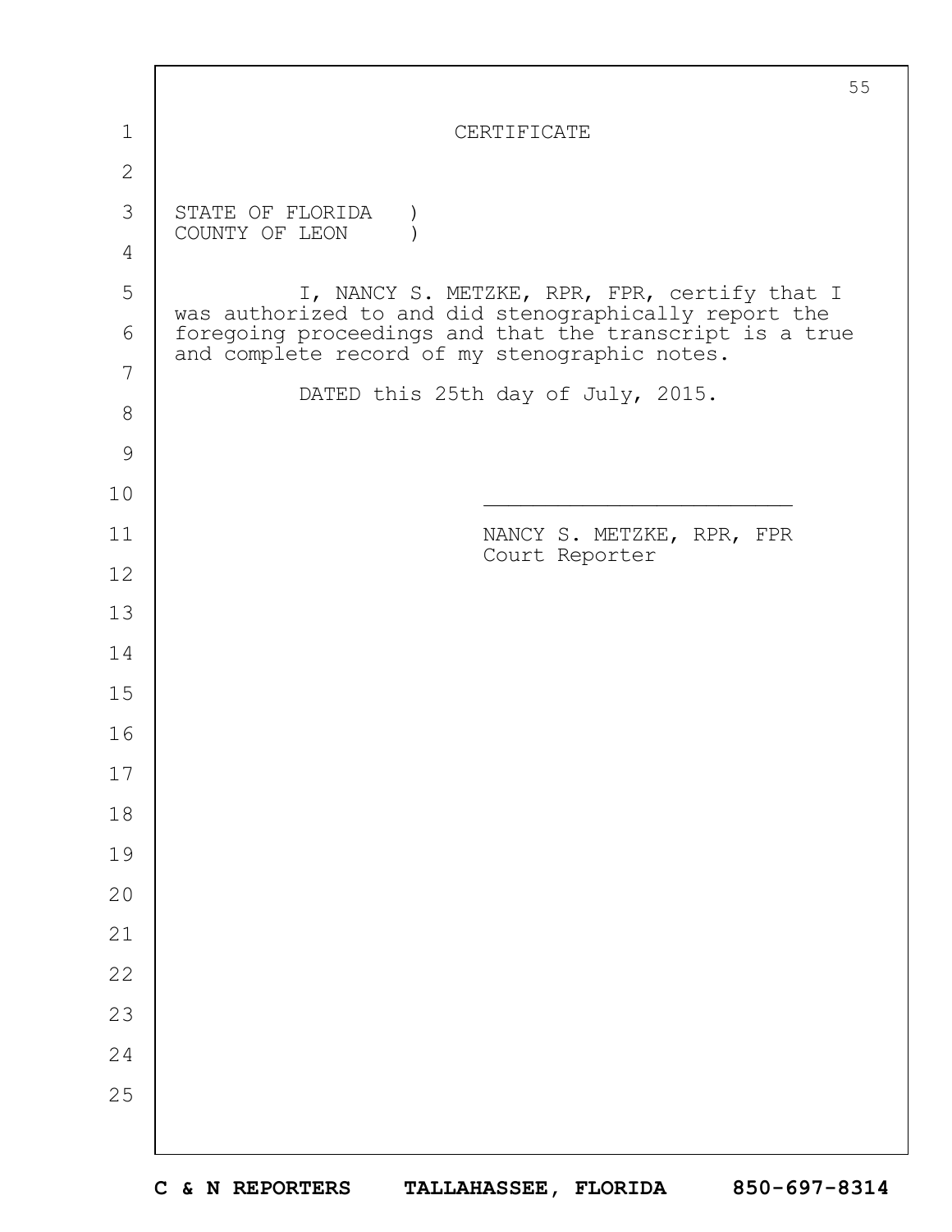# CERTIFICATE

STATE OF FLORIDA )
COUNTY OF LEON )

I, NANCY S. METZKE, RPR, FPR, certify that I was authorized to and did stenographically report the foregoing proceedings and that the transcript is a true and complete record of my stenographic notes.

DATED this 25th day of July, 2015.

\_\_\_\_\_\_\_\_\_\_\_\_\_\_\_\_\_\_\_\_\_\_\_\_\_

NANCY S. METZKE, RPR, FPR
Court Reporter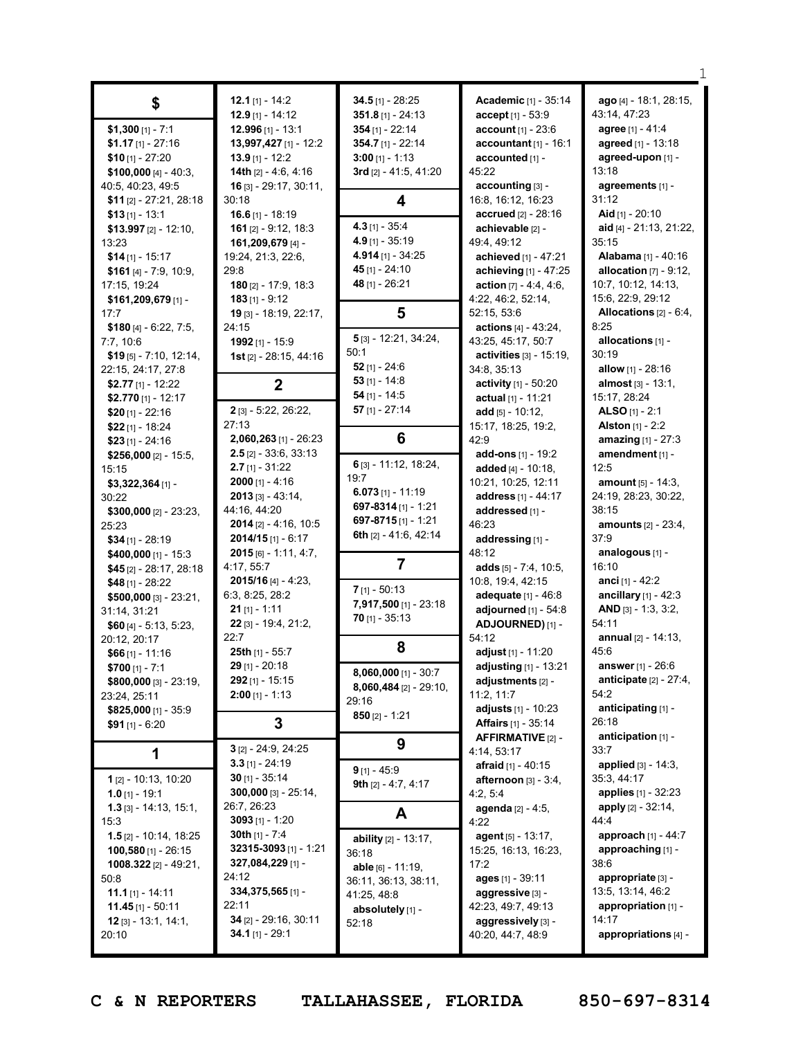## $

**$1,300** [1] - 7:1
**$1.17** [1] - 27:16
**$10** [1] - 27:20
**$100,000** [4] - 40:3, 40:5, 40:23, 49:5
**$11** [2] - 27:21, 28:18
**$13** [1] - 13:1
**$13.997** [2] - 12:10, 13:23
**$14** [1] - 15:17
**$161** [4] - 7:9, 10:9, 17:15, 19:24
**$161,209,679** [1] - 17:7
**$180** [4] - 6:22, 7:5, 7:7, 10:6
**$19** [5] - 7:10, 12:14, 22:15, 24:17, 27:8
**$2.77** [1] - 12:22
**$2.770** [1] - 12:17
**$20** [1] - 22:16
**$22** [1] - 18:24
**$23** [1] - 24:16
**$256,000** [2] - 15:5, 15:15
**$3,322,364** [1] - 30:22
**$300,000** [2] - 23:23, 25:23
**$34** [1] - 28:19
**$400,000** [1] - 15:3
**$45** [2] - 28:17, 28:18
**$48** [1] - 28:22
**$500,000** [3] - 23:21, 31:14, 31:21
**$60** [4] - 5:13, 5:23, 20:12, 20:17
**$66** [1] - 11:16
**$700** [1] - 7:1
**$800,000** [3] - 23:19, 23:24, 25:11
**$825,000** [1] - 35:9
**$91** [1] - 6:20

## 1

**1** [2] - 10:13, 10:20
**1.0** [1] - 19:1
**1.3** [3] - 14:13, 15:1, 15:3
**1.5** [2] - 10:14, 18:25
**100,580** [1] - 26:15
**1008.322** [2] - 49:21, 50:8
**11.1** [1] - 14:11
**11.45** [1] - 50:11
**12** [3] - 13:1, 14:1, 20:10
**12.1** [1] - 14:2
**12.9** [1] - 14:12
**12.996** [1] - 13:1
**13,997,427** [1] - 12:2
**13.9** [1] - 12:2
**14th** [2] - 4:6, 4:16
**16** [3] - 29:17, 30:11, 30:18
**16.6** [1] - 18:19
**161** [2] - 9:12, 18:3
**161,209,679** [4] - 19:24, 21:3, 22:6, 29:8
**180** [2] - 17:9, 18:3
**183** [1] - 9:12
**19** [3] - 18:19, 22:17, 24:15
**1992** [1] - 15:9
**1st** [2] - 28:15, 44:16

## 2

**2** [3] - 5:22, 26:22, 27:13
**2,060,263** [1] - 26:23
**2.5** [2] - 33:6, 33:13
**2.7** [1] - 31:22
**2000** [1] - 4:16
**2013** [3] - 43:14, 44:16, 44:20
**2014** [2] - 4:16, 10:5
**2014/15** [1] - 6:17
**2015** [6] - 1:11, 4:7, 4:17, 55:7
**2015/16** [4] - 4:23, 6:3, 8:25, 28:2
**21** [1] - 1:11
**22** [3] - 19:4, 21:2, 22:7
**25th** [1] - 55:7
**29** [1] - 20:18
**292** [1] - 15:15
**2:00** [1] - 1:13

## 3

**3** [2] - 24:9, 24:25
**3.3** [1] - 24:19
**30** [1] - 35:14
**300,000** [3] - 25:14, 26:7, 26:23
**3093** [1] - 1:20
**30th** [1] - 7:4
**32315-3093** [1] - 1:21
**327,084,229** [1] - 24:12
**334,375,565** [1] - 22:11
**34** [2] - 29:16, 30:11
**34.1** [1] - 29:1
**34.5** [1] - 28:25
**351.8** [1] - 24:13
**354** [1] - 22:14
**354.7** [1] - 22:14
**3:00** [1] - 1:13
**3rd** [2] - 41:5, 41:20

## 4

**4.3** [1] - 35:4
**4.9** [1] - 35:19
**4.914** [1] - 34:25
**45** [1] - 24:10
**48** [1] - 26:21

## 5

**5** [3] - 12:21, 34:24, 50:1
**52** [1] - 24:6
**53** [1] - 14:8
**54** [1] - 14:5
**57** [1] - 27:14

## 6

**6** [3] - 11:12, 18:24, 19:7
**6.073** [1] - 11:19
**697-8314** [1] - 1:21
**697-8715** [1] - 1:21
**6th** [2] - 41:6, 42:14

## 7

**7** [1] - 50:13
**7,917,500** [1] - 23:18
**70** [1] - 35:13

## 8

**8,060,000** [1] - 30:7
**8,060,484** [2] - 29:10, 29:16
**850** [2] - 1:21

## 9

**9** [1] - 45:9
**9th** [2] - 4:7, 4:17

## A

**ability** [2] - 13:17, 36:18
**able** [6] - 11:19, 36:11, 36:13, 38:11, 41:25, 48:8
**absolutely** [1] - 52:18
**Academic** [1] - 35:14
**accept** [1] - 53:9
**account** [1] - 23:6
**accountant** [1] - 16:1
**accounted** [1] - 45:22
**accounting** [3] - 16:8, 16:12, 16:23
**accrued** [2] - 28:16
**achievable** [2] - 49:4, 49:12
**achieved** [1] - 47:21
**achieving** [1] - 47:25
**action** [7] - 4:4, 4:6, 4:22, 46:2, 52:14, 52:15, 53:6
**actions** [4] - 43:24, 43:25, 45:17, 50:7
**activities** [3] - 15:19, 34:8, 35:13
**activity** [1] - 50:20
**actual** [1] - 11:21
**add** [5] - 10:12, 15:17, 18:25, 19:2, 42:9
**add-ons** [1] - 19:2
**added** [4] - 10:18, 10:21, 10:25, 12:11
**address** [1] - 44:17
**addressed** [1] - 46:23
**addressing** [1] - 48:12
**adds** [5] - 7:4, 10:5, 10:8, 19:4, 42:15
**adequate** [1] - 46:8
**adjourned** [1] - 54:8
**ADJOURNED)** [1] - 54:12
**adjust** [1] - 11:20
**adjusting** [1] - 13:21
**adjustments** [2] - 11:2, 11:7
**adjusts** [1] - 10:23
**Affairs** [1] - 35:14
**AFFIRMATIVE** [2] - 4:14, 53:17
**afraid** [1] - 40:15
**afternoon** [3] - 3:4, 4:2, 5:4
**agenda** [2] - 4:5, 4:22
**agent** [5] - 13:17, 15:25, 16:13, 16:23, 17:2
**ages** [1] - 39:11
**aggressive** [3] - 42:23, 49:7, 49:13
**aggressively** [3] - 40:20, 44:7, 48:9
**ago** [4] - 18:1, 28:15, 43:14, 47:23
**agree** [1] - 41:4
**agreed** [1] - 13:18
**agreed-upon** [1] - 13:18
**agreements** [1] - 31:12
**Aid** [1] - 20:10
**aid** [4] - 21:13, 21:22, 35:15
**Alabama** [1] - 40:16
**allocation** [7] - 9:12, 10:7, 10:12, 14:13, 15:6, 22:9, 29:12
**Allocations** [2] - 6:4, 8:25
**allocations** [1] - 30:19
**allow** [1] - 28:16
**almost** [3] - 13:1, 15:17, 28:24
**ALSO** [1] - 2:1
**Alston** [1] - 2:2
**amazing** [1] - 27:3
**amendment** [1] - 12:5
**amount** [5] - 14:3, 24:19, 28:23, 30:22, 38:15
**amounts** [2] - 23:4, 37:9
**analogous** [1] - 16:10
**anci** [1] - 42:2
**ancillary** [1] - 42:3
**AND** [3] - 1:3, 3:2, 54:11
**annual** [2] - 14:13, 45:6
**answer** [1] - 26:6
**anticipate** [2] - 27:4, 54:2
**anticipating** [1] - 26:18
**anticipation** [1] - 33:7
**applied** [3] - 14:3, 35:3, 44:17
**applies** [1] - 32:23
**apply** [2] - 32:14, 44:4
**approach** [1] - 44:7
**approaching** [1] - 38:6
**appropriate** [3] - 13:5, 13:14, 46:2
**appropriation** [1] - 14:17
**appropriations** [4] -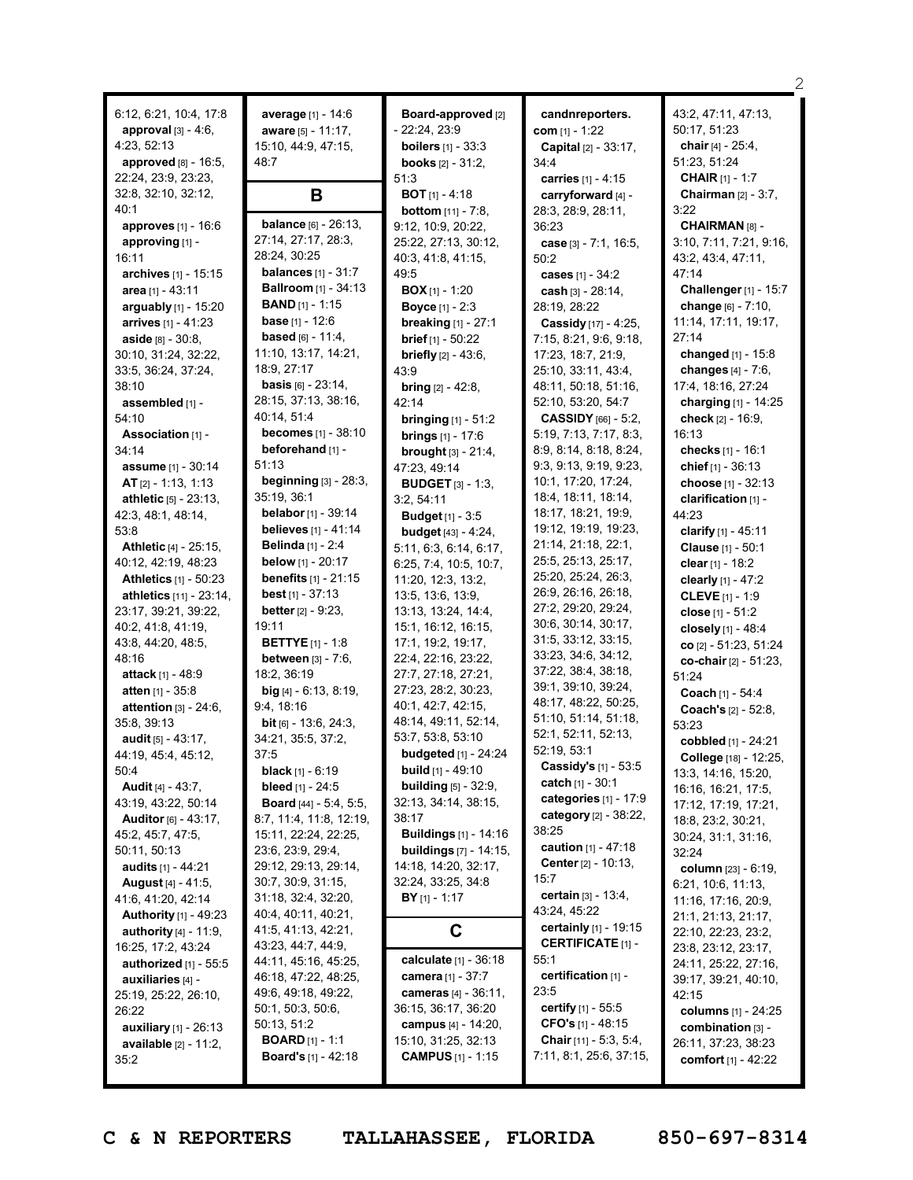6:12, 6:21, 10:4, 17:8
**approval** [3] - 4:6, 4:23, 52:13
**approved** [8] - 16:5, 22:24, 23:9, 23:23, 32:8, 32:10, 32:12, 40:1
**approves** [1] - 16:6
**approving** [1] - 16:11
**archives** [1] - 15:15
**area** [1] - 43:11
**arguably** [1] - 15:20
**arrives** [1] - 41:23
**aside** [8] - 30:8, 30:10, 31:24, 32:22, 33:5, 36:24, 37:24, 38:10
**assembled** [1] - 54:10
**Association** [1] - 34:14
**assume** [1] - 30:14
**AT** [2] - 1:13, 1:13
**athletic** [5] - 23:13, 42:3, 48:1, 48:14, 53:8
**Athletic** [4] - 25:15, 40:12, 42:19, 48:23
**Athletics** [1] - 50:23
**athletics** [11] - 23:14, 23:17, 39:21, 39:22, 40:2, 41:8, 41:19, 43:8, 44:20, 48:5, 48:16
**attack** [1] - 48:9
**atten** [1] - 35:8
**attention** [3] - 24:6, 35:8, 39:13
**audit** [5] - 43:17, 44:19, 45:4, 45:12, 50:4
**Audit** [4] - 43:7, 43:19, 43:22, 50:14
**Auditor** [6] - 43:17, 45:2, 45:7, 47:5, 50:11, 50:13
**audits** [1] - 44:21
**August** [4] - 41:5, 41:6, 41:20, 42:14
**Authority** [1] - 49:23
**authority** [4] - 11:9, 16:25, 17:2, 43:24
**authorized** [1] - 55:5
**auxiliaries** [4] - 25:19, 25:22, 26:10, 26:22
**auxiliary** [1] - 26:13
**available** [2] - 11:2, 35:2
**average** [1] - 14:6
**aware** [5] - 11:17, 15:10, 44:9, 47:15, 48:7

## B

**balance** [6] - 26:13, 27:14, 27:17, 28:3, 28:24, 30:25
**balances** [1] - 31:7
**Ballroom** [1] - 34:13
**BAND** [1] - 1:15
**base** [1] - 12:6
**based** [6] - 11:4, 11:10, 13:17, 14:21, 18:9, 27:17
**basis** [6] - 23:14, 28:15, 37:13, 38:16, 40:14, 51:4
**becomes** [1] - 38:10
**beforehand** [1] - 51:13
**beginning** [3] - 28:3, 35:19, 36:1
**belabor** [1] - 39:14
**believes** [1] - 41:14
**Belinda** [1] - 2:4
**below** [1] - 20:17
**benefits** [1] - 21:15
**best** [1] - 37:13
**better** [2] - 9:23, 19:11
**BETTYE** [1] - 1:8
**between** [3] - 7:6, 18:2, 36:19
**big** [4] - 6:13, 8:19, 9:4, 18:16
**bit** [6] - 13:6, 24:3, 34:21, 35:5, 37:2, 37:5
**black** [1] - 6:19
**bleed** [1] - 24:5
**Board** [44] - 5:4, 5:5, 8:7, 11:4, 11:8, 12:19, 15:11, 22:24, 22:25, 23:6, 23:9, 29:4, 29:12, 29:13, 29:14, 30:7, 30:9, 31:15, 31:18, 32:4, 32:20, 40:4, 40:11, 40:21, 41:5, 41:13, 42:21, 43:23, 44:7, 44:9, 44:11, 45:16, 45:25, 46:18, 47:22, 48:25, 49:6, 49:18, 49:22, 50:1, 50:3, 50:6, 50:13, 51:2
**BOARD** [1] - 1:1
**Board's** [1] - 42:18
**Board-approved** [2] - 22:24, 23:9
**boilers** [1] - 33:3
**books** [2] - 31:2, 51:3
**BOT** [1] - 4:18
**bottom** [11] - 7:8, 9:12, 10:9, 20:22, 25:22, 27:13, 30:12, 40:3, 41:8, 41:15, 49:5
**BOX** [1] - 1:20
**Boyce** [1] - 2:3
**breaking** [1] - 27:1
**brief** [1] - 50:22
**briefly** [2] - 43:6, 43:9
**bring** [2] - 42:8, 42:14
**bringing** [1] - 51:2
**brings** [1] - 17:6
**brought** [3] - 21:4, 47:23, 49:14
**BUDGET** [3] - 1:3, 3:2, 54:11
**Budget** [1] - 3:5
**budget** [43] - 4:24, 5:11, 6:3, 6:14, 6:17, 6:25, 7:4, 10:5, 10:7, 11:20, 12:3, 13:2, 13:5, 13:6, 13:9, 13:13, 13:24, 14:4, 15:1, 16:12, 16:15, 17:1, 19:2, 19:17, 22:4, 22:16, 23:22, 27:7, 27:18, 27:21, 27:23, 28:2, 30:23, 40:1, 42:7, 42:15, 48:14, 49:11, 52:14, 53:7, 53:8, 53:10
**budgeted** [1] - 24:24
**build** [1] - 49:10
**building** [5] - 32:9, 32:13, 34:14, 38:15, 38:17
**Buildings** [1] - 14:16
**buildings** [7] - 14:15, 14:18, 14:20, 32:17, 32:24, 33:25, 34:8
**BY** [1] - 1:17

## C

**calculate** [1] - 36:18
**camera** [1] - 37:7
**cameras** [4] - 36:11, 36:15, 36:17, 36:20
**campus** [4] - 14:20, 15:10, 31:25, 32:13
**CAMPUS** [1] - 1:15
**candnreporters.com** [1] - 1:22
**Capital** [2] - 33:17, 34:4
**carries** [1] - 4:15
**carryforward** [4] - 28:3, 28:9, 28:11, 36:23
**case** [3] - 7:1, 16:5, 50:2
**cases** [1] - 34:2
**cash** [3] - 28:14, 28:19, 28:22
**Cassidy** [17] - 4:25, 7:15, 8:21, 9:6, 9:18, 17:23, 18:7, 21:9, 25:10, 33:11, 43:4, 48:11, 50:18, 51:16, 52:10, 53:20, 54:7
**CASSIDY** [66] - 5:2, 5:19, 7:13, 7:17, 8:3, 8:9, 8:14, 8:18, 8:24, 9:3, 9:13, 9:19, 9:23, 10:1, 17:20, 17:24, 18:4, 18:11, 18:14, 18:17, 18:21, 19:9, 19:12, 19:19, 19:23, 21:14, 21:18, 22:1, 25:5, 25:13, 25:17, 25:20, 25:24, 26:3, 26:9, 26:16, 26:18, 27:2, 29:20, 29:24, 30:6, 30:14, 30:17, 31:5, 33:12, 33:15, 33:23, 34:6, 34:12, 37:22, 38:4, 38:18, 39:1, 39:10, 39:24, 48:17, 48:22, 50:25, 51:10, 51:14, 51:18, 52:1, 52:11, 52:13, 52:19, 53:1
**Cassidy's** [1] - 53:5
**catch** [1] - 30:1
**categories** [1] - 17:9
**category** [2] - 38:22, 38:25
**caution** [1] - 47:18
**Center** [2] - 10:13, 15:7
**certain** [3] - 13:4, 43:24, 45:22
**certainly** [1] - 19:15
**CERTIFICATE** [1] - 55:1
**certification** [1] - 23:5
**certify** [1] - 55:5
**CFO's** [1] - 48:15
**Chair** [11] - 5:3, 5:4, 7:11, 8:1, 25:6, 37:15, 43:2, 47:11, 47:13, 50:17, 51:23
**chair** [4] - 25:4, 51:23, 51:24
**CHAIR** [1] - 1:7
**Chairman** [2] - 3:7, 3:22
**CHAIRMAN** [8] - 3:10, 7:11, 7:21, 9:16, 43:2, 43:4, 47:11, 47:14
**Challenger** [1] - 15:7
**change** [6] - 7:10, 11:14, 17:11, 19:17, 27:14
**changed** [1] - 15:8
**changes** [4] - 7:6, 17:4, 18:16, 27:24
**charging** [1] - 14:25
**check** [2] - 16:9, 16:13
**checks** [1] - 16:1
**chief** [1] - 36:13
**choose** [1] - 32:13
**clarification** [1] - 44:23
**clarify** [1] - 45:11
**Clause** [1] - 50:1
**clear** [1] - 18:2
**clearly** [1] - 47:2
**CLEVE** [1] - 1:9
**close** [1] - 51:2
**closely** [1] - 48:4
**co** [2] - 51:23, 51:24
**co-chair** [2] - 51:23, 51:24
**Coach** [1] - 54:4
**Coach's** [2] - 52:8, 53:23
**cobbled** [1] - 24:21
**College** [18] - 12:25, 13:3, 14:16, 15:20, 16:16, 16:21, 17:5, 17:12, 17:19, 17:21, 18:8, 23:2, 30:21, 30:24, 31:1, 31:16, 32:24
**column** [23] - 6:19, 6:21, 10:6, 11:13, 11:16, 17:16, 20:9, 21:1, 21:13, 21:17, 22:10, 22:23, 23:2, 23:8, 23:12, 23:17, 24:11, 25:22, 27:16, 39:17, 39:21, 40:10, 42:15
**columns** [1] - 24:25
**combination** [3] - 26:11, 37:23, 38:23
**comfort** [1] - 42:22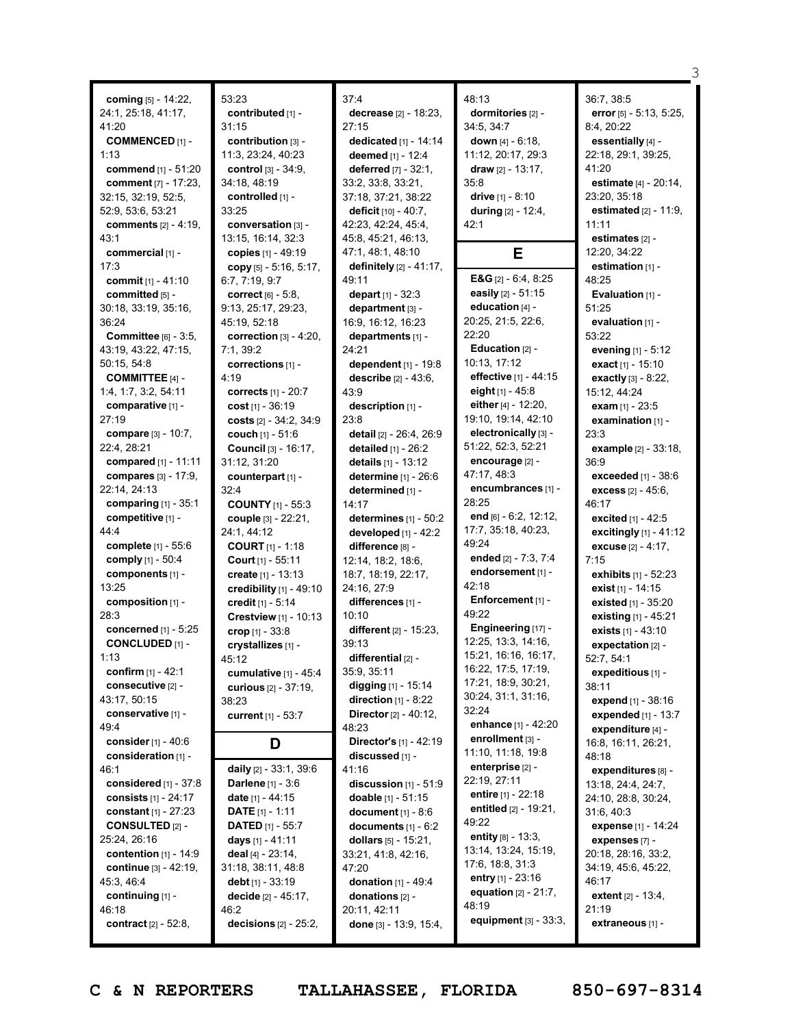**coming** [5] - 14:22, 24:1, 25:18, 41:17, 41:20
**COMMENCED** [1] - 1:13
**commend** [1] - 51:20
**comment** [7] - 17:23, 32:15, 32:19, 52:5, 52:9, 53:6, 53:21
**comments** [2] - 4:19, 43:1
**commercial** [1] - 17:3
**commit** [1] - 41:10
**committed** [5] - 30:18, 33:19, 35:16, 36:24
**Committee** [6] - 3:5, 43:19, 43:22, 47:15, 50:15, 54:8
**COMMITTEE** [4] - 1:4, 1:7, 3:2, 54:11
**comparative** [1] - 27:19
**compare** [3] - 10:7, 22:4, 28:21
**compared** [1] - 11:11
**compares** [3] - 17:9, 22:14, 24:13
**comparing** [1] - 35:1
**competitive** [1] - 44:4
**complete** [1] - 55:6
**comply** [1] - 50:4
**components** [1] - 13:25
**composition** [1] - 28:3
**concerned** [1] - 5:25
**CONCLUDED** [1] - 1:13
**confirm** [1] - 42:1
**consecutive** [2] - 43:17, 50:15
**conservative** [1] - 49:4
**consider** [1] - 40:6
**consideration** [1] - 46:1
**considered** [1] - 37:8
**consists** [1] - 24:17
**constant** [1] - 27:23
**CONSULTED** [2] - 25:24, 26:16
**contention** [1] - 14:9
**continue** [3] - 42:19, 45:3, 46:4
**continuing** [1] - 46:18
**contract** [2] - 52:8, 53:23
**contributed** [1] - 31:15
**contribution** [3] - 11:3, 23:24, 40:23
**control** [3] - 34:9, 34:18, 48:19
**controlled** [1] - 33:25
**conversation** [3] - 13:15, 16:14, 32:3
**copies** [1] - 49:19
**copy** [5] - 5:16, 5:17, 6:7, 7:19, 9:7
**correct** [6] - 5:8, 9:13, 25:17, 29:23, 45:19, 52:18
**correction** [3] - 4:20, 7:1, 39:2
**corrections** [1] - 4:19
**corrects** [1] - 20:7
**cost** [1] - 36:19
**costs** [2] - 34:2, 34:9
**couch** [1] - 51:6
**Council** [3] - 16:17, 31:12, 31:20
**counterpart** [1] - 32:4
**COUNTY** [1] - 55:3
**couple** [3] - 22:21, 24:1, 44:12
**COURT** [1] - 1:18
**Court** [1] - 55:11
**create** [1] - 13:13
**credibility** [1] - 49:10
**credit** [1] - 5:14
**Crestview** [1] - 10:13
**crop** [1] - 33:8
**crystallizes** [1] - 45:12
**cumulative** [1] - 45:4
**curious** [2] - 37:19, 38:23
**current** [1] - 53:7

## D

**daily** [2] - 33:1, 39:6
**Darlene** [1] - 3:6
**date** [1] - 44:15
**DATE** [1] - 1:11
**DATED** [1] - 55:7
**days** [1] - 41:11
**deal** [4] - 23:14, 31:18, 38:11, 48:8
**debt** [1] - 33:19
**decide** [2] - 45:17, 46:2
**decisions** [2] - 25:2, 37:4
**decrease** [2] - 18:23, 27:15
**dedicated** [1] - 14:14
**deemed** [1] - 12:4
**deferred** [7] - 32:1, 33:2, 33:8, 33:21, 37:18, 37:21, 38:22
**deficit** [10] - 40:7, 42:23, 42:24, 45:4, 45:8, 45:21, 46:13, 47:1, 48:1, 48:10
**definitely** [2] - 41:17, 49:11
**depart** [1] - 32:3
**department** [3] - 16:9, 16:12, 16:23
**departments** [1] - 24:21
**dependent** [1] - 19:8
**describe** [2] - 43:6, 43:9
**description** [1] - 23:8
**detail** [2] - 26:4, 26:9
**detailed** [1] - 26:2
**details** [1] - 13:12
**determine** [1] - 26:6
**determined** [1] - 14:17
**determines** [1] - 50:2
**developed** [1] - 42:2
**difference** [8] - 12:14, 18:2, 18:6, 18:7, 18:19, 22:17, 24:16, 27:9
**differences** [1] - 10:10
**different** [2] - 15:23, 39:13
**differential** [2] - 35:9, 35:11
**digging** [1] - 15:14
**direction** [1] - 8:22
**Director** [2] - 40:12, 48:23
**Director's** [1] - 42:19
**discussed** [1] - 41:16
**discussion** [1] - 51:9
**doable** [1] - 51:15
**document** [1] - 8:6
**documents** [1] - 6:2
**dollars** [5] - 15:21, 33:21, 41:8, 42:16, 47:20
**donation** [1] - 49:4
**donations** [2] - 20:11, 42:11
**done** [3] - 13:9, 15:4, 48:13
**dormitories** [2] - 34:5, 34:7
**down** [4] - 6:18, 11:12, 20:17, 29:3
**draw** [2] - 13:17, 35:8
**drive** [1] - 8:10
**during** [2] - 12:4, 42:1

## E

**E&G** [2] - 6:4, 8:25
**easily** [2] - 51:15
**education** [4] - 20:25, 21:5, 22:6, 22:20
**Education** [2] - 10:13, 17:12
**effective** [1] - 44:15
**eight** [1] - 45:8
**either** [4] - 12:20, 19:10, 19:14, 42:10
**electronically** [3] - 51:22, 52:3, 52:21
**encourage** [2] - 47:17, 48:3
**encumbrances** [1] - 28:25
**end** [6] - 6:2, 12:12, 17:7, 35:18, 40:23, 49:24
**ended** [2] - 7:3, 7:4
**endorsement** [1] - 42:18
**Enforcement** [1] - 49:22
**Engineering** [17] - 12:25, 13:3, 14:16, 15:21, 16:16, 16:17, 16:22, 17:5, 17:19, 17:21, 18:9, 30:21, 30:24, 31:1, 31:16, 32:24
**enhance** [1] - 42:20
**enrollment** [3] - 11:10, 11:18, 19:8
**enterprise** [2] - 22:19, 27:11
**entire** [1] - 22:18
**entitled** [2] - 19:21, 49:22
**entity** [8] - 13:3, 13:14, 13:24, 15:19, 17:6, 18:8, 31:3
**entry** [1] - 23:16
**equation** [2] - 21:7, 48:19
**equipment** [3] - 33:3, 36:7, 38:5
**error** [5] - 5:13, 5:25, 8:4, 20:22
**essentially** [4] - 22:18, 29:1, 39:25, 41:20
**estimate** [4] - 20:14, 23:20, 35:18
**estimated** [2] - 11:9, 11:11
**estimates** [2] - 12:20, 34:22
**estimation** [1] - 48:25
**Evaluation** [1] - 51:25
**evaluation** [1] - 53:22
**evening** [1] - 5:12
**exact** [1] - 15:10
**exactly** [3] - 8:22, 15:12, 44:24
**exam** [1] - 23:5
**examination** [1] - 23:3
**example** [2] - 33:18, 36:9
**exceeded** [1] - 38:6
**excess** [2] - 45:6, 46:17
**excited** [1] - 42:5
**excitingly** [1] - 41:12
**excuse** [2] - 4:17, 7:15
**exhibits** [1] - 52:23
**exist** [1] - 14:15
**existed** [1] - 35:20
**existing** [1] - 45:21
**exists** [1] - 43:10
**expectation** [2] - 52:7, 54:1
**expeditious** [1] - 38:11
**expend** [1] - 38:16
**expended** [1] - 13:7
**expenditure** [4] - 16:8, 16:11, 26:21, 48:18
**expenditures** [8] - 13:18, 24:4, 24:7, 24:10, 28:8, 30:24, 31:6, 40:3
**expense** [1] - 14:24
**expenses** [7] - 20:18, 28:16, 33:2, 34:19, 45:6, 45:22, 46:17
**extent** [2] - 13:4, 21:19
**extraneous** [1] -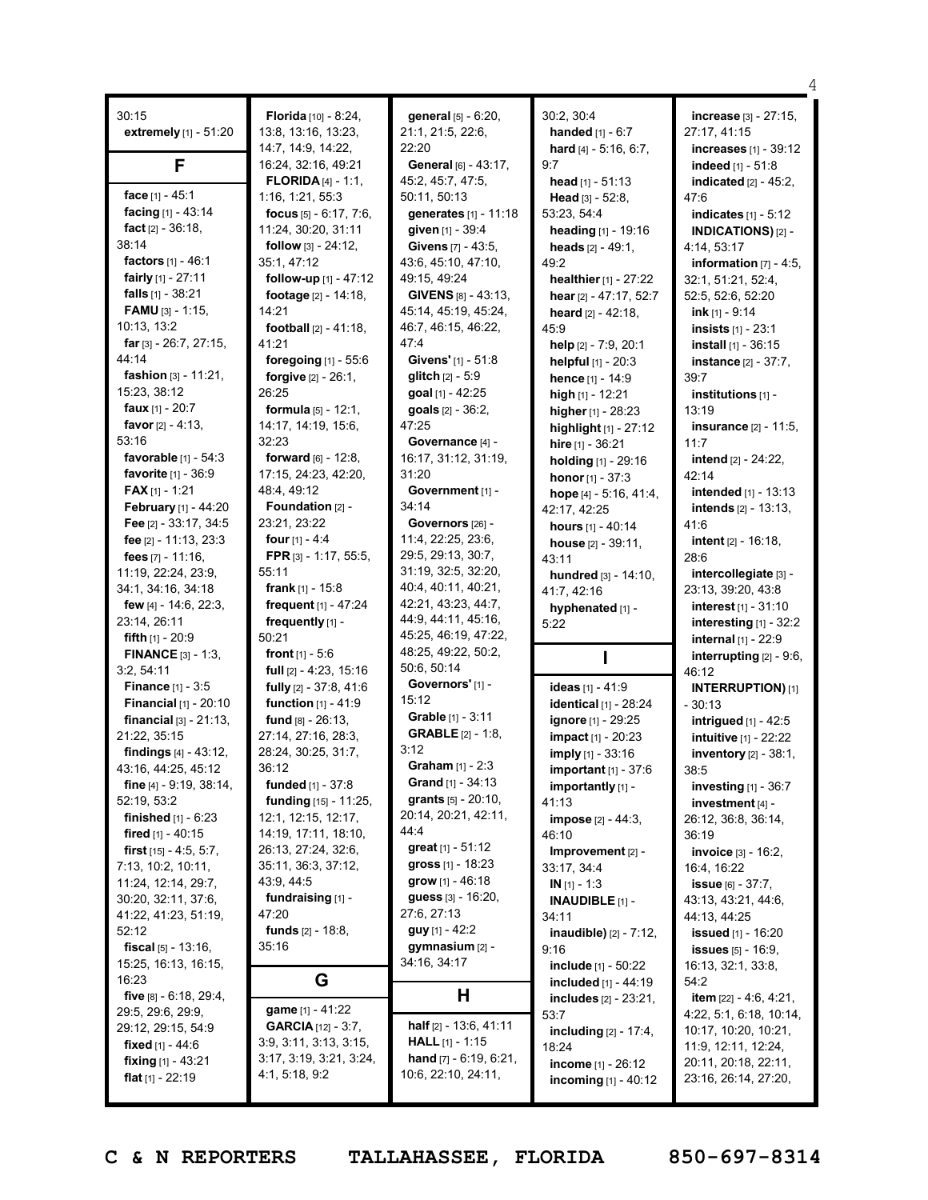30:15
**extremely** [1] - 51:20

## F

**face** [1] - 45:1
**facing** [1] - 43:14
**fact** [2] - 36:18, 38:14
**factors** [1] - 46:1
**fairly** [1] - 27:11
**falls** [1] - 38:21
**FAMU** [3] - 1:15, 10:13, 13:2
**far** [3] - 26:7, 27:15, 44:14
**fashion** [3] - 11:21, 15:23, 38:12
**faux** [1] - 20:7
**favor** [2] - 4:13, 53:16
**favorable** [1] - 54:3
**favorite** [1] - 36:9
**FAX** [1] - 1:21
**February** [1] - 44:20
**Fee** [2] - 33:17, 34:5
**fee** [2] - 11:13, 23:3
**fees** [7] - 11:16, 11:19, 22:24, 23:9, 34:1, 34:16, 34:18
**few** [4] - 14:6, 22:3, 23:14, 26:11
**fifth** [1] - 20:9
**FINANCE** [3] - 1:3, 3:2, 54:11
**Finance** [1] - 3:5
**Financial** [1] - 20:10
**financial** [3] - 21:13, 21:22, 35:15
**findings** [4] - 43:12, 43:16, 44:25, 45:12
**fine** [4] - 9:19, 38:14, 52:19, 53:2
**finished** [1] - 6:23
**fired** [1] - 40:15
**first** [15] - 4:5, 5:7, 7:13, 10:2, 10:11, 11:24, 12:14, 29:7, 30:20, 32:11, 37:6, 41:22, 41:23, 51:19, 52:12
**fiscal** [5] - 13:16, 15:25, 16:13, 16:15, 16:23
**five** [8] - 6:18, 29:4, 29:5, 29:6, 29:9, 29:12, 29:15, 54:9
**fixed** [1] - 44:6
**fixing** [1] - 43:21
**flat** [1] - 22:19
**Florida** [10] - 8:24, 13:8, 13:16, 13:23, 14:7, 14:9, 14:22, 16:24, 32:16, 49:21
**FLORIDA** [4] - 1:1, 1:16, 1:21, 55:3
**focus** [5] - 6:17, 7:6, 11:24, 30:20, 31:11
**follow** [3] - 24:12, 35:1, 47:12
**follow-up** [1] - 47:12
**footage** [2] - 14:18, 14:21
**football** [2] - 41:18, 41:21
**foregoing** [1] - 55:6
**forgive** [2] - 26:1, 26:25
**formula** [5] - 12:1, 14:17, 14:19, 15:6, 32:23
**forward** [6] - 12:8, 17:15, 24:23, 42:20, 48:4, 49:12
**Foundation** [2] - 23:21, 23:22
**four** [1] - 4:4
**FPR** [3] - 1:17, 55:5, 55:11
**frank** [1] - 15:8
**frequent** [1] - 47:24
**frequently** [1] - 50:21
**front** [1] - 5:6
**full** [2] - 4:23, 15:16
**fully** [2] - 37:8, 41:6
**function** [1] - 41:9
**fund** [8] - 26:13, 27:14, 27:16, 28:3, 28:24, 30:25, 31:7, 36:12
**funded** [1] - 37:8
**funding** [15] - 11:25, 12:1, 12:15, 12:17, 14:19, 17:11, 18:10, 26:13, 27:24, 32:6, 35:11, 36:3, 37:12, 43:9, 44:5
**fundraising** [1] - 47:20
**funds** [2] - 18:8, 35:16

## G

**game** [1] - 41:22
**GARCIA** [12] - 3:7, 3:9, 3:11, 3:13, 3:15, 3:17, 3:19, 3:21, 3:24, 4:1, 5:18, 9:2
**general** [5] - 6:20, 21:1, 21:5, 22:6, 22:20
**General** [6] - 43:17, 45:2, 45:7, 47:5, 50:11, 50:13
**generates** [1] - 11:18
**given** [1] - 39:4
**Givens** [7] - 43:5, 43:6, 45:10, 47:10, 49:15, 49:24
**GIVENS** [8] - 43:13, 45:14, 45:19, 45:24, 46:7, 46:15, 46:22, 47:4
**Givens'** [1] - 51:8
**glitch** [2] - 5:9
**goal** [1] - 42:25
**goals** [2] - 36:2, 47:25
**Governance** [4] - 16:17, 31:12, 31:19, 31:20
**Government** [1] - 34:14
**Governors** [26] - 11:4, 22:25, 23:6, 29:5, 29:13, 30:7, 31:19, 32:5, 32:20, 40:4, 40:11, 40:21, 42:21, 43:23, 44:7, 44:9, 44:11, 45:16, 45:25, 46:19, 47:22, 48:25, 49:22, 50:2, 50:6, 50:14
**Governors'** [1] - 15:12
**Grable** [1] - 3:11
**GRABLE** [2] - 1:8, 3:12
**Graham** [1] - 2:3
**Grand** [1] - 34:13
**grants** [5] - 20:10, 20:14, 20:21, 42:11, 44:4
**great** [1] - 51:12
**gross** [1] - 18:23
**grow** [1] - 46:18
**guess** [3] - 16:20, 27:6, 27:13
**guy** [1] - 42:2
**gymnasium** [2] - 34:16, 34:17

## H

**half** [2] - 13:6, 41:11
**HALL** [1] - 1:15
**hand** [7] - 6:19, 6:21, 10:6, 22:10, 24:11, 30:2, 30:4
**handed** [1] - 6:7
**hard** [4] - 5:16, 6:7, 9:7
**head** [1] - 51:13
**Head** [3] - 52:8, 53:23, 54:4
**heading** [1] - 19:16
**heads** [2] - 49:1, 49:2
**healthier** [1] - 27:22
**hear** [2] - 47:17, 52:7
**heard** [2] - 42:18, 45:9
**help** [2] - 7:9, 20:1
**helpful** [1] - 20:3
**hence** [1] - 14:9
**high** [1] - 12:21
**higher** [1] - 28:23
**highlight** [1] - 27:12
**hire** [1] - 36:21
**holding** [1] - 29:16
**honor** [1] - 37:3
**hope** [4] - 5:16, 41:4, 42:17, 42:25
**hours** [1] - 40:14
**house** [2] - 39:11, 43:11
**hundred** [3] - 14:10, 41:7, 42:16
**hyphenated** [1] - 5:22

## I

**ideas** [1] - 41:9
**identical** [1] - 28:24
**ignore** [1] - 29:25
**impact** [1] - 20:23
**imply** [1] - 33:16
**important** [1] - 37:6
**importantly** [1] - 41:13
**impose** [2] - 44:3, 46:10
**Improvement** [2] - 33:17, 34:4
**IN** [1] - 1:3
**INAUDIBLE** [1] - 34:11
**inaudible)** [2] - 7:12, 9:16
**include** [1] - 50:22
**included** [1] - 44:19
**includes** [2] - 23:21, 53:7
**including** [2] - 17:4, 18:24
**income** [1] - 26:12
**incoming** [1] - 40:12
**increase** [3] - 27:15, 27:17, 41:15
**increases** [1] - 39:12
**indeed** [1] - 51:8
**indicated** [2] - 45:2, 47:6
**indicates** [1] - 5:12
**INDICATIONS)** [2] - 4:14, 53:17
**information** [7] - 4:5, 32:1, 51:21, 52:4, 52:5, 52:6, 52:20
**ink** [1] - 9:14
**insists** [1] - 23:1
**install** [1] - 36:15
**instance** [2] - 37:7, 39:7
**institutions** [1] - 13:19
**insurance** [2] - 11:5, 11:7
**intend** [2] - 24:22, 42:14
**intended** [1] - 13:13
**intends** [2] - 13:13, 41:6
**intent** [2] - 16:18, 28:6
**intercollegiate** [3] - 23:13, 39:20, 43:8
**interest** [1] - 31:10
**interesting** [1] - 32:2
**internal** [1] - 22:9
**interrupting** [2] - 9:6, 46:12
**INTERRUPTION)** [1] - 30:13
**intrigued** [1] - 42:5
**intuitive** [1] - 22:22
**inventory** [2] - 38:1, 38:5
**investing** [1] - 36:7
**investment** [4] - 26:12, 36:8, 36:14, 36:19
**invoice** [3] - 16:2, 16:4, 16:22
**issue** [6] - 37:7, 43:13, 43:21, 44:6, 44:13, 44:25
**issued** [1] - 16:20
**issues** [5] - 16:9, 16:13, 32:1, 33:8, 54:2
**item** [22] - 4:6, 4:21, 4:22, 5:1, 6:18, 10:14, 10:17, 10:20, 10:21, 11:9, 12:11, 12:24, 20:11, 20:18, 22:11, 23:16, 26:14, 27:20,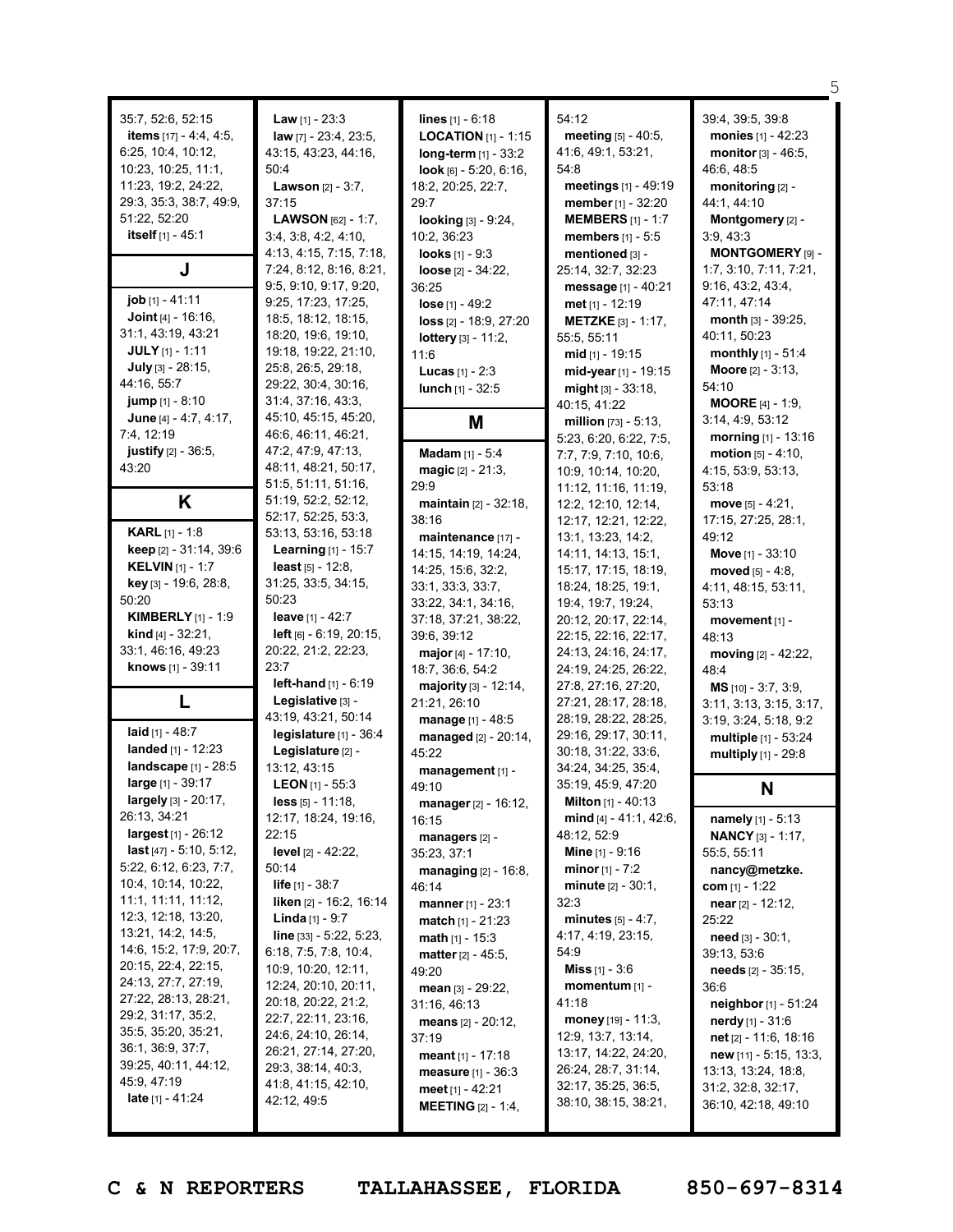35:7, 52:6, 52:15
**items** [17] - 4:4, 4:5, 6:25, 10:4, 10:12, 10:23, 10:25, 11:1, 11:23, 19:2, 24:22, 29:3, 35:3, 38:7, 49:9, 51:22, 52:20
**itself** [1] - 45:1

## J

**job** [1] - 41:11
**Joint** [4] - 16:16, 31:1, 43:19, 43:21
**JULY** [1] - 1:11
**July** [3] - 28:15, 44:16, 55:7
**jump** [1] - 8:10
**June** [4] - 4:7, 4:17, 7:4, 12:19
**justify** [2] - 36:5, 43:20

## K

**KARL** [1] - 1:8
**keep** [2] - 31:14, 39:6
**KELVIN** [1] - 1:7
**key** [3] - 19:6, 28:8, 50:20
**KIMBERLY** [1] - 1:9
**kind** [4] - 32:21, 33:1, 46:16, 49:23
**knows** [1] - 39:11

## L

**laid** [1] - 48:7
**landed** [1] - 12:23
**landscape** [1] - 28:5
**large** [1] - 39:17
**largely** [3] - 20:17, 26:13, 34:21
**largest** [1] - 26:12
**last** [47] - 5:10, 5:12, 5:22, 6:12, 6:23, 7:7, 10:4, 10:14, 10:22, 11:1, 11:11, 11:12, 12:3, 12:18, 13:20, 13:21, 14:2, 14:5, 14:6, 15:2, 17:9, 20:7, 20:15, 22:4, 22:15, 24:13, 27:7, 27:19, 27:22, 28:13, 28:21, 29:2, 31:17, 35:2, 35:5, 35:20, 35:21, 36:1, 36:9, 37:7, 39:25, 40:11, 44:12, 45:9, 47:19
**late** [1] - 41:24
**Law** [1] - 23:3
**law** [7] - 23:4, 23:5, 43:15, 43:23, 44:16, 50:4
**Lawson** [2] - 3:7, 37:15
**LAWSON** [62] - 1:7, 3:4, 3:8, 4:2, 4:10, 4:13, 4:15, 7:15, 7:18, 7:24, 8:12, 8:16, 8:21, 9:5, 9:10, 9:17, 9:20, 9:25, 17:23, 17:25, 18:5, 18:12, 18:15, 18:20, 19:6, 19:10, 19:18, 19:22, 21:10, 25:8, 26:5, 29:18, 29:22, 30:4, 30:16, 31:4, 37:16, 43:3, 45:10, 45:15, 45:20, 46:6, 46:11, 46:21, 47:2, 47:9, 47:13, 48:11, 48:21, 50:17, 51:5, 51:11, 51:16, 51:19, 52:2, 52:12, 52:17, 52:25, 53:3, 53:13, 53:16, 53:18
**Learning** [1] - 15:7
**least** [5] - 12:8, 31:25, 33:5, 34:15, 50:23
**leave** [1] - 42:7
**left** [6] - 6:19, 20:15, 20:22, 21:2, 22:23, 23:7
**left-hand** [1] - 6:19
**Legislative** [3] - 43:19, 43:21, 50:14
**legislature** [1] - 36:4
**Legislature** [2] - 13:12, 43:15
**LEON** [1] - 55:3
**less** [5] - 11:18, 12:17, 18:24, 19:16, 22:15
**level** [2] - 42:22, 50:14
**life** [1] - 38:7
**liken** [2] - 16:2, 16:14
**Linda** [1] - 9:7
**line** [33] - 5:22, 5:23, 6:18, 7:5, 7:8, 10:4, 10:9, 10:20, 12:11, 12:24, 20:10, 20:11, 20:18, 20:22, 21:2, 22:7, 22:11, 23:16, 24:6, 24:10, 26:14, 26:21, 27:14, 27:20, 29:3, 38:14, 40:3, 41:8, 41:15, 42:10, 42:12, 49:5
**lines** [1] - 6:18
**LOCATION** [1] - 1:15
**long-term** [1] - 33:2
**look** [6] - 5:20, 6:16, 18:2, 20:25, 22:7, 29:7
**looking** [3] - 9:24, 10:2, 36:23
**looks** [1] - 9:3
**loose** [2] - 34:22, 36:25
**lose** [1] - 49:2
**loss** [2] - 18:9, 27:20
**lottery** [3] - 11:2, 11:6
**Lucas** [1] - 2:3
**lunch** [1] - 32:5

## M

**Madam** [1] - 5:4
**magic** [2] - 21:3, 29:9
**maintain** [2] - 32:18, 38:16
**maintenance** [17] - 14:15, 14:19, 14:24, 14:25, 15:6, 32:2, 33:1, 33:3, 33:7, 33:22, 34:1, 34:16, 37:18, 37:21, 38:22, 39:6, 39:12
**major** [4] - 17:10, 18:7, 36:6, 54:2
**majority** [3] - 12:14, 21:21, 26:10
**manage** [1] - 48:5
**managed** [2] - 20:14, 45:22
**management** [1] - 49:10
**manager** [2] - 16:12, 16:15
**managers** [2] - 35:23, 37:1
**managing** [2] - 16:8, 46:14
**manner** [1] - 23:1
**match** [1] - 21:23
**math** [1] - 15:3
**matter** [2] - 45:5, 49:20
**mean** [3] - 29:22, 31:16, 46:13
**means** [2] - 20:12, 37:19
**meant** [1] - 17:18
**measure** [1] - 36:3
**meet** [1] - 42:21
**MEETING** [2] - 1:4, 54:12
**meeting** [5] - 40:5, 41:6, 49:1, 53:21, 54:8
**meetings** [1] - 49:19
**member** [1] - 32:20
**MEMBERS** [1] - 1:7
**members** [1] - 5:5
**mentioned** [3] - 25:14, 32:7, 32:23
**message** [1] - 40:21
**met** [1] - 12:19
**METZKE** [3] - 1:17, 55:5, 55:11
**mid** [1] - 19:15
**mid-year** [1] - 19:15
**might** [3] - 33:18, 40:15, 41:22
**million** [73] - 5:13, 5:23, 6:20, 6:22, 7:5, 7:7, 7:9, 7:10, 10:6, 10:9, 10:14, 10:20, 11:12, 11:16, 11:19, 12:2, 12:10, 12:14, 12:17, 12:21, 12:22, 13:1, 13:23, 14:2, 14:11, 14:13, 15:1, 15:17, 17:15, 18:19, 18:24, 18:25, 19:1, 19:4, 19:7, 19:24, 20:12, 20:17, 22:14, 22:15, 22:16, 22:17, 24:13, 24:16, 24:17, 24:19, 24:25, 26:22, 27:8, 27:16, 27:20, 27:21, 28:17, 28:18, 28:19, 28:22, 28:25, 29:16, 29:17, 30:11, 30:18, 31:22, 33:6, 34:24, 34:25, 35:4, 35:19, 45:9, 47:20
**Milton** [1] - 40:13
**mind** [4] - 41:1, 42:6, 48:12, 52:9
**Mine** [1] - 9:16
**minor** [1] - 7:2
**minute** [2] - 30:1, 32:3
**minutes** [5] - 4:7, 4:17, 4:19, 23:15, 54:9
**Miss** [1] - 3:6
**momentum** [1] - 41:18
**money** [19] - 11:3, 12:9, 13:7, 13:14, 13:17, 14:22, 24:20, 26:24, 28:7, 31:14, 32:17, 35:25, 36:5, 38:10, 38:15, 38:21, 39:4, 39:5, 39:8
**monies** [1] - 42:23
**monitor** [3] - 46:5, 46:6, 48:5
**monitoring** [2] - 44:1, 44:10
**Montgomery** [2] - 3:9, 43:3
**MONTGOMERY** [9] - 1:7, 3:10, 7:11, 7:21, 9:16, 43:2, 43:4, 47:11, 47:14
**month** [3] - 39:25, 40:11, 50:23
**monthly** [1] - 51:4
**Moore** [2] - 3:13, 54:10
**MOORE** [4] - 1:9, 3:14, 4:9, 53:12
**morning** [1] - 13:16
**motion** [5] - 4:10, 4:15, 53:9, 53:13, 53:18
**move** [5] - 4:21, 17:15, 27:25, 28:1, 49:12
**Move** [1] - 33:10
**moved** [5] - 4:8, 4:11, 48:15, 53:11, 53:13
**movement** [1] - 48:13
**moving** [2] - 42:22, 48:4
**MS** [10] - 3:7, 3:9, 3:11, 3:13, 3:15, 3:17, 3:19, 3:24, 5:18, 9:2
**multiple** [1] - 53:24
**multiply** [1] - 29:8

## N

**namely** [1] - 5:13
**NANCY** [3] - 1:17, 55:5, 55:11
**nancy@metzke.com** [1] - 1:22
**near** [2] - 12:12, 25:22
**need** [3] - 30:1, 39:13, 53:6
**needs** [2] - 35:15, 36:6
**neighbor** [1] - 51:24
**nerdy** [1] - 31:6
**net** [2] - 11:6, 18:16
**new** [11] - 5:15, 13:3, 13:13, 13:24, 18:8, 31:2, 32:8, 32:17, 36:10, 42:18, 49:10

C & N REPORTERS TALLAHASSEE, FLORIDA 850-697-8314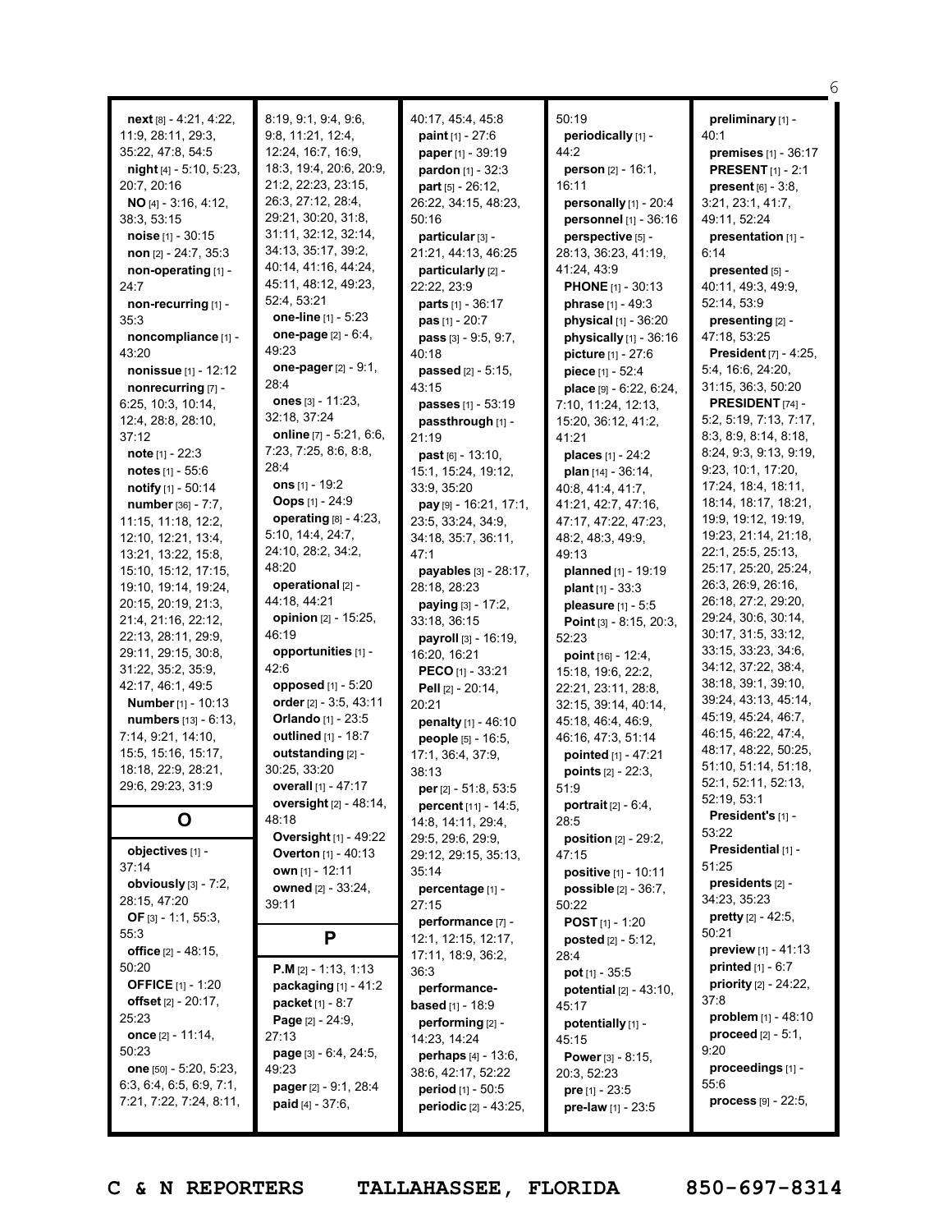**next** [8] - 4:21, 4:22, 11:9, 28:11, 29:3, 35:22, 47:8, 54:5
**night** [4] - 5:10, 5:23, 20:7, 20:16
**NO** [4] - 3:16, 4:12, 38:3, 53:15
**noise** [1] - 30:15
**non** [2] - 24:7, 35:3
**non-operating** [1] - 24:7
**non-recurring** [1] - 35:3
**noncompliance** [1] - 43:20
**nonissue** [1] - 12:12
**nonrecurring** [7] - 6:25, 10:3, 10:14, 12:4, 28:8, 28:10, 37:12
**note** [1] - 22:3
**notes** [1] - 55:6
**notify** [1] - 50:14
**number** [36] - 7:7, 11:15, 11:18, 12:2, 12:10, 12:21, 13:4, 13:21, 13:22, 15:8, 15:10, 15:12, 17:15, 19:10, 19:14, 19:24, 20:15, 20:19, 21:3, 21:4, 21:16, 22:12, 22:13, 28:11, 29:9, 29:11, 29:15, 30:8, 31:22, 35:2, 35:9, 42:17, 46:1, 49:5
**Number** [1] - 10:13
**numbers** [13] - 6:13, 7:14, 9:21, 14:10, 15:5, 15:16, 15:17, 18:18, 22:9, 28:21, 29:6, 29:23, 31:9

## O

**objectives** [1] - 37:14
**obviously** [3] - 7:2, 28:15, 47:20
**OF** [3] - 1:1, 55:3, 55:3
**office** [2] - 48:15, 50:20
**OFFICE** [1] - 1:20
**offset** [2] - 20:17, 25:23
**once** [2] - 11:14, 50:23
**one** [50] - 5:20, 5:23, 6:3, 6:4, 6:5, 6:9, 7:1, 7:21, 7:22, 7:24, 8:11, 8:19, 9:1, 9:4, 9:6, 9:8, 11:21, 12:4, 12:24, 16:7, 16:9, 18:3, 19:4, 20:6, 20:9, 21:2, 22:23, 23:15, 26:3, 27:12, 28:4, 29:21, 30:20, 31:8, 31:11, 32:12, 32:14, 34:13, 35:17, 39:2, 40:14, 41:16, 44:24, 45:11, 48:12, 49:23, 52:4, 53:21
**one-line** [1] - 5:23
**one-page** [2] - 6:4, 49:23
**one-pager** [2] - 9:1, 28:4
**ones** [3] - 11:23, 32:18, 37:24
**online** [7] - 5:21, 6:6, 7:23, 7:25, 8:6, 8:8, 28:4
**ons** [1] - 19:2
**Oops** [1] - 24:9
**operating** [8] - 4:23, 5:10, 14:4, 24:7, 24:10, 28:2, 34:2, 48:20
**operational** [2] - 44:18, 44:21
**opinion** [2] - 15:25, 46:19
**opportunities** [1] - 42:6
**opposed** [1] - 5:20
**order** [2] - 3:5, 43:11
**Orlando** [1] - 23:5
**outlined** [1] - 18:7
**outstanding** [2] - 30:25, 33:20
**overall** [1] - 47:17
**oversight** [2] - 48:14, 48:18
**Oversight** [1] - 49:22
**Overton** [1] - 40:13
**own** [1] - 12:11
**owned** [2] - 33:24, 39:11

## P

**P.M** [2] - 1:13, 1:13
**packaging** [1] - 41:2
**packet** [1] - 8:7
**Page** [2] - 24:9, 27:13
**page** [3] - 6:4, 24:5, 49:23
**pager** [2] - 9:1, 28:4
**paid** [4] - 37:6, 40:17, 45:4, 45:8
**paint** [1] - 27:6
**paper** [1] - 39:19
**pardon** [1] - 32:3
**part** [5] - 26:12, 26:22, 34:15, 48:23, 50:16
**particular** [3] - 21:21, 44:13, 46:25
**particularly** [2] - 22:22, 23:9
**parts** [1] - 36:17
**pas** [1] - 20:7
**pass** [3] - 9:5, 9:7, 40:18
**passed** [2] - 5:15, 43:15
**passes** [1] - 53:19
**passthrough** [1] - 21:19
**past** [6] - 13:10, 15:1, 15:24, 19:12, 33:9, 35:20
**pay** [9] - 16:21, 17:1, 23:5, 33:24, 34:9, 34:18, 35:7, 36:11, 47:1
**payables** [3] - 28:17, 28:18, 28:23
**paying** [3] - 17:2, 33:18, 36:15
**payroll** [3] - 16:19, 16:20, 16:21
**PECO** [1] - 33:21
**Pell** [2] - 20:14, 20:21
**penalty** [1] - 46:10
**people** [5] - 16:5, 17:1, 36:4, 37:9, 38:13
**per** [2] - 51:8, 53:5
**percent** [11] - 14:5, 14:8, 14:11, 29:4, 29:5, 29:6, 29:9, 29:12, 29:15, 35:13, 35:14
**percentage** [1] - 27:15
**performance** [7] - 12:1, 12:15, 12:17, 17:11, 18:9, 36:2, 36:3
**performance-based** [1] - 18:9
**performing** [2] - 14:23, 14:24
**perhaps** [4] - 13:6, 38:6, 42:17, 52:22
**period** [1] - 50:5
**periodic** [2] - 43:25, 50:19
**periodically** [1] - 44:2
**person** [2] - 16:1, 16:11
**personally** [1] - 20:4
**personnel** [1] - 36:16
**perspective** [5] - 28:13, 36:23, 41:19, 41:24, 43:9
**PHONE** [1] - 30:13
**phrase** [1] - 49:3
**physical** [1] - 36:20
**physically** [1] - 36:16
**picture** [1] - 27:6
**piece** [1] - 52:4
**place** [9] - 6:22, 6:24, 7:10, 11:24, 12:13, 15:20, 36:12, 41:2, 41:21
**places** [1] - 24:2
**plan** [14] - 36:14, 40:8, 41:4, 41:7, 41:21, 42:7, 47:16, 47:17, 47:22, 47:23, 48:2, 48:3, 49:9, 49:13
**planned** [1] - 19:19
**plant** [1] - 33:3
**pleasure** [1] - 5:5
**Point** [3] - 8:15, 20:3, 52:23
**point** [16] - 12:4, 15:18, 19:6, 22:2, 22:21, 23:11, 28:8, 32:15, 39:14, 40:14, 45:18, 46:4, 46:9, 46:16, 47:3, 51:14
**pointed** [1] - 47:21
**points** [2] - 22:3, 51:9
**portrait** [2] - 6:4, 28:5
**position** [2] - 29:2, 47:15
**positive** [1] - 10:11
**possible** [2] - 36:7, 50:22
**POST** [1] - 1:20
**posted** [2] - 5:12, 28:4
**pot** [1] - 35:5
**potential** [2] - 43:10, 45:17
**potentially** [1] - 45:15
**Power** [3] - 8:15, 20:3, 52:23
**pre** [1] - 23:5
**pre-law** [1] - 23:5
**preliminary** [1] - 40:1
**premises** [1] - 36:17
**PRESENT** [1] - 2:1
**present** [6] - 3:8, 3:21, 23:1, 41:7, 49:11, 52:24
**presentation** [1] - 6:14
**presented** [5] - 40:11, 49:3, 49:9, 52:14, 53:9
**presenting** [2] - 47:18, 53:25
**President** [7] - 4:25, 5:4, 16:6, 24:20, 31:15, 36:3, 50:20
**PRESIDENT** [74] - 5:2, 5:19, 7:13, 7:17, 8:3, 8:9, 8:14, 8:18, 8:24, 9:3, 9:13, 9:19, 9:23, 10:1, 17:20, 17:24, 18:4, 18:11, 18:14, 18:17, 18:21, 19:9, 19:12, 19:19, 19:23, 21:14, 21:18, 22:1, 25:5, 25:13, 25:17, 25:20, 25:24, 26:3, 26:9, 26:16, 26:18, 27:2, 29:20, 29:24, 30:6, 30:14, 30:17, 31:5, 33:12, 33:15, 33:23, 34:6, 34:12, 37:22, 38:4, 38:18, 39:1, 39:10, 39:24, 43:13, 45:14, 45:19, 45:24, 46:7, 46:15, 46:22, 47:4, 48:17, 48:22, 50:25, 51:10, 51:14, 51:18, 52:1, 52:11, 52:13, 52:19, 53:1
**President's** [1] - 53:22
**Presidential** [1] - 51:25
**presidents** [2] - 34:23, 35:23
**pretty** [2] - 42:5, 50:21
**preview** [1] - 41:13
**printed** [1] - 6:7
**priority** [2] - 24:22, 37:8
**problem** [1] - 48:10
**proceed** [2] - 5:1, 9:20
**proceedings** [1] - 55:6
**process** [9] - 22:5,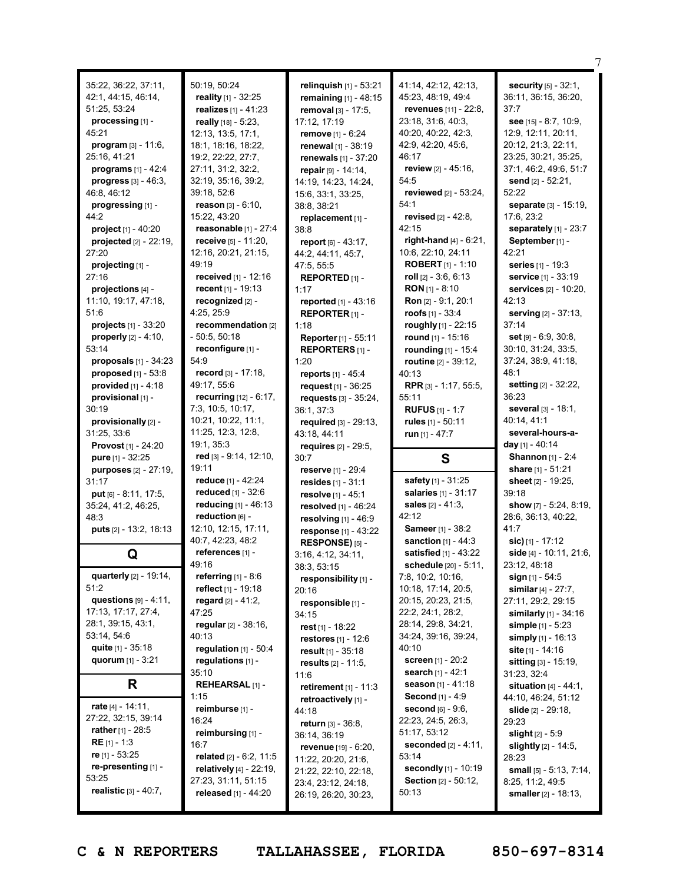35:22, 36:22, 37:11, 42:1, 44:15, 46:14, 51:25, 53:24

**processing** [1] - 45:21
**program** [3] - 11:6, 25:16, 41:21
**programs** [1] - 42:4
**progress** [3] - 46:3, 46:8, 46:12
**progressing** [1] - 44:2
**project** [1] - 40:20
**projected** [2] - 22:19, 27:20
**projecting** [1] - 27:16
**projections** [4] - 11:10, 19:17, 47:18, 51:6
**projects** [1] - 33:20
**properly** [2] - 4:10, 53:14
**proposals** [1] - 34:23
**proposed** [1] - 53:8
**provided** [1] - 4:18
**provisional** [1] - 30:19
**provisionally** [2] - 31:25, 33:6
**Provost** [1] - 24:20
**pure** [1] - 32:25
**purposes** [2] - 27:19, 31:17
**put** [6] - 8:11, 17:5, 35:24, 41:2, 46:25, 48:3
**puts** [2] - 13:2, 18:13

## Q

**quarterly** [2] - 19:14, 51:2
**questions** [9] - 4:11, 17:13, 17:17, 27:4, 28:1, 39:15, 43:1, 53:14, 54:6
**quite** [1] - 35:18
**quorum** [1] - 3:21

## R

**rate** [4] - 14:11, 27:22, 32:15, 39:14
**rather** [1] - 28:5
**RE** [1] - 1:3
**re** [1] - 53:25
**re-presenting** [1] - 53:25
**realistic** [3] - 40:7, 50:19, 50:24
**reality** [1] - 32:25
**realizes** [1] - 41:23
**really** [18] - 5:23, 12:13, 13:5, 17:1, 18:1, 18:16, 18:22, 19:2, 22:22, 27:7, 27:11, 31:2, 32:2, 32:19, 35:16, 39:2, 39:18, 52:6
**reason** [3] - 6:10, 15:22, 43:20
**reasonable** [1] - 27:4
**receive** [5] - 11:20, 12:16, 20:21, 21:15, 49:19
**received** [1] - 12:16
**recent** [1] - 19:13
**recognized** [2] - 4:25, 25:9
**recommendation** [2] - 50:5, 50:18
**reconfigure** [1] - 54:9
**record** [3] - 17:18, 49:17, 55:6
**recurring** [12] - 6:17, 7:3, 10:5, 10:17, 10:21, 10:22, 11:1, 11:25, 12:3, 12:8, 19:1, 35:3
**red** [3] - 9:14, 12:10, 19:11
**reduce** [1] - 42:24
**reduced** [1] - 32:6
**reducing** [1] - 46:13
**reduction** [6] - 12:10, 12:15, 17:11, 40:7, 42:23, 48:2
**references** [1] - 49:16
**referring** [1] - 8:6
**reflect** [1] - 19:18
**regard** [2] - 41:2, 47:25
**regular** [2] - 38:16, 40:13
**regulation** [1] - 50:4
**regulations** [1] - 35:10
**REHEARSAL** [1] - 1:15
**reimburse** [1] - 16:24
**reimbursing** [1] - 16:7
**related** [2] - 6:2, 11:5
**relatively** [4] - 22:19, 27:23, 31:11, 51:15
**released** [1] - 44:20
**relinquish** [1] - 53:21
**remaining** [1] - 48:15
**removal** [3] - 17:5, 17:12, 17:19
**remove** [1] - 6:24
**renewal** [1] - 38:19
**renewals** [1] - 37:20
**repair** [9] - 14:14, 14:19, 14:23, 14:24, 15:6, 33:1, 33:25, 38:8, 38:21
**replacement** [1] - 38:8
**report** [6] - 43:17, 44:2, 44:11, 45:7, 47:5, 55:5
**REPORTED** [1] - 1:17
**reported** [1] - 43:16
**REPORTER** [1] - 1:18
**Reporter** [1] - 55:11
**REPORTERS** [1] - 1:20
**reports** [1] - 45:4
**request** [1] - 36:25
**requests** [3] - 35:24, 36:1, 37:3
**required** [3] - 29:13, 43:18, 44:11
**requires** [2] - 29:5, 30:7
**reserve** [1] - 29:4
**resides** [1] - 31:1
**resolve** [1] - 45:1
**resolved** [1] - 46:24
**resolving** [1] - 46:9
**response** [1] - 43:22
**RESPONSE)** [5] - 3:16, 4:12, 34:11, 38:3, 53:15
**responsibility** [1] - 20:16
**responsible** [1] - 34:15
**rest** [1] - 18:22
**restores** [1] - 12:6
**result** [1] - 35:18
**results** [2] - 11:5, 11:6
**retirement** [1] - 11:3
**retroactively** [1] - 44:18
**return** [3] - 36:8, 36:14, 36:19
**revenue** [19] - 6:20, 11:22, 20:20, 21:6, 21:22, 22:10, 22:18, 23:4, 23:12, 24:18, 26:19, 26:20, 30:23, 41:14, 42:12, 42:13, 45:23, 48:19, 49:4
**revenues** [11] - 22:8, 23:18, 31:6, 40:3, 40:20, 40:22, 42:3, 42:9, 42:20, 45:6, 46:17
**review** [2] - 45:16, 54:5
**reviewed** [2] - 53:24, 54:1
**revised** [2] - 42:8, 42:15
**right-hand** [4] - 6:21, 10:6, 22:10, 24:11
**ROBERT** [1] - 1:10
**roll** [2] - 3:6, 6:13
**RON** [1] - 8:10
**Ron** [2] - 9:1, 20:1
**roofs** [1] - 33:4
**roughly** [1] - 22:15
**round** [1] - 15:16
**rounding** [1] - 15:4
**routine** [2] - 39:12, 40:13
**RPR** [3] - 1:17, 55:5, 55:11
**RUFUS** [1] - 1:7
**rules** [1] - 50:11
**run** [1] - 47:7

## S

**safety** [1] - 31:25
**salaries** [1] - 31:17
**sales** [2] - 41:3, 42:12
**Sameer** [1] - 38:2
**sanction** [1] - 44:3
**satisfied** [1] - 43:22
**schedule** [20] - 5:11, 7:8, 10:2, 10:16, 10:18, 17:14, 20:5, 20:15, 20:23, 21:5, 22:2, 24:1, 28:2, 28:14, 29:8, 34:21, 34:24, 39:16, 39:24, 40:10
**screen** [1] - 20:2
**search** [1] - 42:1
**season** [1] - 41:18
**Second** [1] - 4:9
**second** [6] - 9:6, 22:23, 24:5, 26:3, 51:17, 53:12
**seconded** [2] - 4:11, 53:14
**secondly** [1] - 10:19
**Section** [2] - 50:12, 50:13
**security** [5] - 32:1, 36:11, 36:15, 36:20, 37:7
**see** [15] - 8:7, 10:9, 12:9, 12:11, 20:11, 20:12, 21:3, 22:11, 23:25, 30:21, 35:25, 37:1, 46:2, 49:6, 51:7
**send** [2] - 52:21, 52:22
**separate** [3] - 15:19, 17:6, 23:2
**separately** [1] - 23:7
**September** [1] - 42:21
**series** [1] - 19:3
**service** [1] - 33:19
**services** [2] - 10:20, 42:13
**serving** [2] - 37:13, 37:14
**set** [9] - 6:9, 30:8, 30:10, 31:24, 33:5, 37:24, 38:9, 41:18, 48:1
**setting** [2] - 32:22, 36:23
**several** [3] - 18:1, 40:14, 41:1
**several-hours-a-day** [1] - 40:14
**Shannon** [1] - 2:4
**share** [1] - 51:21
**sheet** [2] - 19:25, 39:18
**show** [7] - 5:24, 8:19, 28:6, 36:13, 40:22, 41:7
**sic)** [1] - 17:12
**side** [4] - 10:11, 21:6, 23:12, 48:18
**sign** [1] - 54:5
**similar** [4] - 27:7, 27:11, 29:2, 29:15
**similarly** [1] - 34:16
**simple** [1] - 5:23
**simply** [1] - 16:13
**site** [1] - 14:16
**sitting** [3] - 15:19, 31:23, 32:4
**situation** [4] - 44:1, 44:10, 46:24, 51:12
**slide** [2] - 29:18, 29:23
**slight** [2] - 5:9
**slightly** [2] - 14:5, 28:23
**small** [5] - 5:13, 7:14, 8:25, 11:2, 49:5
**smaller** [2] - 18:13,

C & N REPORTERS TALLAHASSEE, FLORIDA 850-697-8314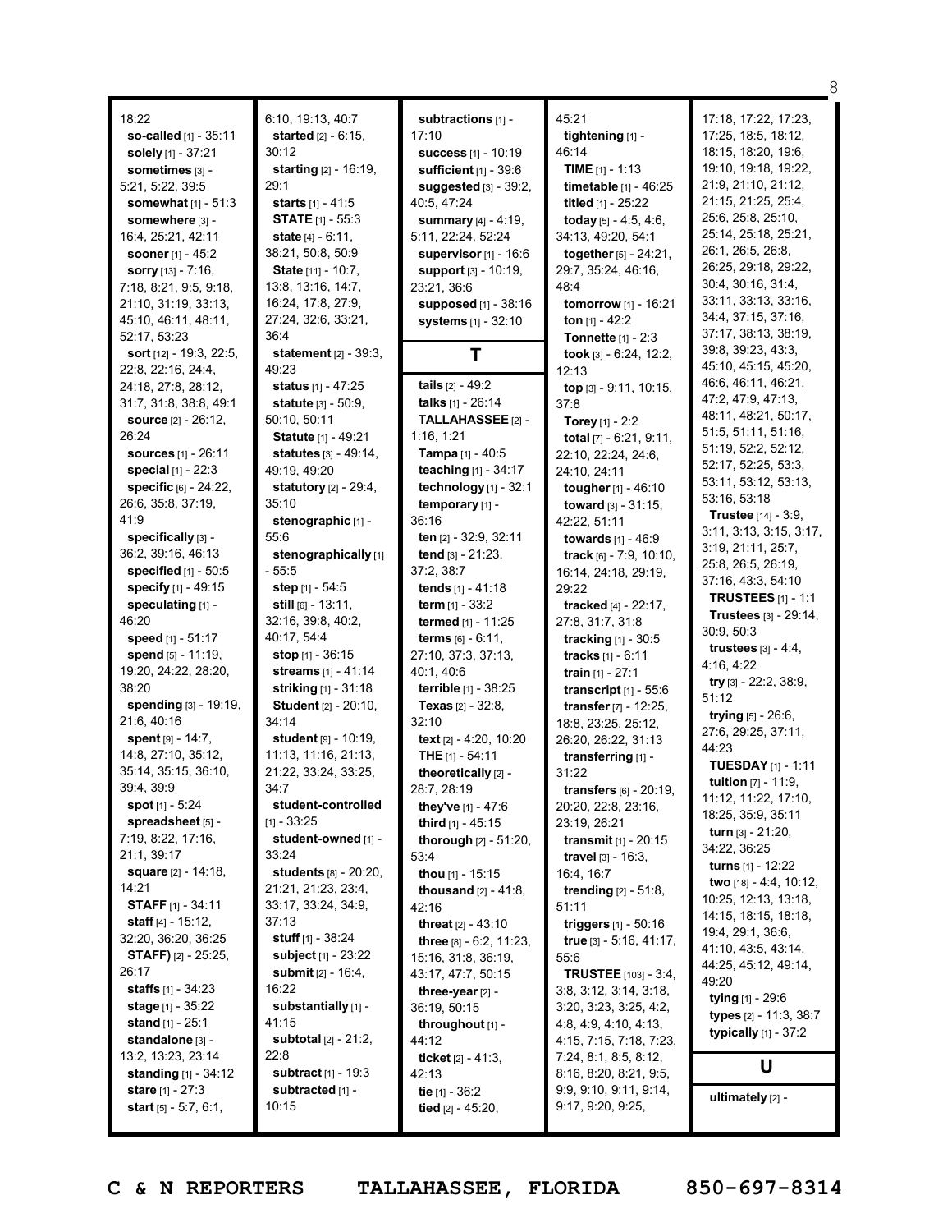18:22
**so-called** [1] - 35:11
**solely** [1] - 37:21
**sometimes** [3] - 5:21, 5:22, 39:5
**somewhat** [1] - 51:3
**somewhere** [3] - 16:4, 25:21, 42:11
**sooner** [1] - 45:2
**sorry** [13] - 7:16, 7:18, 8:21, 9:5, 9:18, 21:10, 31:19, 33:13, 45:10, 46:11, 48:11, 52:17, 53:23
**sort** [12] - 19:3, 22:5, 22:8, 22:16, 24:4, 24:18, 27:8, 28:12, 31:7, 31:8, 38:8, 49:1
**source** [2] - 26:12, 26:24
**sources** [1] - 26:11
**special** [1] - 22:3
**specific** [6] - 24:22, 26:6, 35:8, 37:19, 41:9
**specifically** [3] - 36:2, 39:16, 46:13
**specified** [1] - 50:5
**specify** [1] - 49:15
**speculating** [1] - 46:20
**speed** [1] - 51:17
**spend** [5] - 11:19, 19:20, 24:22, 28:20, 38:20
**spending** [3] - 19:19, 21:6, 40:16
**spent** [9] - 14:7, 14:8, 27:10, 35:12, 35:14, 35:15, 36:10, 39:4, 39:9
**spot** [1] - 5:24
**spreadsheet** [5] - 7:19, 8:22, 17:16, 21:1, 39:17
**square** [2] - 14:18, 14:21
**STAFF** [1] - 34:11
**staff** [4] - 15:12, 32:20, 36:20, 36:25
**STAFF)** [2] - 25:25, 26:17
**staffs** [1] - 34:23
**stage** [1] - 35:22
**stand** [1] - 25:1
**standalone** [3] - 13:2, 13:23, 23:14
**standing** [1] - 34:12
**stare** [1] - 27:3
**start** [5] - 5:7, 6:1, 6:10, 19:13, 40:7
**started** [2] - 6:15, 30:12
**starting** [2] - 16:19, 29:1
**starts** [1] - 41:5
**STATE** [1] - 55:3
**state** [4] - 6:11, 38:21, 50:8, 50:9
**State** [11] - 10:7, 13:8, 13:16, 14:7, 16:24, 17:8, 27:9, 27:24, 32:6, 33:21, 36:4
**statement** [2] - 39:3, 49:23
**status** [1] - 47:25
**statute** [3] - 50:9, 50:10, 50:11
**Statute** [1] - 49:21
**statutes** [3] - 49:14, 49:19, 49:20
**statutory** [2] - 29:4, 35:10
**stenographic** [1] - 55:6
**stenographically** [1] - 55:5
**step** [1] - 54:5
**still** [6] - 13:11, 32:16, 39:8, 40:2, 40:17, 54:4
**stop** [1] - 36:15
**streams** [1] - 41:14
**striking** [1] - 31:18
**Student** [2] - 20:10, 34:14
**student** [9] - 10:19, 11:13, 11:16, 21:13, 21:22, 33:24, 33:25, 34:7
**student-controlled** [1] - 33:25
**student-owned** [1] - 33:24
**students** [8] - 20:20, 21:21, 21:23, 23:4, 33:17, 33:24, 34:9, 37:13
**stuff** [1] - 38:24
**subject** [1] - 23:22
**submit** [2] - 16:4, 16:22
**substantially** [1] - 41:15
**subtotal** [2] - 21:2, 22:8
**subtract** [1] - 19:3
**subtracted** [1] - 10:15
**subtractions** [1] - 17:10
**success** [1] - 10:19
**sufficient** [1] - 39:6
**suggested** [3] - 39:2, 40:5, 47:24
**summary** [4] - 4:19, 5:11, 22:24, 52:24
**supervisor** [1] - 16:6
**support** [3] - 10:19, 23:21, 36:6
**supposed** [1] - 38:16
**systems** [1] - 32:10

## T

**tails** [2] - 49:2
**talks** [1] - 26:14
**TALLAHASSEE** [2] - 1:16, 1:21
**Tampa** [1] - 40:5
**teaching** [1] - 34:17
**technology** [1] - 32:1
**temporary** [1] - 36:16
**ten** [2] - 32:9, 32:11
**tend** [3] - 21:23, 37:2, 38:7
**tends** [1] - 41:18
**term** [1] - 33:2
**termed** [1] - 11:25
**terms** [6] - 6:11, 27:10, 37:3, 37:13, 40:1, 40:6
**terrible** [1] - 38:25
**Texas** [2] - 32:8, 32:10
**text** [2] - 4:20, 10:20
**THE** [1] - 54:11
**theoretically** [2] - 28:7, 28:19
**they've** [1] - 47:6
**third** [1] - 45:15
**thorough** [2] - 51:20, 53:4
**thou** [1] - 15:15
**thousand** [2] - 41:8, 42:16
**threat** [2] - 43:10
**three** [8] - 6:2, 11:23, 15:16, 31:8, 36:19, 43:17, 47:7, 50:15
**three-year** [2] - 36:19, 50:15
**throughout** [1] - 44:12
**ticket** [2] - 41:3, 42:13
**tie** [1] - 36:2
**tied** [2] - 45:20, 45:21
**tightening** [1] - 46:14
**TIME** [1] - 1:13
**timetable** [1] - 46:25
**titled** [1] - 25:22
**today** [5] - 4:5, 4:6, 34:13, 49:20, 54:1
**together** [5] - 24:21, 29:7, 35:24, 46:16, 48:4
**tomorrow** [1] - 16:21
**ton** [1] - 42:2
**Tonnette** [1] - 2:3
**took** [3] - 6:24, 12:2, 12:13
**top** [3] - 9:11, 10:15, 37:8
**Torey** [1] - 2:2
**total** [7] - 6:21, 9:11, 22:10, 22:24, 24:6, 24:10, 24:11
**tougher** [1] - 46:10
**toward** [3] - 31:15, 42:22, 51:11
**towards** [1] - 46:9
**track** [6] - 7:9, 10:10, 16:14, 24:18, 29:19, 29:22
**tracked** [4] - 22:17, 27:8, 31:7, 31:8
**tracking** [1] - 30:5
**tracks** [1] - 6:11
**train** [1] - 27:1
**transcript** [1] - 55:6
**transfer** [7] - 12:25, 18:8, 23:25, 25:12, 26:20, 26:22, 31:13
**transferring** [1] - 31:22
**transfers** [6] - 20:19, 20:20, 22:8, 23:16, 23:19, 26:21
**transmit** [1] - 20:15
**travel** [3] - 16:3, 16:4, 16:7
**trending** [2] - 51:8, 51:11
**triggers** [1] - 50:16
**true** [3] - 5:16, 41:17, 55:6
**TRUSTEE** [103] - 3:4, 3:8, 3:12, 3:14, 3:18, 3:20, 3:23, 3:25, 4:2, 4:8, 4:9, 4:10, 4:13, 4:15, 7:15, 7:18, 7:23, 7:24, 8:1, 8:5, 8:12, 8:16, 8:20, 8:21, 9:5, 9:9, 9:10, 9:11, 9:14, 9:17, 9:20, 9:25, 17:18, 17:22, 17:23, 17:25, 18:5, 18:12, 18:15, 18:20, 19:6, 19:10, 19:18, 19:22, 21:9, 21:10, 21:12, 21:15, 21:25, 25:4, 25:6, 25:8, 25:10, 25:14, 25:18, 25:21, 26:1, 26:5, 26:8, 26:25, 29:18, 29:22, 30:4, 30:16, 31:4, 33:11, 33:13, 33:16, 34:4, 37:15, 37:16, 37:17, 38:13, 38:19, 39:8, 39:23, 43:3, 45:10, 45:15, 45:20, 46:6, 46:11, 46:21, 47:2, 47:9, 47:13, 48:11, 48:21, 50:17, 51:5, 51:11, 51:16, 51:19, 52:2, 52:12, 52:17, 52:25, 53:3, 53:11, 53:12, 53:13, 53:16, 53:18
**Trustee** [14] - 3:9, 3:11, 3:13, 3:15, 3:17, 3:19, 21:11, 25:7, 25:8, 26:5, 26:19, 37:16, 43:3, 54:10
**TRUSTEES** [1] - 1:1
**Trustees** [3] - 29:14, 30:9, 50:3
**trustees** [3] - 4:4, 4:16, 4:22
**try** [3] - 22:2, 38:9, 51:12
**trying** [5] - 26:6, 27:6, 29:25, 37:11, 44:23
**TUESDAY** [1] - 1:11
**tuition** [7] - 11:9, 11:12, 11:22, 17:10, 18:25, 35:9, 35:11
**turn** [3] - 21:20, 34:22, 36:25
**turns** [1] - 12:22
**two** [18] - 4:4, 10:12, 10:25, 12:13, 13:18, 14:15, 18:15, 18:18, 19:4, 29:1, 36:6, 41:10, 43:5, 43:14, 44:25, 45:12, 49:14, 49:20
**tying** [1] - 29:6
**types** [2] - 11:3, 38:7
**typically** [1] - 37:2

## U

**ultimately** [2] -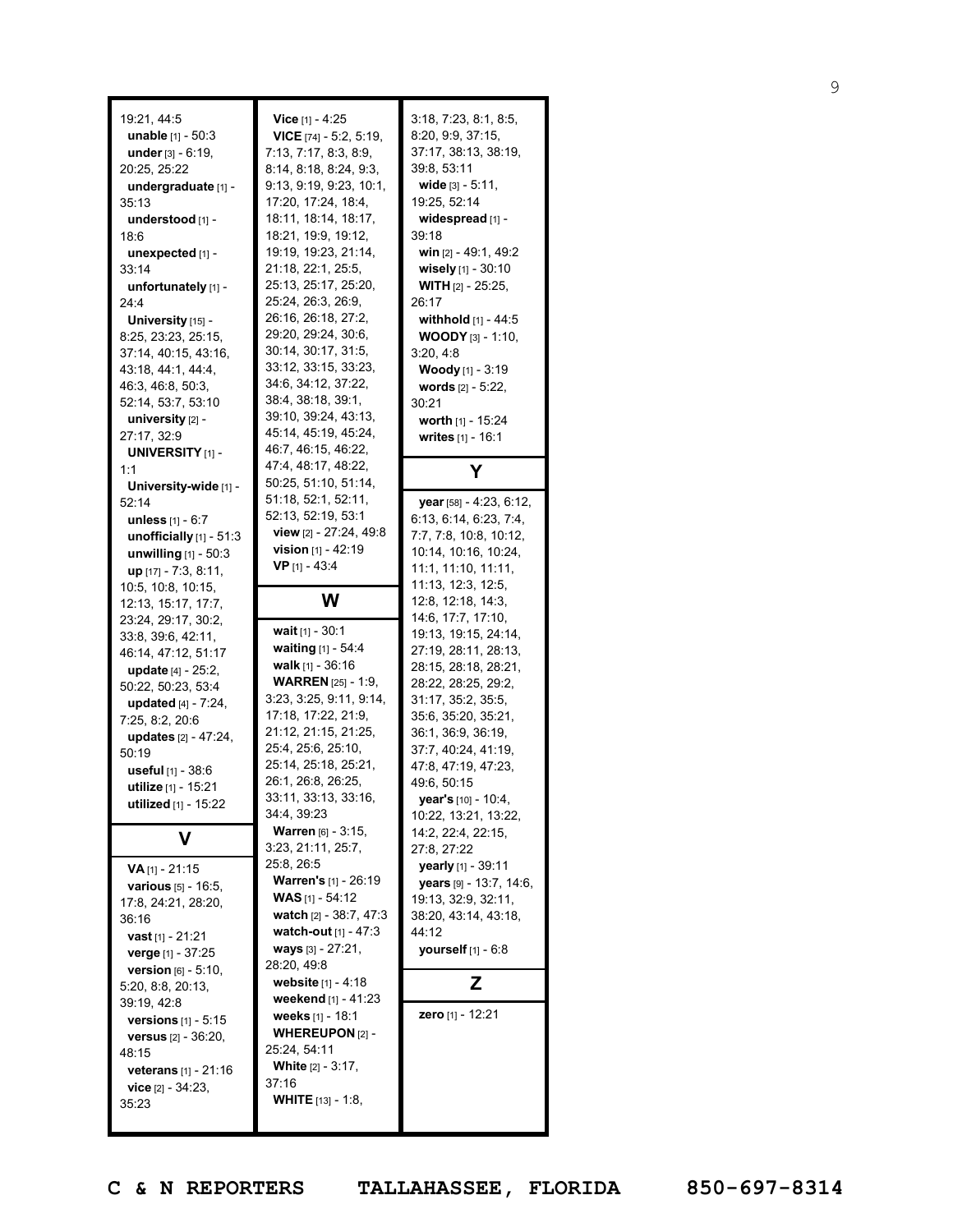19:21, 44:5
**unable** [1] - 50:3
**under** [3] - 6:19, 20:25, 25:22
**undergraduate** [1] - 35:13
**understood** [1] - 18:6
**unexpected** [1] - 33:14
**unfortunately** [1] - 24:4
**University** [15] - 8:25, 23:23, 25:15, 37:14, 40:15, 43:16, 43:18, 44:1, 44:4, 46:3, 46:8, 50:3, 52:14, 53:7, 53:10
**university** [2] - 27:17, 32:9
**UNIVERSITY** [1] - 1:1
**University-wide** [1] - 52:14
**unless** [1] - 6:7
**unofficially** [1] - 51:3
**unwilling** [1] - 50:3
**up** [17] - 7:3, 8:11, 10:5, 10:8, 10:15, 12:13, 15:17, 17:7, 23:24, 29:17, 30:2, 33:8, 39:6, 42:11, 46:14, 47:12, 51:17
**update** [4] - 25:2, 50:22, 50:23, 53:4
**updated** [4] - 7:24, 7:25, 8:2, 20:6
**updates** [2] - 47:24, 50:19
**useful** [1] - 38:6
**utilize** [1] - 15:21
**utilized** [1] - 15:22

## V

**VA** [1] - 21:15
**various** [5] - 16:5, 17:8, 24:21, 28:20, 36:16
**vast** [1] - 21:21
**verge** [1] - 37:25
**version** [6] - 5:10, 5:20, 8:8, 20:13, 39:19, 42:8
**versions** [1] - 5:15
**versus** [2] - 36:20, 48:15
**veterans** [1] - 21:16
**vice** [2] - 34:23, 35:23
**Vice** [1] - 4:25
**VICE** [74] - 5:2, 5:19, 7:13, 7:17, 8:3, 8:9, 8:14, 8:18, 8:24, 9:3, 9:13, 9:19, 9:23, 10:1, 17:20, 17:24, 18:4, 18:11, 18:14, 18:17, 18:21, 19:9, 19:12, 19:19, 19:23, 21:14, 21:18, 22:1, 25:5, 25:13, 25:17, 25:20, 25:24, 26:3, 26:9, 26:16, 26:18, 27:2, 29:20, 29:24, 30:6, 30:14, 30:17, 31:5, 33:12, 33:15, 33:23, 34:6, 34:12, 37:22, 38:4, 38:18, 39:1, 39:10, 39:24, 43:13, 45:14, 45:19, 45:24, 46:7, 46:15, 46:22, 47:4, 48:17, 48:22, 50:25, 51:10, 51:14, 51:18, 52:1, 52:11, 52:13, 52:19, 53:1
**view** [2] - 27:24, 49:8
**vision** [1] - 42:19
**VP** [1] - 43:4

## W

**wait** [1] - 30:1
**waiting** [1] - 54:4
**walk** [1] - 36:16
**WARREN** [25] - 1:9, 3:23, 3:25, 9:11, 9:14, 17:18, 17:22, 21:9, 21:12, 21:15, 21:25, 25:4, 25:6, 25:10, 25:14, 25:18, 25:21, 26:1, 26:8, 26:25, 33:11, 33:13, 33:16, 34:4, 39:23
**Warren** [6] - 3:15, 3:23, 21:11, 25:7, 25:8, 26:5
**Warren's** [1] - 26:19
**WAS** [1] - 54:12
**watch** [2] - 38:7, 47:3
**watch-out** [1] - 47:3
**ways** [3] - 27:21, 28:20, 49:8
**website** [1] - 4:18
**weekend** [1] - 41:23
**weeks** [1] - 18:1
**WHEREUPON** [2] - 25:24, 54:11
**White** [2] - 3:17, 37:16
**WHITE** [13] - 1:8, 3:18, 7:23, 8:1, 8:5, 8:20, 9:9, 37:15, 37:17, 38:13, 38:19, 39:8, 53:11
**wide** [3] - 5:11, 19:25, 52:14
**widespread** [1] - 39:18
**win** [2] - 49:1, 49:2
**wisely** [1] - 30:10
**WITH** [2] - 25:25, 26:17
**withhold** [1] - 44:5
**WOODY** [3] - 1:10, 3:20, 4:8
**Woody** [1] - 3:19
**words** [2] - 5:22, 30:21
**worth** [1] - 15:24
**writes** [1] - 16:1

## Y

**year** [58] - 4:23, 6:12, 6:13, 6:14, 6:23, 7:4, 7:7, 7:8, 10:8, 10:12, 10:14, 10:16, 10:24, 11:1, 11:10, 11:11, 11:13, 12:3, 12:5, 12:8, 12:18, 14:3, 14:6, 17:7, 17:10, 19:13, 19:15, 24:14, 27:19, 28:11, 28:13, 28:15, 28:18, 28:21, 28:22, 28:25, 29:2, 31:17, 35:2, 35:5, 35:6, 35:20, 35:21, 36:1, 36:9, 36:19, 37:7, 40:24, 41:19, 47:8, 47:19, 47:23, 49:6, 50:15
**year's** [10] - 10:4, 10:22, 13:21, 13:22, 14:2, 22:4, 22:15, 27:8, 27:22
**yearly** [1] - 39:11
**years** [9] - 13:7, 14:6, 19:13, 32:9, 32:11, 38:20, 43:14, 43:18, 44:12
**yourself** [1] - 6:8

## Z

**zero** [1] - 12:21